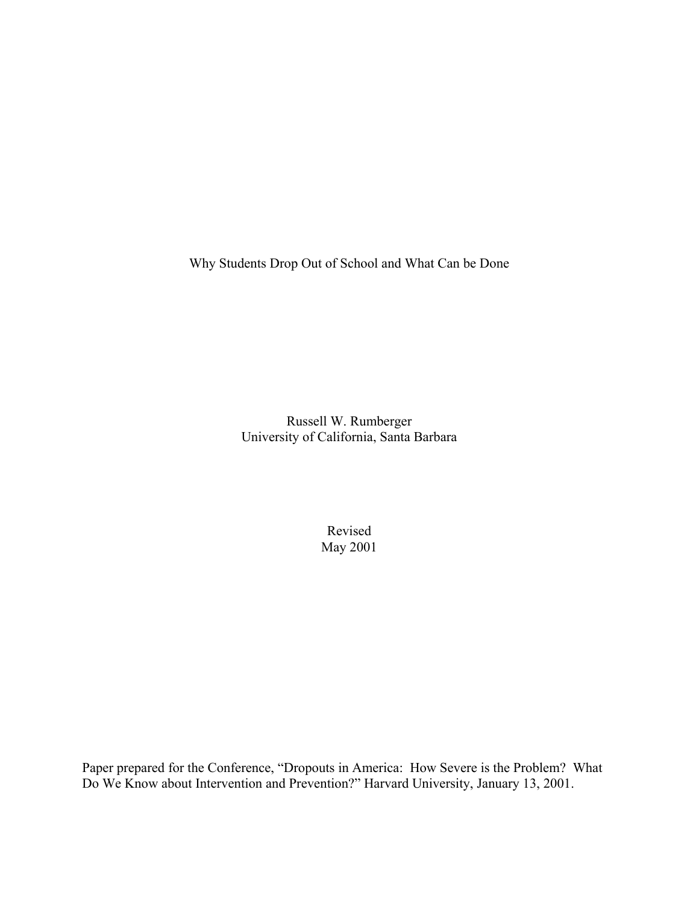# Why Students Drop Out of School and What Can be Done

Russell W. Rumberger
University of California, Santa Barbara

Revised
May 2001

Paper prepared for the Conference, "Dropouts in America: How Severe is the Problem? What Do We Know about Intervention and Prevention?" Harvard University, January 13, 2001.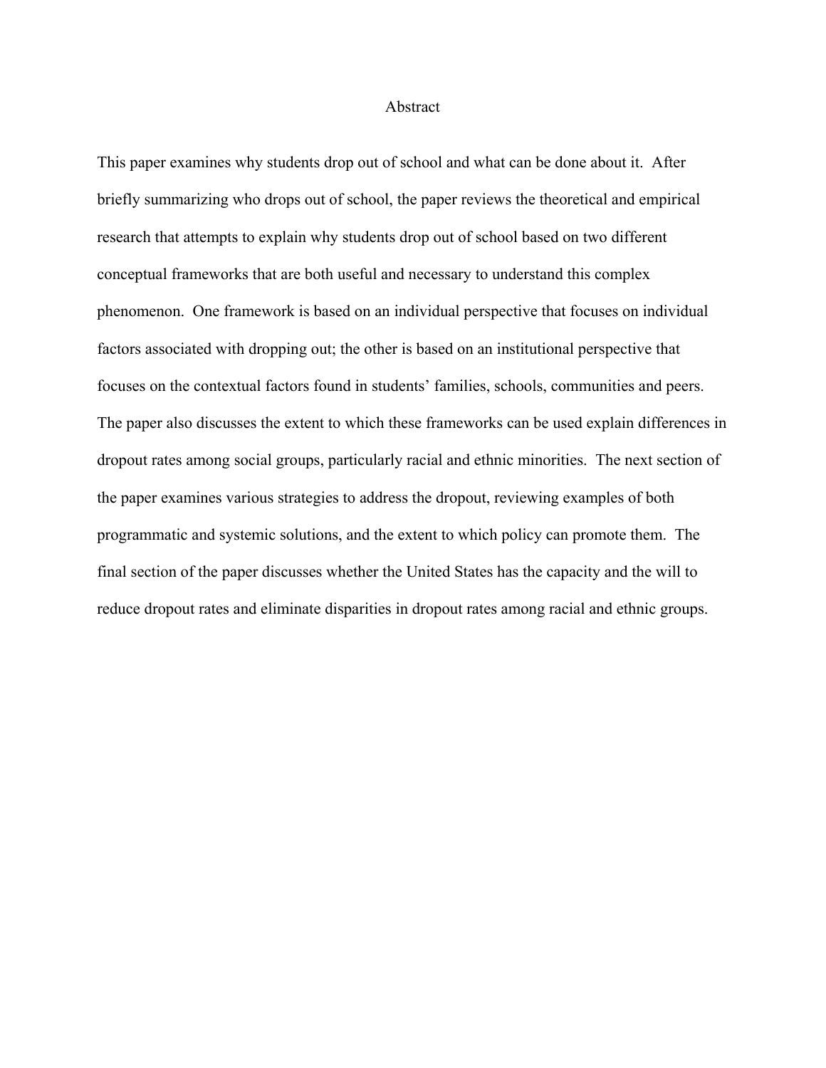## Abstract

This paper examines why students drop out of school and what can be done about it. After briefly summarizing who drops out of school, the paper reviews the theoretical and empirical research that attempts to explain why students drop out of school based on two different conceptual frameworks that are both useful and necessary to understand this complex phenomenon. One framework is based on an individual perspective that focuses on individual factors associated with dropping out; the other is based on an institutional perspective that focuses on the contextual factors found in students' families, schools, communities and peers. The paper also discusses the extent to which these frameworks can be used explain differences in dropout rates among social groups, particularly racial and ethnic minorities. The next section of the paper examines various strategies to address the dropout, reviewing examples of both programmatic and systemic solutions, and the extent to which policy can promote them. The final section of the paper discusses whether the United States has the capacity and the will to reduce dropout rates and eliminate disparities in dropout rates among racial and ethnic groups.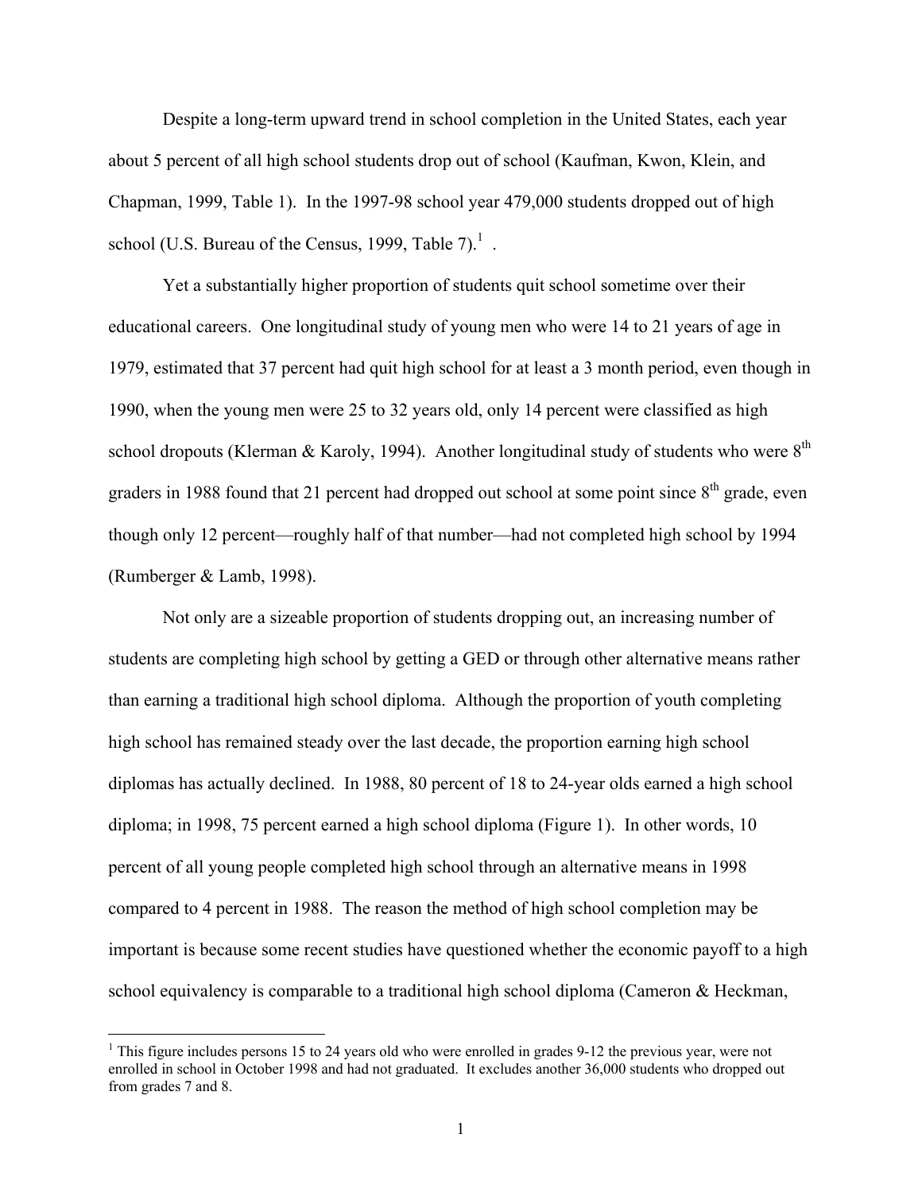Despite a long-term upward trend in school completion in the United States, each year about 5 percent of all high school students drop out of school (Kaufman, Kwon, Klein, and Chapman, 1999, Table 1). In the 1997-98 school year 479,000 students dropped out of high school (U.S. Bureau of the Census, 1999, Table 7).[1] .

Yet a substantially higher proportion of students quit school sometime over their educational careers. One longitudinal study of young men who were 14 to 21 years of age in 1979, estimated that 37 percent had quit high school for at least a 3 month period, even though in 1990, when the young men were 25 to 32 years old, only 14 percent were classified as high school dropouts (Klerman & Karoly, 1994). Another longitudinal study of students who were 8th graders in 1988 found that 21 percent had dropped out school at some point since 8th grade, even though only 12 percent—roughly half of that number—had not completed high school by 1994 (Rumberger & Lamb, 1998).

Not only are a sizeable proportion of students dropping out, an increasing number of students are completing high school by getting a GED or through other alternative means rather than earning a traditional high school diploma. Although the proportion of youth completing high school has remained steady over the last decade, the proportion earning high school diplomas has actually declined. In 1988, 80 percent of 18 to 24-year olds earned a high school diploma; in 1998, 75 percent earned a high school diploma (Figure 1). In other words, 10 percent of all young people completed high school through an alternative means in 1998 compared to 4 percent in 1988. The reason the method of high school completion may be important is because some recent studies have questioned whether the economic payoff to a high school equivalency is comparable to a traditional high school diploma (Cameron & Heckman,

[1] This figure includes persons 15 to 24 years old who were enrolled in grades 9-12 the previous year, were not enrolled in school in October 1998 and had not graduated. It excludes another 36,000 students who dropped out from grades 7 and 8.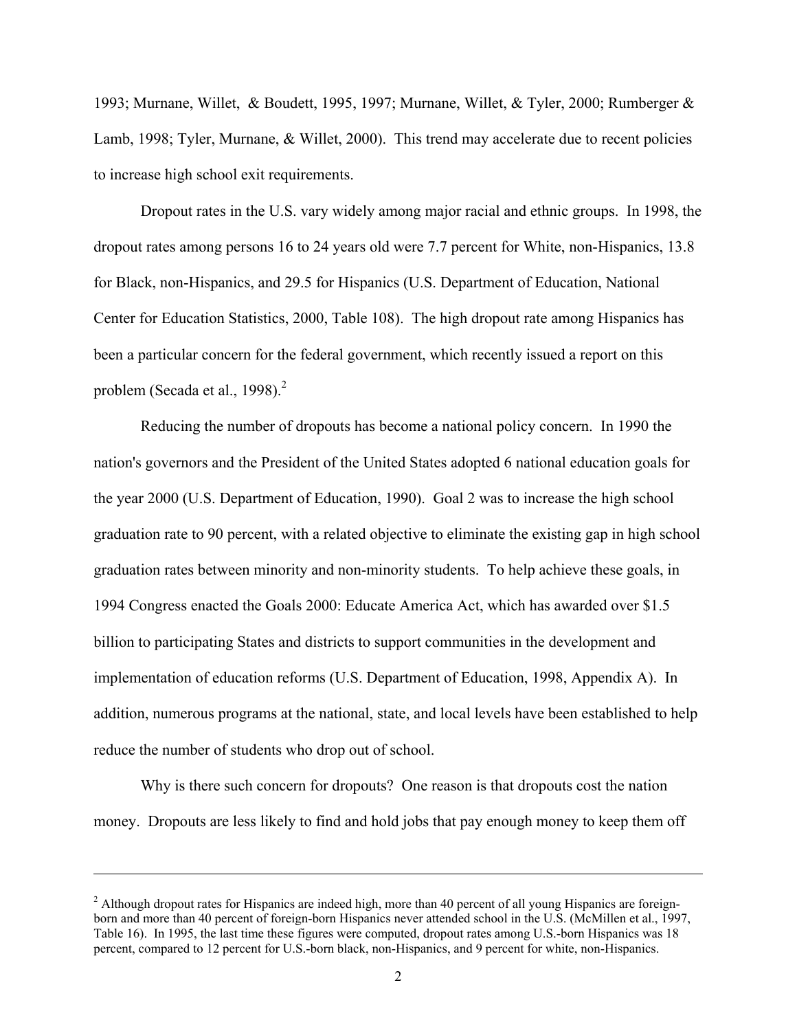1993; Murnane, Willet, & Boudett, 1995, 1997; Murnane, Willet, & Tyler, 2000; Rumberger & Lamb, 1998; Tyler, Murnane, & Willet, 2000). This trend may accelerate due to recent policies to increase high school exit requirements.

Dropout rates in the U.S. vary widely among major racial and ethnic groups. In 1998, the dropout rates among persons 16 to 24 years old were 7.7 percent for White, non-Hispanics, 13.8 for Black, non-Hispanics, and 29.5 for Hispanics (U.S. Department of Education, National Center for Education Statistics, 2000, Table 108). The high dropout rate among Hispanics has been a particular concern for the federal government, which recently issued a report on this problem (Secada et al., 1998).[2]

Reducing the number of dropouts has become a national policy concern. In 1990 the nation's governors and the President of the United States adopted 6 national education goals for the year 2000 (U.S. Department of Education, 1990). Goal 2 was to increase the high school graduation rate to 90 percent, with a related objective to eliminate the existing gap in high school graduation rates between minority and non-minority students. To help achieve these goals, in 1994 Congress enacted the Goals 2000: Educate America Act, which has awarded over $1.5 billion to participating States and districts to support communities in the development and implementation of education reforms (U.S. Department of Education, 1998, Appendix A). In addition, numerous programs at the national, state, and local levels have been established to help reduce the number of students who drop out of school.

Why is there such concern for dropouts? One reason is that dropouts cost the nation money. Dropouts are less likely to find and hold jobs that pay enough money to keep them off

---

[2] Although dropout rates for Hispanics are indeed high, more than 40 percent of all young Hispanics are foreign-born and more than 40 percent of foreign-born Hispanics never attended school in the U.S. (McMillen et al., 1997, Table 16). In 1995, the last time these figures were computed, dropout rates among U.S.-born Hispanics was 18 percent, compared to 12 percent for U.S.-born black, non-Hispanics, and 9 percent for white, non-Hispanics.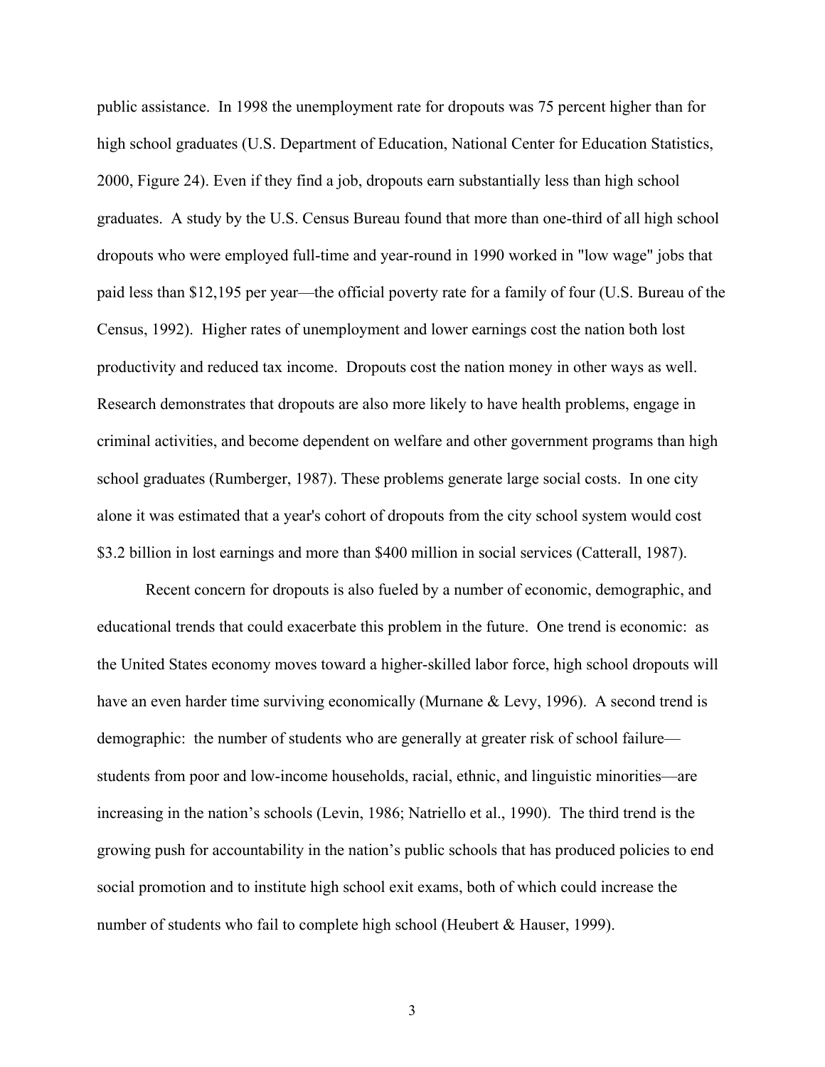public assistance. In 1998 the unemployment rate for dropouts was 75 percent higher than for high school graduates (U.S. Department of Education, National Center for Education Statistics, 2000, Figure 24). Even if they find a job, dropouts earn substantially less than high school graduates. A study by the U.S. Census Bureau found that more than one-third of all high school dropouts who were employed full-time and year-round in 1990 worked in "low wage" jobs that paid less than $12,195 per year—the official poverty rate for a family of four (U.S. Bureau of the Census, 1992). Higher rates of unemployment and lower earnings cost the nation both lost productivity and reduced tax income. Dropouts cost the nation money in other ways as well. Research demonstrates that dropouts are also more likely to have health problems, engage in criminal activities, and become dependent on welfare and other government programs than high school graduates (Rumberger, 1987). These problems generate large social costs. In one city alone it was estimated that a year's cohort of dropouts from the city school system would cost $3.2 billion in lost earnings and more than $400 million in social services (Catterall, 1987).

Recent concern for dropouts is also fueled by a number of economic, demographic, and educational trends that could exacerbate this problem in the future. One trend is economic: as the United States economy moves toward a higher-skilled labor force, high school dropouts will have an even harder time surviving economically (Murnane & Levy, 1996). A second trend is demographic: the number of students who are generally at greater risk of school failure—students from poor and low-income households, racial, ethnic, and linguistic minorities—are increasing in the nation's schools (Levin, 1986; Natriello et al., 1990). The third trend is the growing push for accountability in the nation's public schools that has produced policies to end social promotion and to institute high school exit exams, both of which could increase the number of students who fail to complete high school (Heubert & Hauser, 1999).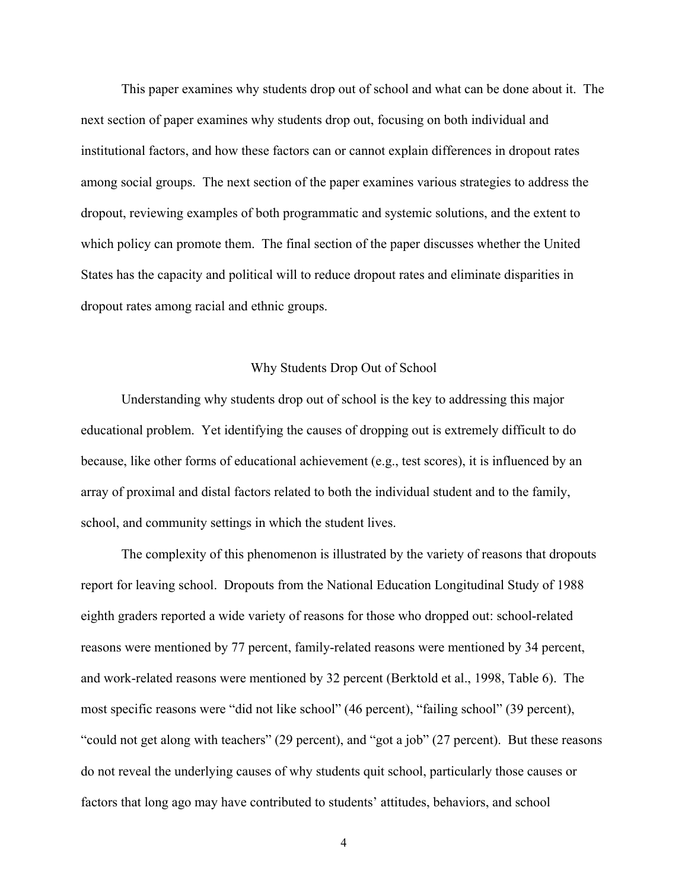This paper examines why students drop out of school and what can be done about it. The next section of paper examines why students drop out, focusing on both individual and institutional factors, and how these factors can or cannot explain differences in dropout rates among social groups. The next section of the paper examines various strategies to address the dropout, reviewing examples of both programmatic and systemic solutions, and the extent to which policy can promote them. The final section of the paper discusses whether the United States has the capacity and political will to reduce dropout rates and eliminate disparities in dropout rates among racial and ethnic groups.

## Why Students Drop Out of School

Understanding why students drop out of school is the key to addressing this major educational problem. Yet identifying the causes of dropping out is extremely difficult to do because, like other forms of educational achievement (e.g., test scores), it is influenced by an array of proximal and distal factors related to both the individual student and to the family, school, and community settings in which the student lives.

The complexity of this phenomenon is illustrated by the variety of reasons that dropouts report for leaving school. Dropouts from the National Education Longitudinal Study of 1988 eighth graders reported a wide variety of reasons for those who dropped out: school-related reasons were mentioned by 77 percent, family-related reasons were mentioned by 34 percent, and work-related reasons were mentioned by 32 percent (Berktold et al., 1998, Table 6). The most specific reasons were "did not like school" (46 percent), "failing school" (39 percent), "could not get along with teachers" (29 percent), and "got a job" (27 percent). But these reasons do not reveal the underlying causes of why students quit school, particularly those causes or factors that long ago may have contributed to students' attitudes, behaviors, and school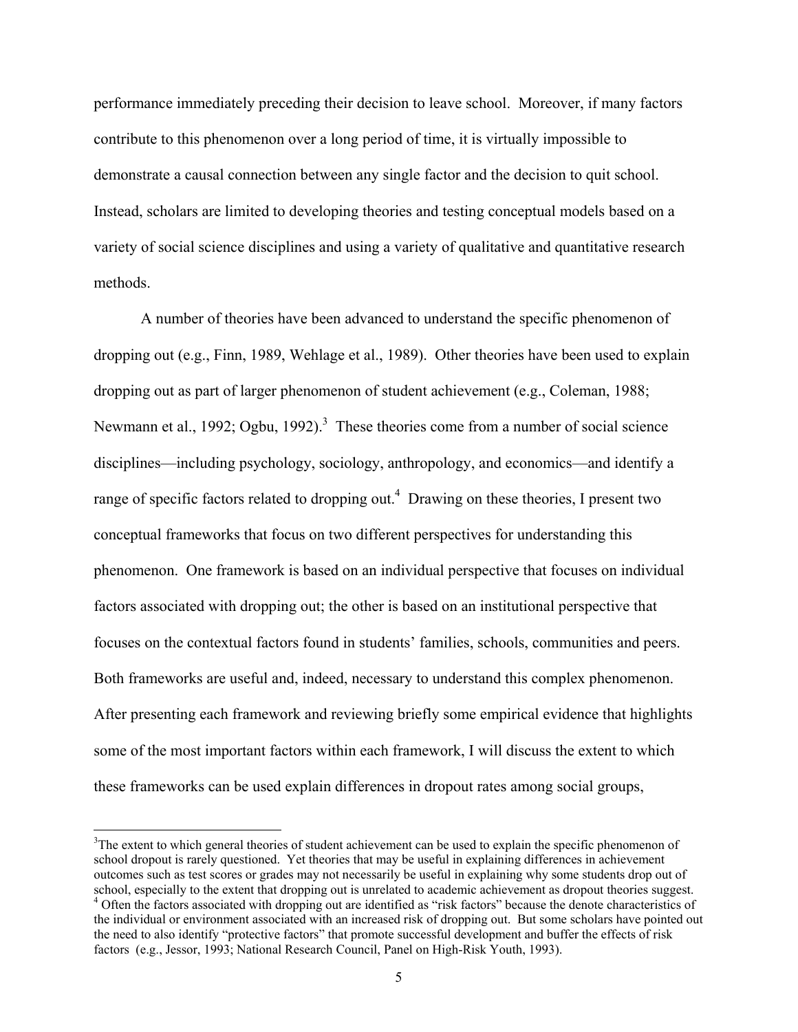performance immediately preceding their decision to leave school. Moreover, if many factors contribute to this phenomenon over a long period of time, it is virtually impossible to demonstrate a causal connection between any single factor and the decision to quit school. Instead, scholars are limited to developing theories and testing conceptual models based on a variety of social science disciplines and using a variety of qualitative and quantitative research methods.

A number of theories have been advanced to understand the specific phenomenon of dropping out (e.g., Finn, 1989, Wehlage et al., 1989). Other theories have been used to explain dropping out as part of larger phenomenon of student achievement (e.g., Coleman, 1988; Newmann et al., 1992; Ogbu, 1992).[3] These theories come from a number of social science disciplines—including psychology, sociology, anthropology, and economics—and identify a range of specific factors related to dropping out.[4] Drawing on these theories, I present two conceptual frameworks that focus on two different perspectives for understanding this phenomenon. One framework is based on an individual perspective that focuses on individual factors associated with dropping out; the other is based on an institutional perspective that focuses on the contextual factors found in students' families, schools, communities and peers. Both frameworks are useful and, indeed, necessary to understand this complex phenomenon. After presenting each framework and reviewing briefly some empirical evidence that highlights some of the most important factors within each framework, I will discuss the extent to which these frameworks can be used explain differences in dropout rates among social groups,

---

[3]The extent to which general theories of student achievement can be used to explain the specific phenomenon of school dropout is rarely questioned. Yet theories that may be useful in explaining differences in achievement outcomes such as test scores or grades may not necessarily be useful in explaining why some students drop out of school, especially to the extent that dropping out is unrelated to academic achievement as dropout theories suggest.

[4] Often the factors associated with dropping out are identified as "risk factors" because the denote characteristics of the individual or environment associated with an increased risk of dropping out. But some scholars have pointed out the need to also identify "protective factors" that promote successful development and buffer the effects of risk factors (e.g., Jessor, 1993; National Research Council, Panel on High-Risk Youth, 1993).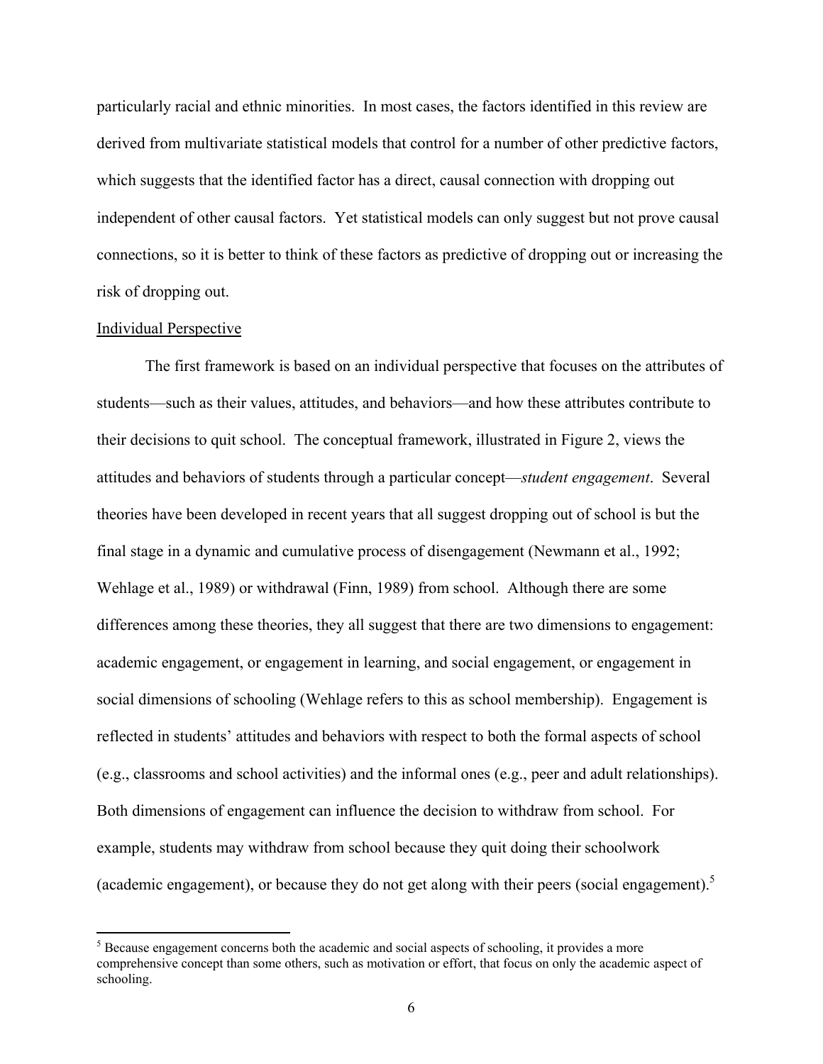particularly racial and ethnic minorities. In most cases, the factors identified in this review are derived from multivariate statistical models that control for a number of other predictive factors, which suggests that the identified factor has a direct, causal connection with dropping out independent of other causal factors. Yet statistical models can only suggest but not prove causal connections, so it is better to think of these factors as predictive of dropping out or increasing the risk of dropping out.

## Individual Perspective

The first framework is based on an individual perspective that focuses on the attributes of students—such as their values, attitudes, and behaviors—and how these attributes contribute to their decisions to quit school. The conceptual framework, illustrated in Figure 2, views the attitudes and behaviors of students through a particular concept—*student engagement*. Several theories have been developed in recent years that all suggest dropping out of school is but the final stage in a dynamic and cumulative process of disengagement (Newmann et al., 1992; Wehlage et al., 1989) or withdrawal (Finn, 1989) from school. Although there are some differences among these theories, they all suggest that there are two dimensions to engagement: academic engagement, or engagement in learning, and social engagement, or engagement in social dimensions of schooling (Wehlage refers to this as school membership). Engagement is reflected in students' attitudes and behaviors with respect to both the formal aspects of school (e.g., classrooms and school activities) and the informal ones (e.g., peer and adult relationships). Both dimensions of engagement can influence the decision to withdraw from school. For example, students may withdraw from school because they quit doing their schoolwork (academic engagement), or because they do not get along with their peers (social engagement).[5]

---

[5] Because engagement concerns both the academic and social aspects of schooling, it provides a more comprehensive concept than some others, such as motivation or effort, that focus on only the academic aspect of schooling.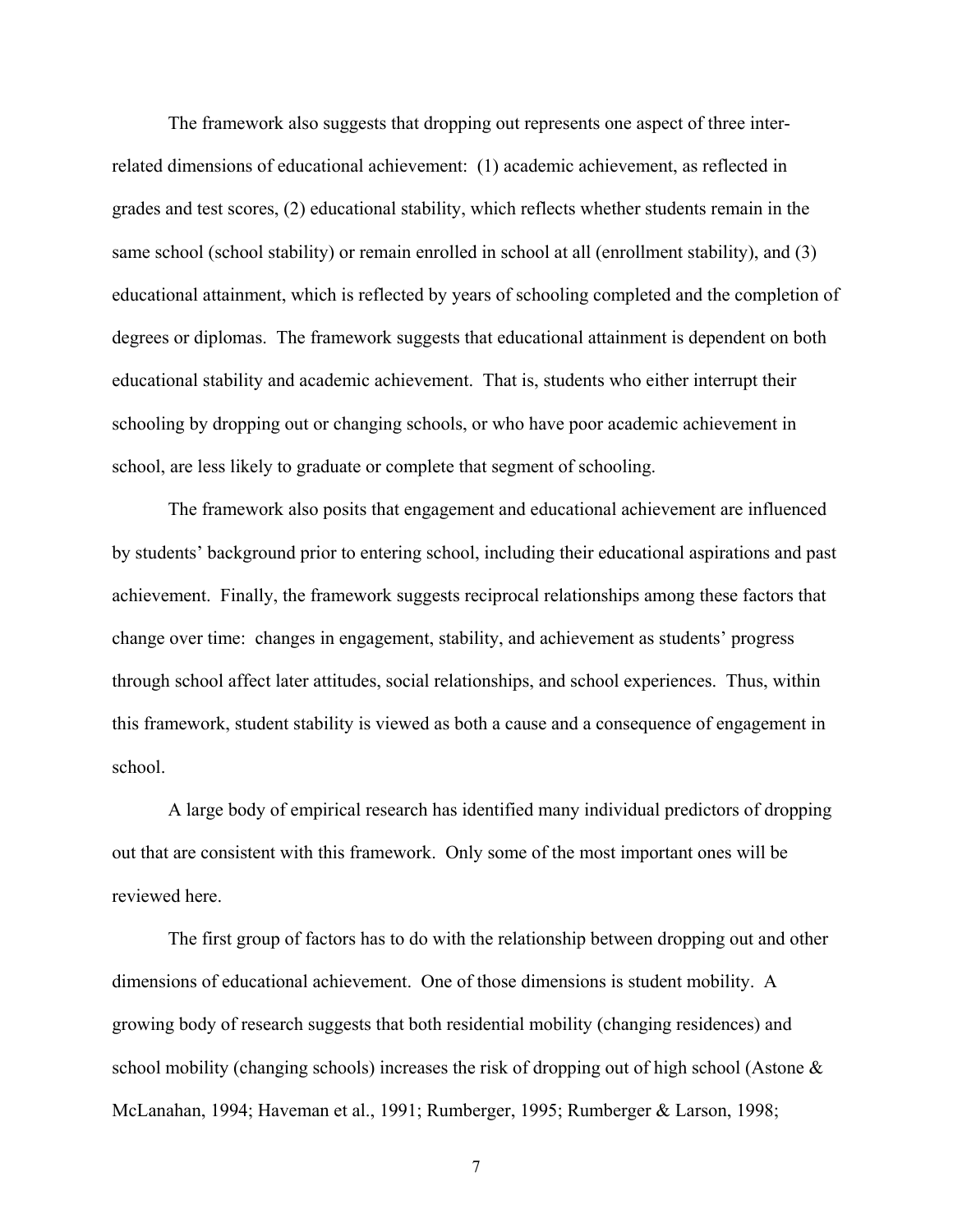The framework also suggests that dropping out represents one aspect of three inter-related dimensions of educational achievement: (1) academic achievement, as reflected in grades and test scores, (2) educational stability, which reflects whether students remain in the same school (school stability) or remain enrolled in school at all (enrollment stability), and (3) educational attainment, which is reflected by years of schooling completed and the completion of degrees or diplomas. The framework suggests that educational attainment is dependent on both educational stability and academic achievement. That is, students who either interrupt their schooling by dropping out or changing schools, or who have poor academic achievement in school, are less likely to graduate or complete that segment of schooling.

The framework also posits that engagement and educational achievement are influenced by students' background prior to entering school, including their educational aspirations and past achievement. Finally, the framework suggests reciprocal relationships among these factors that change over time: changes in engagement, stability, and achievement as students' progress through school affect later attitudes, social relationships, and school experiences. Thus, within this framework, student stability is viewed as both a cause and a consequence of engagement in school.

A large body of empirical research has identified many individual predictors of dropping out that are consistent with this framework. Only some of the most important ones will be reviewed here.

The first group of factors has to do with the relationship between dropping out and other dimensions of educational achievement. One of those dimensions is student mobility. A growing body of research suggests that both residential mobility (changing residences) and school mobility (changing schools) increases the risk of dropping out of high school (Astone & McLanahan, 1994; Haveman et al., 1991; Rumberger, 1995; Rumberger & Larson, 1998;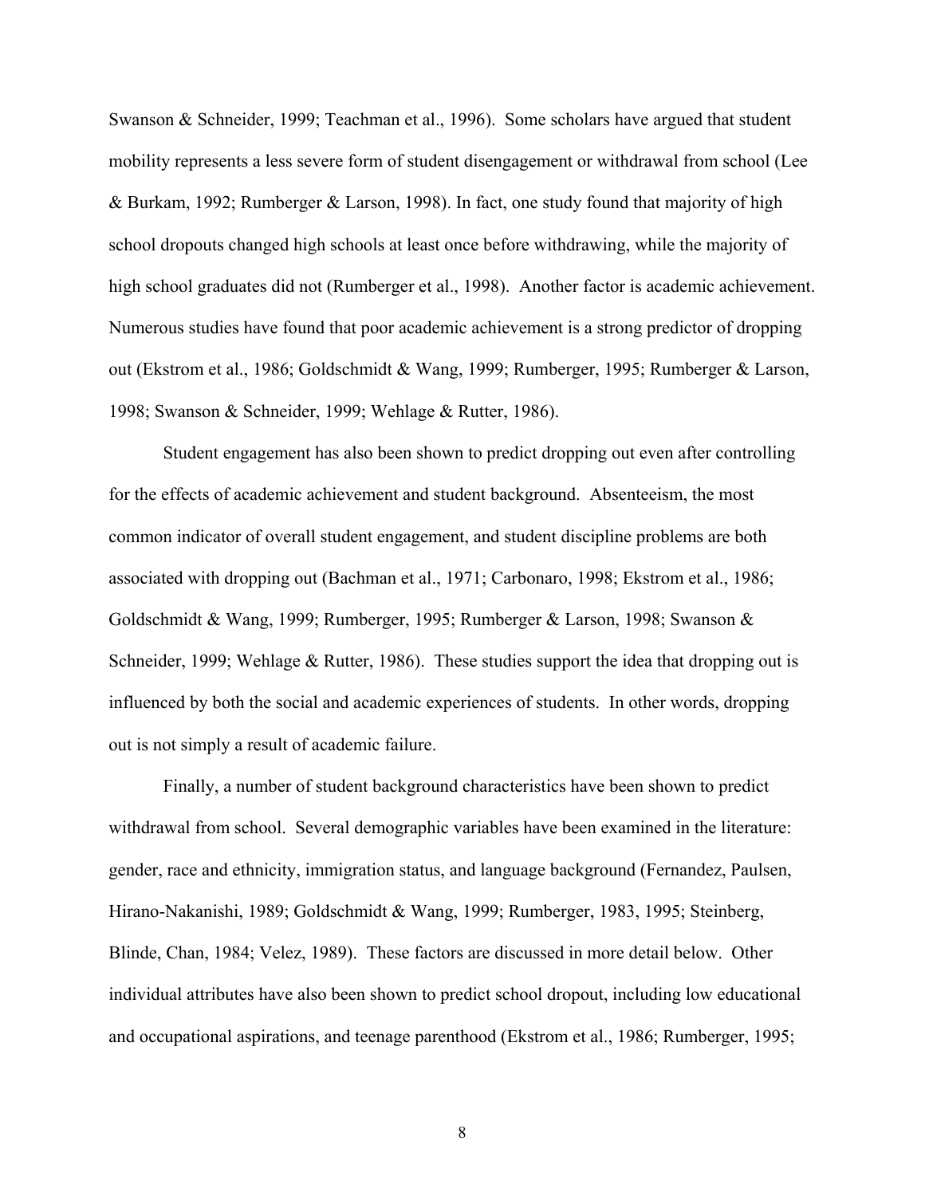Swanson & Schneider, 1999; Teachman et al., 1996). Some scholars have argued that student mobility represents a less severe form of student disengagement or withdrawal from school (Lee & Burkam, 1992; Rumberger & Larson, 1998). In fact, one study found that majority of high school dropouts changed high schools at least once before withdrawing, while the majority of high school graduates did not (Rumberger et al., 1998). Another factor is academic achievement. Numerous studies have found that poor academic achievement is a strong predictor of dropping out (Ekstrom et al., 1986; Goldschmidt & Wang, 1999; Rumberger, 1995; Rumberger & Larson, 1998; Swanson & Schneider, 1999; Wehlage & Rutter, 1986).

Student engagement has also been shown to predict dropping out even after controlling for the effects of academic achievement and student background. Absenteeism, the most common indicator of overall student engagement, and student discipline problems are both associated with dropping out (Bachman et al., 1971; Carbonaro, 1998; Ekstrom et al., 1986; Goldschmidt & Wang, 1999; Rumberger, 1995; Rumberger & Larson, 1998; Swanson & Schneider, 1999; Wehlage & Rutter, 1986). These studies support the idea that dropping out is influenced by both the social and academic experiences of students. In other words, dropping out is not simply a result of academic failure.

Finally, a number of student background characteristics have been shown to predict withdrawal from school. Several demographic variables have been examined in the literature: gender, race and ethnicity, immigration status, and language background (Fernandez, Paulsen, Hirano-Nakanishi, 1989; Goldschmidt & Wang, 1999; Rumberger, 1983, 1995; Steinberg, Blinde, Chan, 1984; Velez, 1989). These factors are discussed in more detail below. Other individual attributes have also been shown to predict school dropout, including low educational and occupational aspirations, and teenage parenthood (Ekstrom et al., 1986; Rumberger, 1995;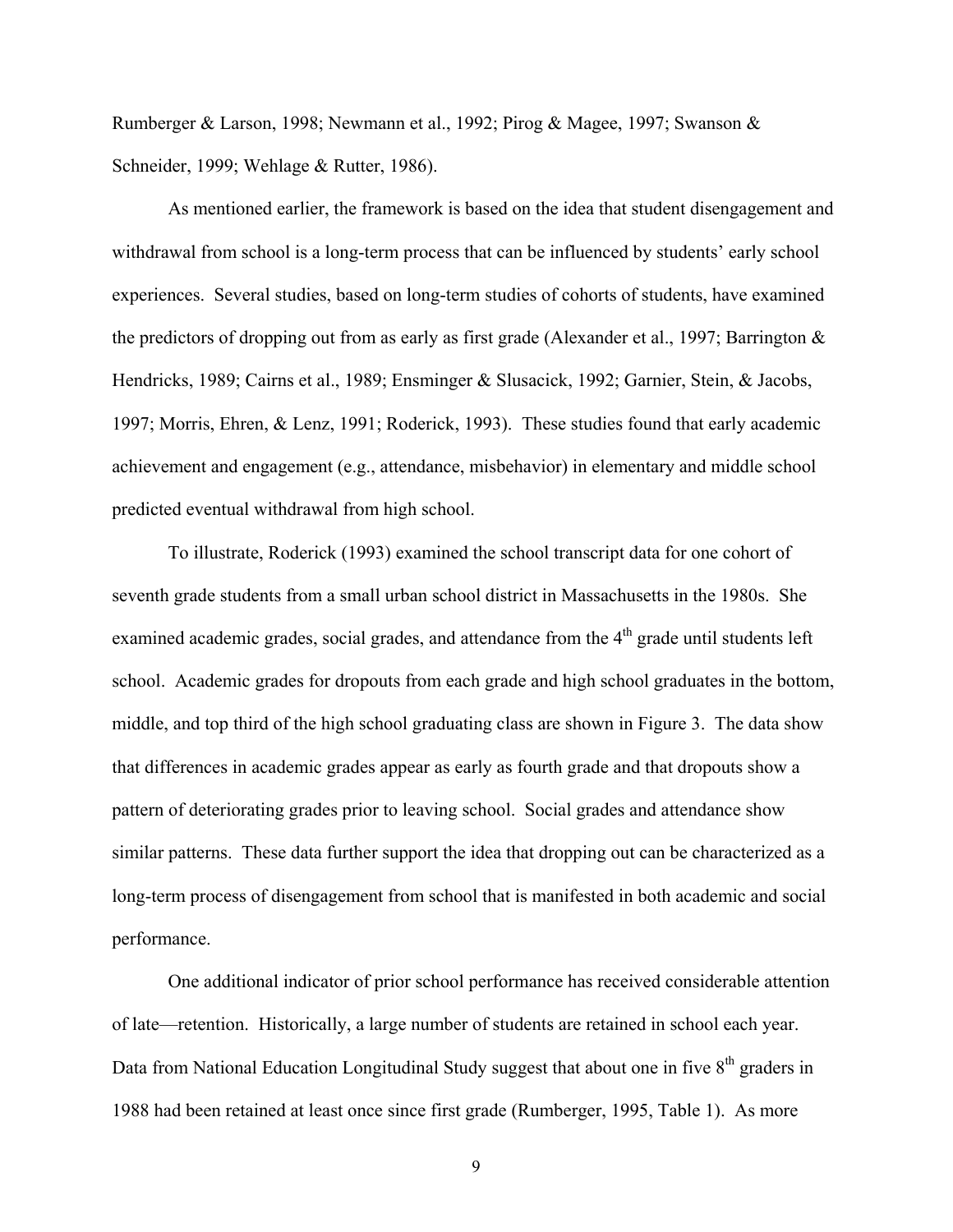Rumberger & Larson, 1998; Newmann et al., 1992; Pirog & Magee, 1997; Swanson & Schneider, 1999; Wehlage & Rutter, 1986).

As mentioned earlier, the framework is based on the idea that student disengagement and withdrawal from school is a long-term process that can be influenced by students' early school experiences. Several studies, based on long-term studies of cohorts of students, have examined the predictors of dropping out from as early as first grade (Alexander et al., 1997; Barrington & Hendricks, 1989; Cairns et al., 1989; Ensminger & Slusacick, 1992; Garnier, Stein, & Jacobs, 1997; Morris, Ehren, & Lenz, 1991; Roderick, 1993). These studies found that early academic achievement and engagement (e.g., attendance, misbehavior) in elementary and middle school predicted eventual withdrawal from high school.

To illustrate, Roderick (1993) examined the school transcript data for one cohort of seventh grade students from a small urban school district in Massachusetts in the 1980s. She examined academic grades, social grades, and attendance from the 4th grade until students left school. Academic grades for dropouts from each grade and high school graduates in the bottom, middle, and top third of the high school graduating class are shown in Figure 3. The data show that differences in academic grades appear as early as fourth grade and that dropouts show a pattern of deteriorating grades prior to leaving school. Social grades and attendance show similar patterns. These data further support the idea that dropping out can be characterized as a long-term process of disengagement from school that is manifested in both academic and social performance.

One additional indicator of prior school performance has received considerable attention of late—retention. Historically, a large number of students are retained in school each year. Data from National Education Longitudinal Study suggest that about one in five 8th graders in 1988 had been retained at least once since first grade (Rumberger, 1995, Table 1). As more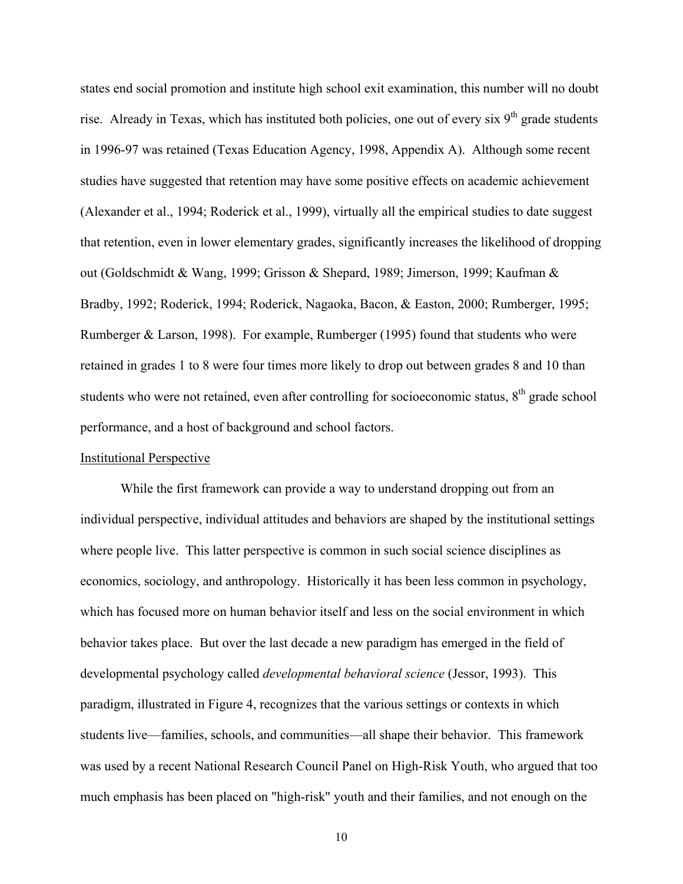states end social promotion and institute high school exit examination, this number will no doubt rise. Already in Texas, which has instituted both policies, one out of every six 9th grade students in 1996-97 was retained (Texas Education Agency, 1998, Appendix A). Although some recent studies have suggested that retention may have some positive effects on academic achievement (Alexander et al., 1994; Roderick et al., 1999), virtually all the empirical studies to date suggest that retention, even in lower elementary grades, significantly increases the likelihood of dropping out (Goldschmidt & Wang, 1999; Grisson & Shepard, 1989; Jimerson, 1999; Kaufman & Bradby, 1992; Roderick, 1994; Roderick, Nagaoka, Bacon, & Easton, 2000; Rumberger, 1995; Rumberger & Larson, 1998). For example, Rumberger (1995) found that students who were retained in grades 1 to 8 were four times more likely to drop out between grades 8 and 10 than students who were not retained, even after controlling for socioeconomic status, 8th grade school performance, and a host of background and school factors.

Institutional Perspective

While the first framework can provide a way to understand dropping out from an individual perspective, individual attitudes and behaviors are shaped by the institutional settings where people live. This latter perspective is common in such social science disciplines as economics, sociology, and anthropology. Historically it has been less common in psychology, which has focused more on human behavior itself and less on the social environment in which behavior takes place. But over the last decade a new paradigm has emerged in the field of developmental psychology called *developmental behavioral science* (Jessor, 1993). This paradigm, illustrated in Figure 4, recognizes that the various settings or contexts in which students live—families, schools, and communities—all shape their behavior. This framework was used by a recent National Research Council Panel on High-Risk Youth, who argued that too much emphasis has been placed on "high-risk" youth and their families, and not enough on the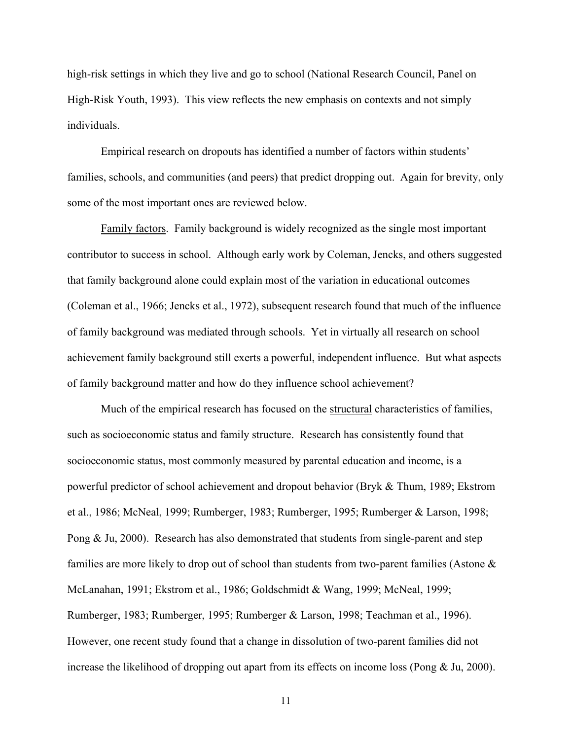high-risk settings in which they live and go to school (National Research Council, Panel on High-Risk Youth, 1993). This view reflects the new emphasis on contexts and not simply individuals.

Empirical research on dropouts has identified a number of factors within students' families, schools, and communities (and peers) that predict dropping out. Again for brevity, only some of the most important ones are reviewed below.

Family factors. Family background is widely recognized as the single most important contributor to success in school. Although early work by Coleman, Jencks, and others suggested that family background alone could explain most of the variation in educational outcomes (Coleman et al., 1966; Jencks et al., 1972), subsequent research found that much of the influence of family background was mediated through schools. Yet in virtually all research on school achievement family background still exerts a powerful, independent influence. But what aspects of family background matter and how do they influence school achievement?

Much of the empirical research has focused on the structural characteristics of families, such as socioeconomic status and family structure. Research has consistently found that socioeconomic status, most commonly measured by parental education and income, is a powerful predictor of school achievement and dropout behavior (Bryk & Thum, 1989; Ekstrom et al., 1986; McNeal, 1999; Rumberger, 1983; Rumberger, 1995; Rumberger & Larson, 1998; Pong & Ju, 2000). Research has also demonstrated that students from single-parent and step families are more likely to drop out of school than students from two-parent families (Astone & McLanahan, 1991; Ekstrom et al., 1986; Goldschmidt & Wang, 1999; McNeal, 1999; Rumberger, 1983; Rumberger, 1995; Rumberger & Larson, 1998; Teachman et al., 1996). However, one recent study found that a change in dissolution of two-parent families did not increase the likelihood of dropping out apart from its effects on income loss (Pong & Ju, 2000).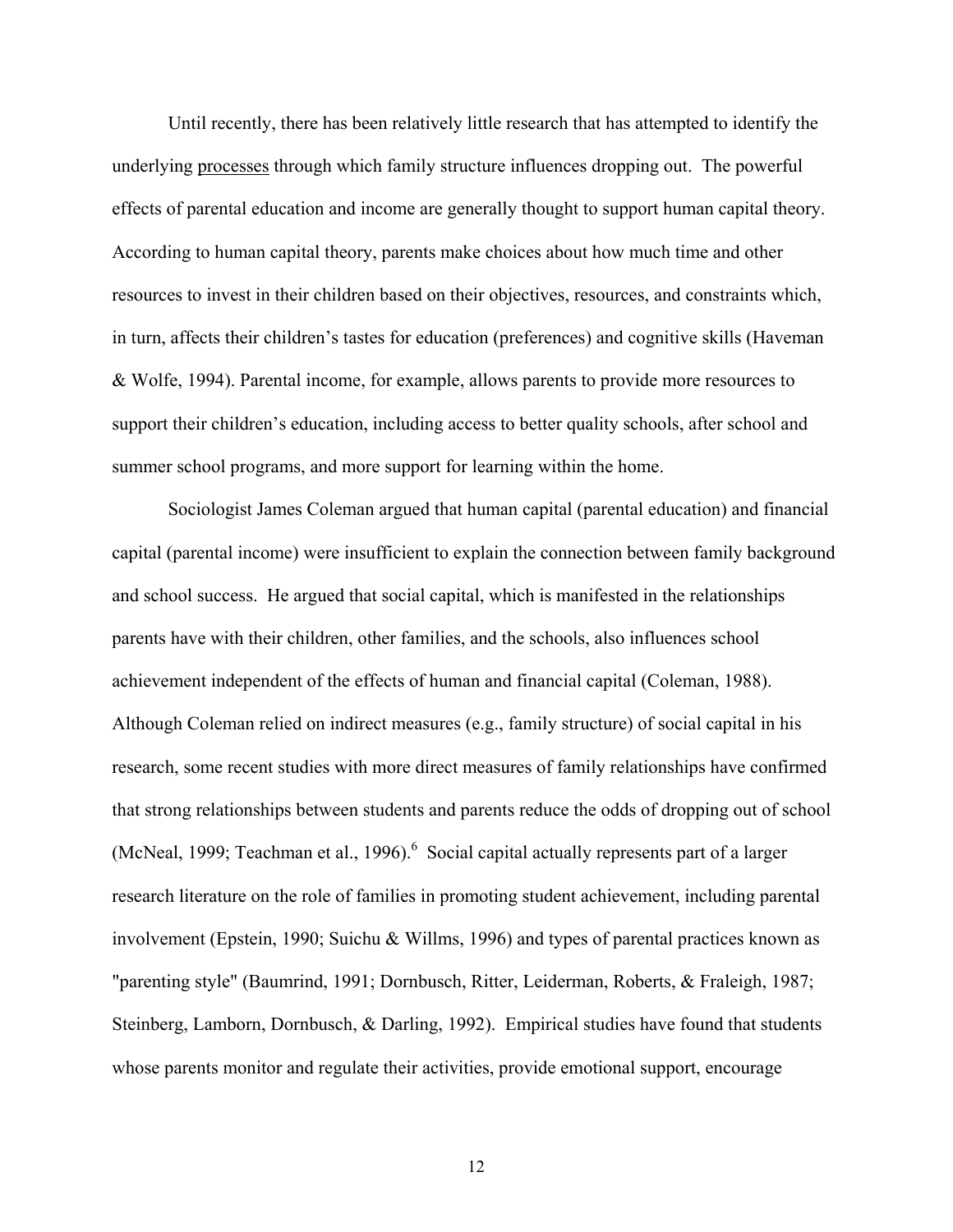Until recently, there has been relatively little research that has attempted to identify the underlying processes through which family structure influences dropping out. The powerful effects of parental education and income are generally thought to support human capital theory. According to human capital theory, parents make choices about how much time and other resources to invest in their children based on their objectives, resources, and constraints which, in turn, affects their children's tastes for education (preferences) and cognitive skills (Haveman & Wolfe, 1994). Parental income, for example, allows parents to provide more resources to support their children's education, including access to better quality schools, after school and summer school programs, and more support for learning within the home.

Sociologist James Coleman argued that human capital (parental education) and financial capital (parental income) were insufficient to explain the connection between family background and school success. He argued that social capital, which is manifested in the relationships parents have with their children, other families, and the schools, also influences school achievement independent of the effects of human and financial capital (Coleman, 1988). Although Coleman relied on indirect measures (e.g., family structure) of social capital in his research, some recent studies with more direct measures of family relationships have confirmed that strong relationships between students and parents reduce the odds of dropping out of school (McNeal, 1999; Teachman et al., 1996).[6] Social capital actually represents part of a larger research literature on the role of families in promoting student achievement, including parental involvement (Epstein, 1990; Suichu & Willms, 1996) and types of parental practices known as "parenting style" (Baumrind, 1991; Dornbusch, Ritter, Leiderman, Roberts, & Fraleigh, 1987; Steinberg, Lamborn, Dornbusch, & Darling, 1992). Empirical studies have found that students whose parents monitor and regulate their activities, provide emotional support, encourage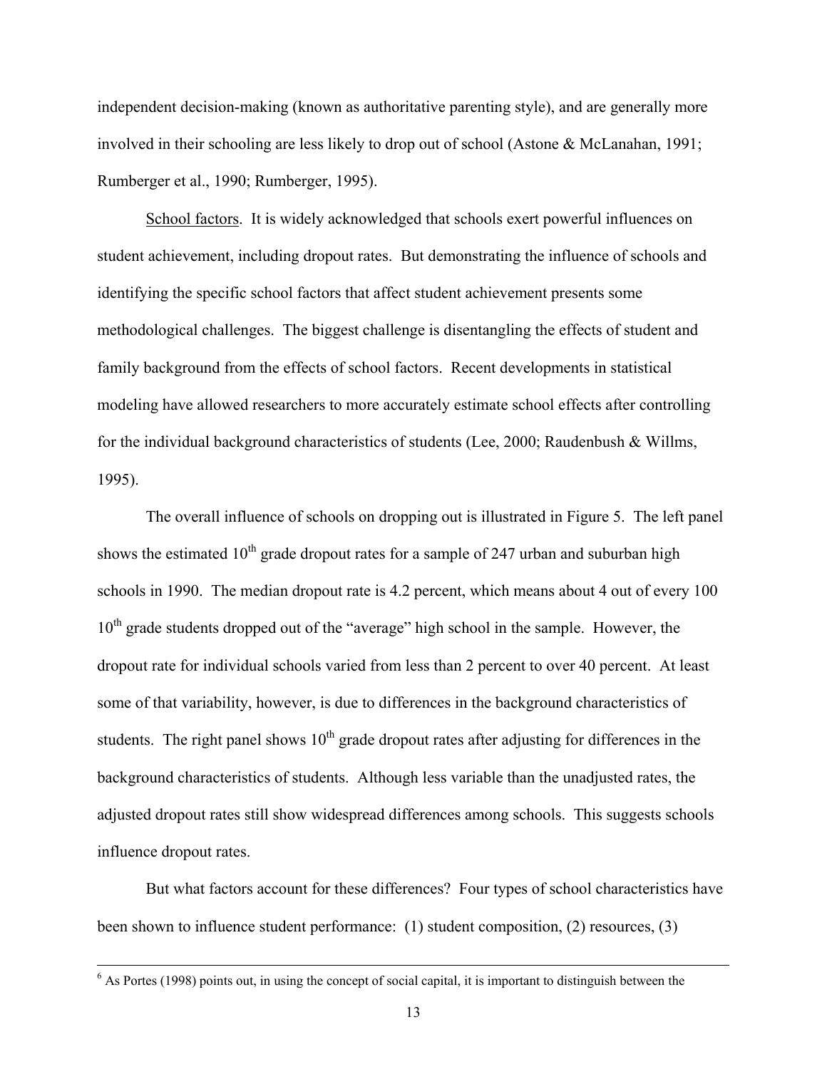independent decision-making (known as authoritative parenting style), and are generally more involved in their schooling are less likely to drop out of school (Astone & McLanahan, 1991; Rumberger et al., 1990; Rumberger, 1995).

School factors. It is widely acknowledged that schools exert powerful influences on student achievement, including dropout rates. But demonstrating the influence of schools and identifying the specific school factors that affect student achievement presents some methodological challenges. The biggest challenge is disentangling the effects of student and family background from the effects of school factors. Recent developments in statistical modeling have allowed researchers to more accurately estimate school effects after controlling for the individual background characteristics of students (Lee, 2000; Raudenbush & Willms, 1995).

The overall influence of schools on dropping out is illustrated in Figure 5. The left panel shows the estimated 10th grade dropout rates for a sample of 247 urban and suburban high schools in 1990. The median dropout rate is 4.2 percent, which means about 4 out of every 100 10th grade students dropped out of the "average" high school in the sample. However, the dropout rate for individual schools varied from less than 2 percent to over 40 percent. At least some of that variability, however, is due to differences in the background characteristics of students. The right panel shows 10th grade dropout rates after adjusting for differences in the background characteristics of students. Although less variable than the unadjusted rates, the adjusted dropout rates still show widespread differences among schools. This suggests schools influence dropout rates.

But what factors account for these differences? Four types of school characteristics have been shown to influence student performance: (1) student composition, (2) resources, (3)

[6] As Portes (1998) points out, in using the concept of social capital, it is important to distinguish between the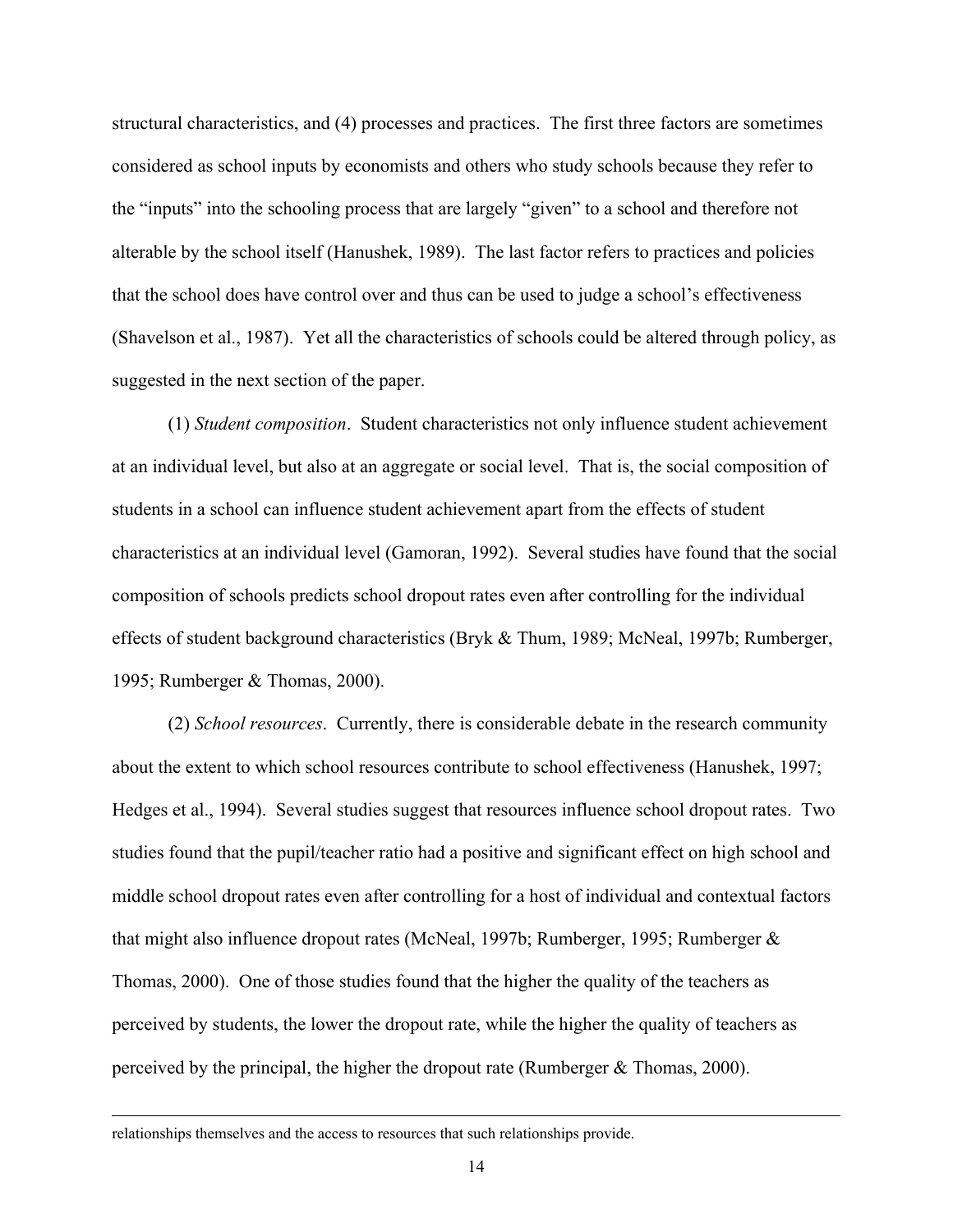structural characteristics, and (4) processes and practices. The first three factors are sometimes considered as school inputs by economists and others who study schools because they refer to the "inputs" into the schooling process that are largely "given" to a school and therefore not alterable by the school itself (Hanushek, 1989). The last factor refers to practices and policies that the school does have control over and thus can be used to judge a school's effectiveness (Shavelson et al., 1987). Yet all the characteristics of schools could be altered through policy, as suggested in the next section of the paper.

(1) *Student composition*. Student characteristics not only influence student achievement at an individual level, but also at an aggregate or social level. That is, the social composition of students in a school can influence student achievement apart from the effects of student characteristics at an individual level (Gamoran, 1992). Several studies have found that the social composition of schools predicts school dropout rates even after controlling for the individual effects of student background characteristics (Bryk & Thum, 1989; McNeal, 1997b; Rumberger, 1995; Rumberger & Thomas, 2000).

(2) *School resources*. Currently, there is considerable debate in the research community about the extent to which school resources contribute to school effectiveness (Hanushek, 1997; Hedges et al., 1994). Several studies suggest that resources influence school dropout rates. Two studies found that the pupil/teacher ratio had a positive and significant effect on high school and middle school dropout rates even after controlling for a host of individual and contextual factors that might also influence dropout rates (McNeal, 1997b; Rumberger, 1995; Rumberger & Thomas, 2000). One of those studies found that the higher the quality of the teachers as perceived by students, the lower the dropout rate, while the higher the quality of teachers as perceived by the principal, the higher the dropout rate (Rumberger & Thomas, 2000).

---

relationships themselves and the access to resources that such relationships provide.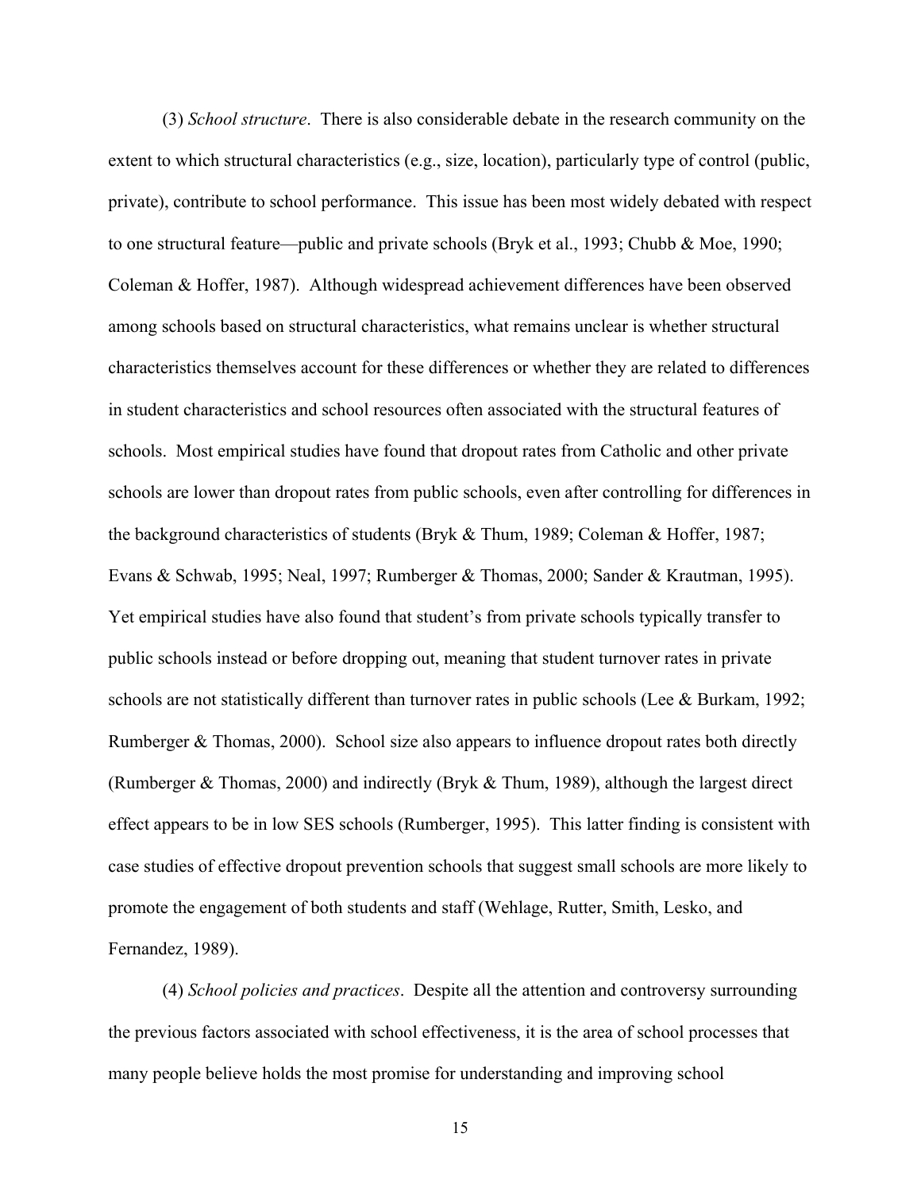(3) *School structure*. There is also considerable debate in the research community on the extent to which structural characteristics (e.g., size, location), particularly type of control (public, private), contribute to school performance. This issue has been most widely debated with respect to one structural feature—public and private schools (Bryk et al., 1993; Chubb & Moe, 1990; Coleman & Hoffer, 1987). Although widespread achievement differences have been observed among schools based on structural characteristics, what remains unclear is whether structural characteristics themselves account for these differences or whether they are related to differences in student characteristics and school resources often associated with the structural features of schools. Most empirical studies have found that dropout rates from Catholic and other private schools are lower than dropout rates from public schools, even after controlling for differences in the background characteristics of students (Bryk & Thum, 1989; Coleman & Hoffer, 1987; Evans & Schwab, 1995; Neal, 1997; Rumberger & Thomas, 2000; Sander & Krautman, 1995). Yet empirical studies have also found that student's from private schools typically transfer to public schools instead or before dropping out, meaning that student turnover rates in private schools are not statistically different than turnover rates in public schools (Lee & Burkam, 1992; Rumberger & Thomas, 2000). School size also appears to influence dropout rates both directly (Rumberger & Thomas, 2000) and indirectly (Bryk & Thum, 1989), although the largest direct effect appears to be in low SES schools (Rumberger, 1995). This latter finding is consistent with case studies of effective dropout prevention schools that suggest small schools are more likely to promote the engagement of both students and staff (Wehlage, Rutter, Smith, Lesko, and Fernandez, 1989).

(4) *School policies and practices*. Despite all the attention and controversy surrounding the previous factors associated with school effectiveness, it is the area of school processes that many people believe holds the most promise for understanding and improving school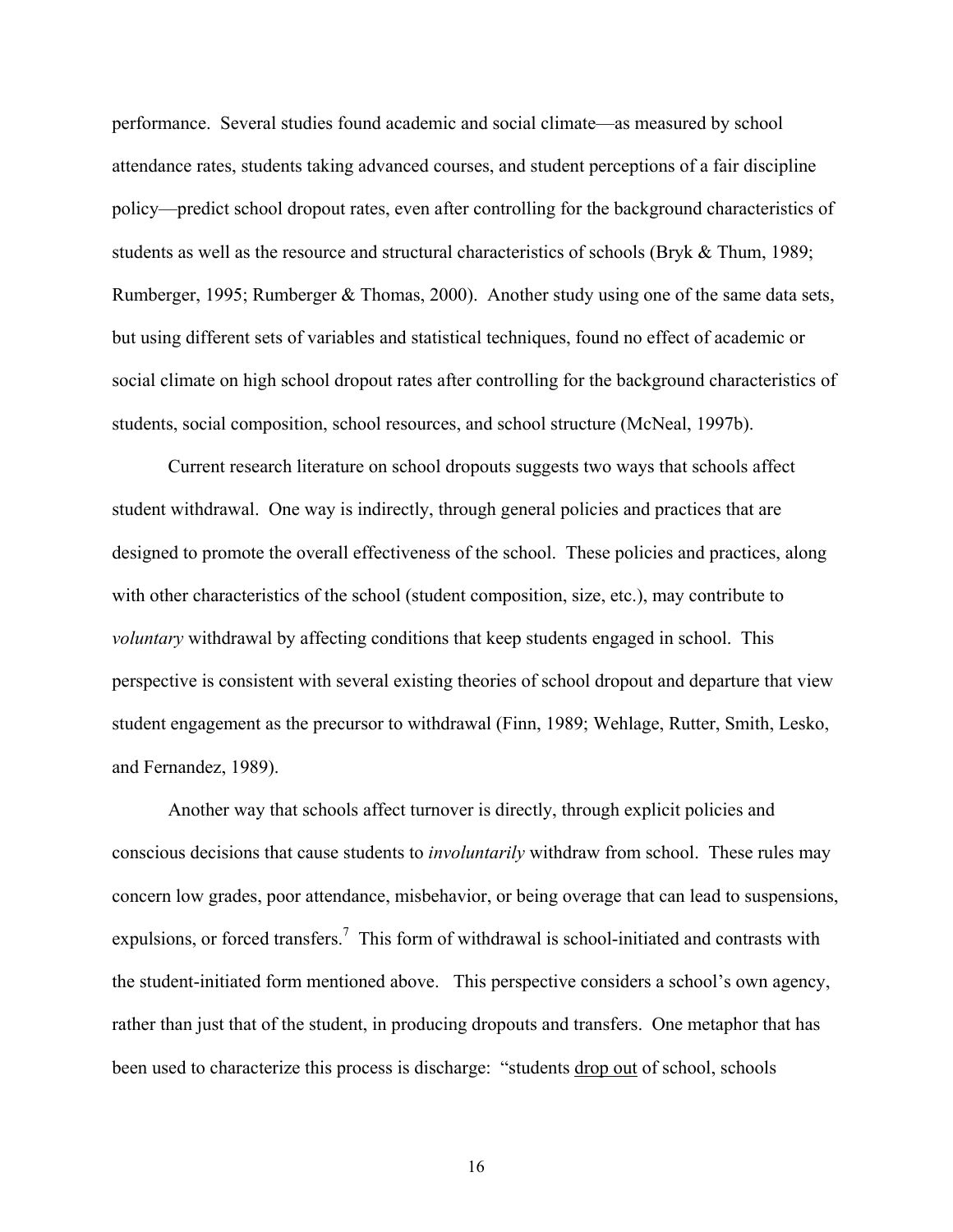performance. Several studies found academic and social climate—as measured by school attendance rates, students taking advanced courses, and student perceptions of a fair discipline policy—predict school dropout rates, even after controlling for the background characteristics of students as well as the resource and structural characteristics of schools (Bryk & Thum, 1989; Rumberger, 1995; Rumberger & Thomas, 2000). Another study using one of the same data sets, but using different sets of variables and statistical techniques, found no effect of academic or social climate on high school dropout rates after controlling for the background characteristics of students, social composition, school resources, and school structure (McNeal, 1997b).

Current research literature on school dropouts suggests two ways that schools affect student withdrawal. One way is indirectly, through general policies and practices that are designed to promote the overall effectiveness of the school. These policies and practices, along with other characteristics of the school (student composition, size, etc.), may contribute to *voluntary* withdrawal by affecting conditions that keep students engaged in school. This perspective is consistent with several existing theories of school dropout and departure that view student engagement as the precursor to withdrawal (Finn, 1989; Wehlage, Rutter, Smith, Lesko, and Fernandez, 1989).

Another way that schools affect turnover is directly, through explicit policies and conscious decisions that cause students to *involuntarily* withdraw from school. These rules may concern low grades, poor attendance, misbehavior, or being overage that can lead to suspensions, expulsions, or forced transfers.[7] This form of withdrawal is school-initiated and contrasts with the student-initiated form mentioned above. This perspective considers a school's own agency, rather than just that of the student, in producing dropouts and transfers. One metaphor that has been used to characterize this process is discharge: "students <u>drop out</u> of school, schools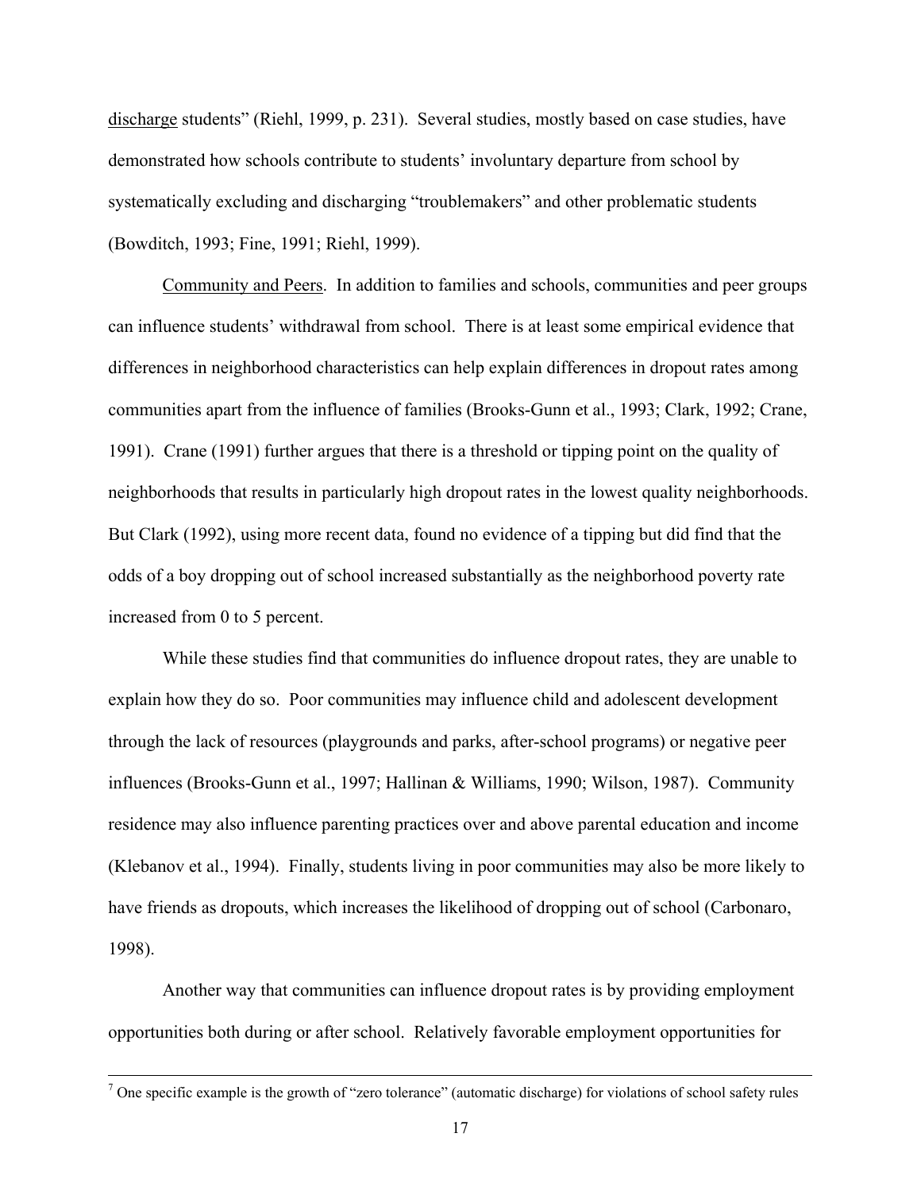discharge students" (Riehl, 1999, p. 231). Several studies, mostly based on case studies, have demonstrated how schools contribute to students' involuntary departure from school by systematically excluding and discharging "troublemakers" and other problematic students (Bowditch, 1993; Fine, 1991; Riehl, 1999).

Community and Peers. In addition to families and schools, communities and peer groups can influence students' withdrawal from school. There is at least some empirical evidence that differences in neighborhood characteristics can help explain differences in dropout rates among communities apart from the influence of families (Brooks-Gunn et al., 1993; Clark, 1992; Crane, 1991). Crane (1991) further argues that there is a threshold or tipping point on the quality of neighborhoods that results in particularly high dropout rates in the lowest quality neighborhoods. But Clark (1992), using more recent data, found no evidence of a tipping but did find that the odds of a boy dropping out of school increased substantially as the neighborhood poverty rate increased from 0 to 5 percent.

While these studies find that communities do influence dropout rates, they are unable to explain how they do so. Poor communities may influence child and adolescent development through the lack of resources (playgrounds and parks, after-school programs) or negative peer influences (Brooks-Gunn et al., 1997; Hallinan & Williams, 1990; Wilson, 1987). Community residence may also influence parenting practices over and above parental education and income (Klebanov et al., 1994). Finally, students living in poor communities may also be more likely to have friends as dropouts, which increases the likelihood of dropping out of school (Carbonaro, 1998).

Another way that communities can influence dropout rates is by providing employment opportunities both during or after school. Relatively favorable employment opportunities for

---

[7] One specific example is the growth of "zero tolerance" (automatic discharge) for violations of school safety rules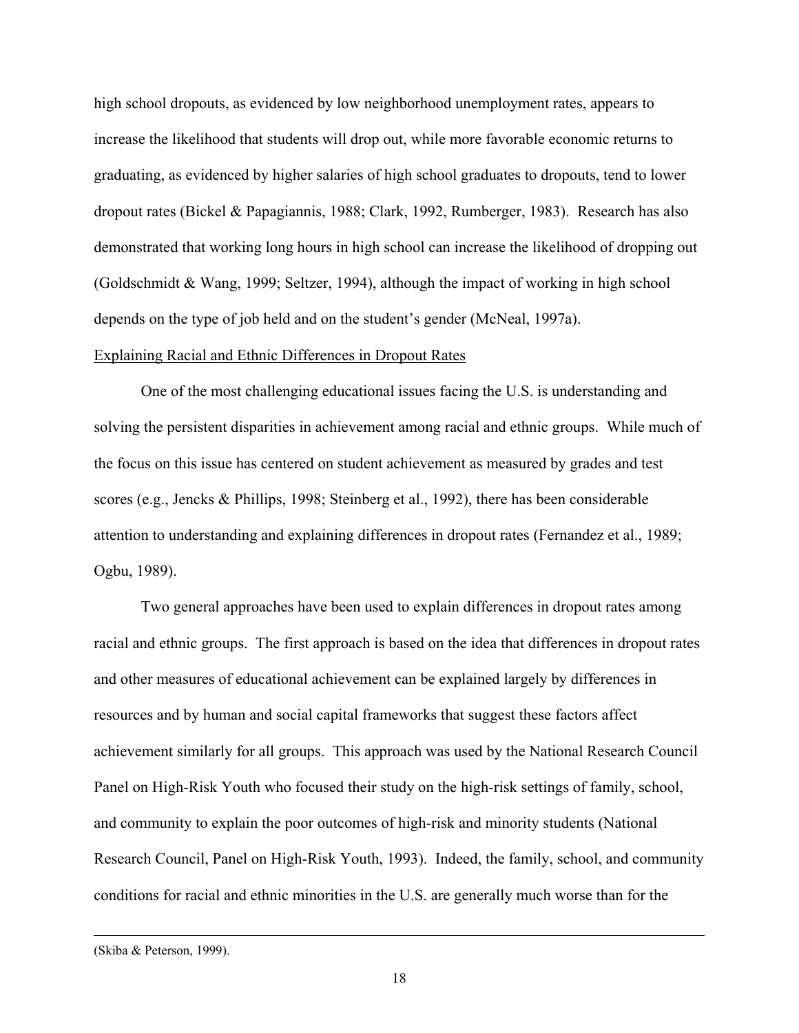high school dropouts, as evidenced by low neighborhood unemployment rates, appears to increase the likelihood that students will drop out, while more favorable economic returns to graduating, as evidenced by higher salaries of high school graduates to dropouts, tend to lower dropout rates (Bickel & Papagiannis, 1988; Clark, 1992, Rumberger, 1983). Research has also demonstrated that working long hours in high school can increase the likelihood of dropping out (Goldschmidt & Wang, 1999; Seltzer, 1994), although the impact of working in high school depends on the type of job held and on the student's gender (McNeal, 1997a).

Explaining Racial and Ethnic Differences in Dropout Rates

One of the most challenging educational issues facing the U.S. is understanding and solving the persistent disparities in achievement among racial and ethnic groups. While much of the focus on this issue has centered on student achievement as measured by grades and test scores (e.g., Jencks & Phillips, 1998; Steinberg et al., 1992), there has been considerable attention to understanding and explaining differences in dropout rates (Fernandez et al., 1989; Ogbu, 1989).

Two general approaches have been used to explain differences in dropout rates among racial and ethnic groups. The first approach is based on the idea that differences in dropout rates and other measures of educational achievement can be explained largely by differences in resources and by human and social capital frameworks that suggest these factors affect achievement similarly for all groups. This approach was used by the National Research Council Panel on High-Risk Youth who focused their study on the high-risk settings of family, school, and community to explain the poor outcomes of high-risk and minority students (National Research Council, Panel on High-Risk Youth, 1993). Indeed, the family, school, and community conditions for racial and ethnic minorities in the U.S. are generally much worse than for the

---

(Skiba & Peterson, 1999).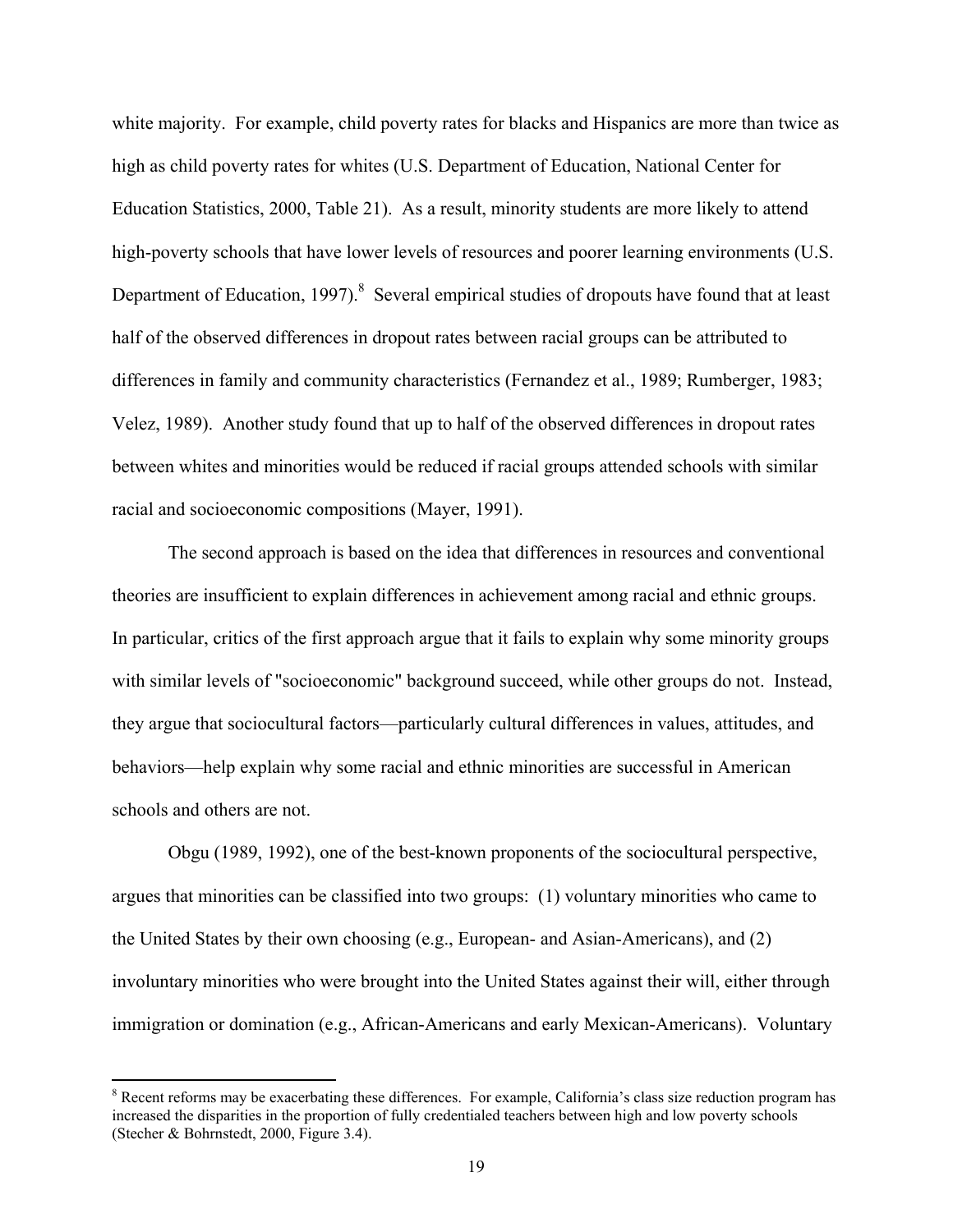white majority. For example, child poverty rates for blacks and Hispanics are more than twice as high as child poverty rates for whites (U.S. Department of Education, National Center for Education Statistics, 2000, Table 21). As a result, minority students are more likely to attend high-poverty schools that have lower levels of resources and poorer learning environments (U.S. Department of Education, 1997).[8] Several empirical studies of dropouts have found that at least half of the observed differences in dropout rates between racial groups can be attributed to differences in family and community characteristics (Fernandez et al., 1989; Rumberger, 1983; Velez, 1989). Another study found that up to half of the observed differences in dropout rates between whites and minorities would be reduced if racial groups attended schools with similar racial and socioeconomic compositions (Mayer, 1991).

The second approach is based on the idea that differences in resources and conventional theories are insufficient to explain differences in achievement among racial and ethnic groups. In particular, critics of the first approach argue that it fails to explain why some minority groups with similar levels of "socioeconomic" background succeed, while other groups do not. Instead, they argue that sociocultural factors—particularly cultural differences in values, attitudes, and behaviors—help explain why some racial and ethnic minorities are successful in American schools and others are not.

Obgu (1989, 1992), one of the best-known proponents of the sociocultural perspective, argues that minorities can be classified into two groups: (1) voluntary minorities who came to the United States by their own choosing (e.g., European- and Asian-Americans), and (2) involuntary minorities who were brought into the United States against their will, either through immigration or domination (e.g., African-Americans and early Mexican-Americans). Voluntary

---

[8] Recent reforms may be exacerbating these differences. For example, California's class size reduction program has increased the disparities in the proportion of fully credentialed teachers between high and low poverty schools (Stecher & Bohrnstedt, 2000, Figure 3.4).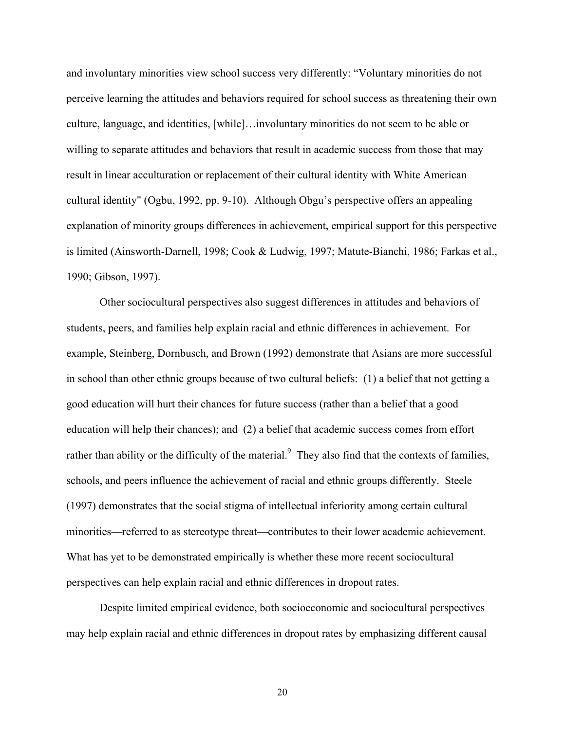and involuntary minorities view school success very differently: "Voluntary minorities do not perceive learning the attitudes and behaviors required for school success as threatening their own culture, language, and identities, [while]…involuntary minorities do not seem to be able or willing to separate attitudes and behaviors that result in academic success from those that may result in linear acculturation or replacement of their cultural identity with White American cultural identity" (Ogbu, 1992, pp. 9-10). Although Obgu's perspective offers an appealing explanation of minority groups differences in achievement, empirical support for this perspective is limited (Ainsworth-Darnell, 1998; Cook & Ludwig, 1997; Matute-Bianchi, 1986; Farkas et al., 1990; Gibson, 1997).

Other sociocultural perspectives also suggest differences in attitudes and behaviors of students, peers, and families help explain racial and ethnic differences in achievement. For example, Steinberg, Dornbusch, and Brown (1992) demonstrate that Asians are more successful in school than other ethnic groups because of two cultural beliefs: (1) a belief that not getting a good education will hurt their chances for future success (rather than a belief that a good education will help their chances); and (2) a belief that academic success comes from effort rather than ability or the difficulty of the material.[9] They also find that the contexts of families, schools, and peers influence the achievement of racial and ethnic groups differently. Steele (1997) demonstrates that the social stigma of intellectual inferiority among certain cultural minorities—referred to as stereotype threat—contributes to their lower academic achievement. What has yet to be demonstrated empirically is whether these more recent sociocultural perspectives can help explain racial and ethnic differences in dropout rates.

Despite limited empirical evidence, both socioeconomic and sociocultural perspectives may help explain racial and ethnic differences in dropout rates by emphasizing different causal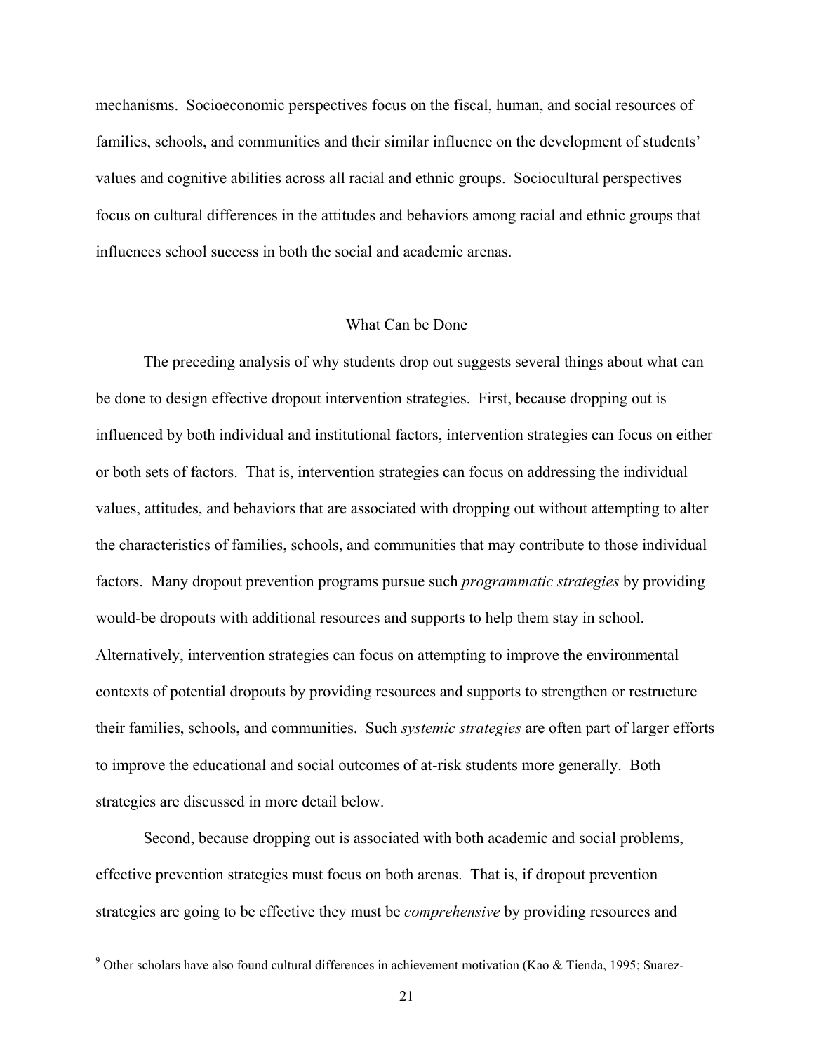mechanisms. Socioeconomic perspectives focus on the fiscal, human, and social resources of families, schools, and communities and their similar influence on the development of students' values and cognitive abilities across all racial and ethnic groups. Sociocultural perspectives focus on cultural differences in the attitudes and behaviors among racial and ethnic groups that influences school success in both the social and academic arenas.

## What Can be Done

The preceding analysis of why students drop out suggests several things about what can be done to design effective dropout intervention strategies. First, because dropping out is influenced by both individual and institutional factors, intervention strategies can focus on either or both sets of factors. That is, intervention strategies can focus on addressing the individual values, attitudes, and behaviors that are associated with dropping out without attempting to alter the characteristics of families, schools, and communities that may contribute to those individual factors. Many dropout prevention programs pursue such *programmatic strategies* by providing would-be dropouts with additional resources and supports to help them stay in school. Alternatively, intervention strategies can focus on attempting to improve the environmental contexts of potential dropouts by providing resources and supports to strengthen or restructure their families, schools, and communities. Such *systemic strategies* are often part of larger efforts to improve the educational and social outcomes of at-risk students more generally. Both strategies are discussed in more detail below.

Second, because dropping out is associated with both academic and social problems, effective prevention strategies must focus on both arenas. That is, if dropout prevention strategies are going to be effective they must be *comprehensive* by providing resources and

[9] Other scholars have also found cultural differences in achievement motivation (Kao & Tienda, 1995; Suarez-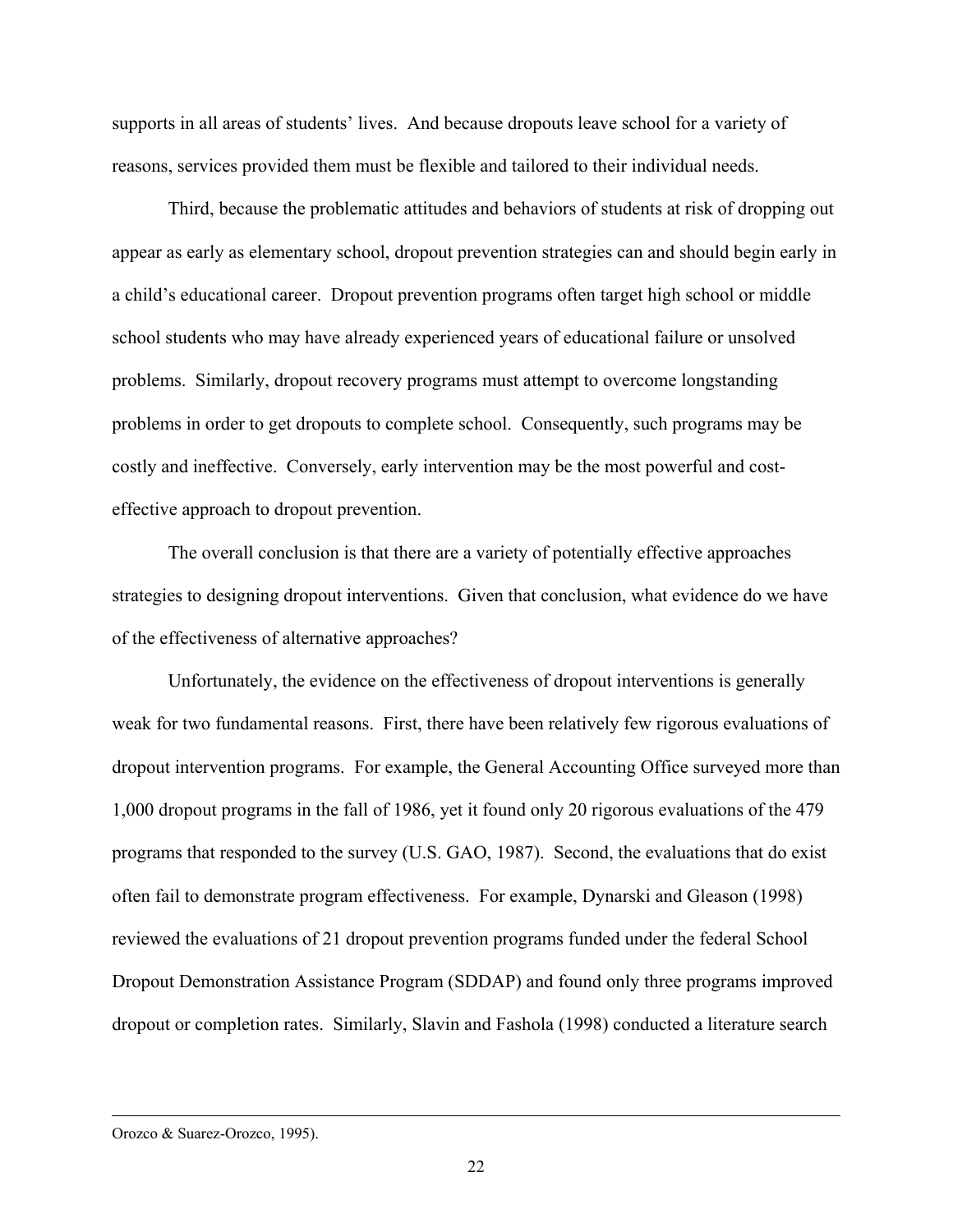supports in all areas of students' lives. And because dropouts leave school for a variety of reasons, services provided them must be flexible and tailored to their individual needs.

Third, because the problematic attitudes and behaviors of students at risk of dropping out appear as early as elementary school, dropout prevention strategies can and should begin early in a child's educational career. Dropout prevention programs often target high school or middle school students who may have already experienced years of educational failure or unsolved problems. Similarly, dropout recovery programs must attempt to overcome longstanding problems in order to get dropouts to complete school. Consequently, such programs may be costly and ineffective. Conversely, early intervention may be the most powerful and cost-effective approach to dropout prevention.

The overall conclusion is that there are a variety of potentially effective approaches strategies to designing dropout interventions. Given that conclusion, what evidence do we have of the effectiveness of alternative approaches?

Unfortunately, the evidence on the effectiveness of dropout interventions is generally weak for two fundamental reasons. First, there have been relatively few rigorous evaluations of dropout intervention programs. For example, the General Accounting Office surveyed more than 1,000 dropout programs in the fall of 1986, yet it found only 20 rigorous evaluations of the 479 programs that responded to the survey (U.S. GAO, 1987). Second, the evaluations that do exist often fail to demonstrate program effectiveness. For example, Dynarski and Gleason (1998) reviewed the evaluations of 21 dropout prevention programs funded under the federal School Dropout Demonstration Assistance Program (SDDAP) and found only three programs improved dropout or completion rates. Similarly, Slavin and Fashola (1998) conducted a literature search

---

Orozco & Suarez-Orozco, 1995).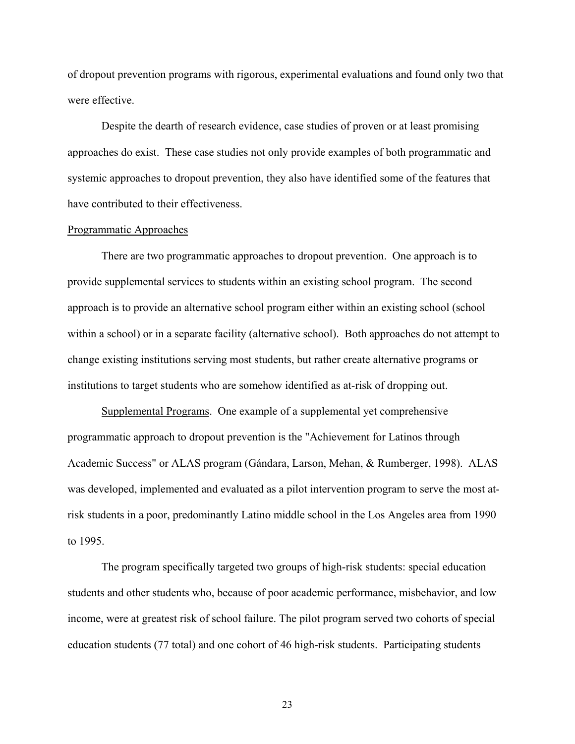of dropout prevention programs with rigorous, experimental evaluations and found only two that were effective.

Despite the dearth of research evidence, case studies of proven or at least promising approaches do exist. These case studies not only provide examples of both programmatic and systemic approaches to dropout prevention, they also have identified some of the features that have contributed to their effectiveness.

<u>Programmatic Approaches</u>

There are two programmatic approaches to dropout prevention. One approach is to provide supplemental services to students within an existing school program. The second approach is to provide an alternative school program either within an existing school (school within a school) or in a separate facility (alternative school). Both approaches do not attempt to change existing institutions serving most students, but rather create alternative programs or institutions to target students who are somehow identified as at-risk of dropping out.

<u>Supplemental Programs</u>. One example of a supplemental yet comprehensive programmatic approach to dropout prevention is the "Achievement for Latinos through Academic Success" or ALAS program (Gándara, Larson, Mehan, & Rumberger, 1998). ALAS was developed, implemented and evaluated as a pilot intervention program to serve the most at-risk students in a poor, predominantly Latino middle school in the Los Angeles area from 1990 to 1995.

The program specifically targeted two groups of high-risk students: special education students and other students who, because of poor academic performance, misbehavior, and low income, were at greatest risk of school failure. The pilot program served two cohorts of special education students (77 total) and one cohort of 46 high-risk students. Participating students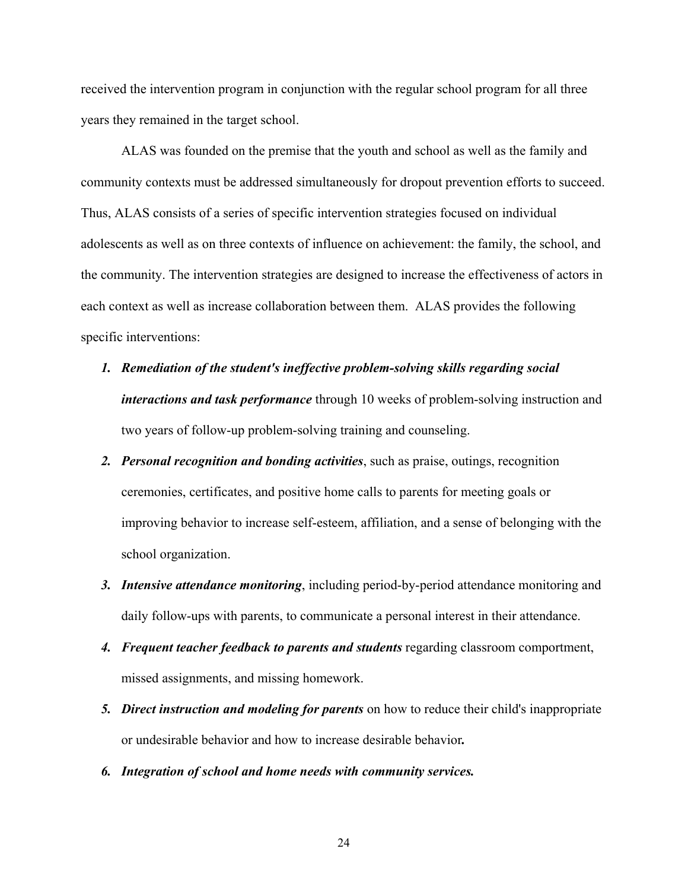received the intervention program in conjunction with the regular school program for all three years they remained in the target school.

ALAS was founded on the premise that the youth and school as well as the family and community contexts must be addressed simultaneously for dropout prevention efforts to succeed. Thus, ALAS consists of a series of specific intervention strategies focused on individual adolescents as well as on three contexts of influence on achievement: the family, the school, and the community. The intervention strategies are designed to increase the effectiveness of actors in each context as well as increase collaboration between them. ALAS provides the following specific interventions:

1. ***Remediation of the student's ineffective problem-solving skills regarding social interactions and task performance*** through 10 weeks of problem-solving instruction and two years of follow-up problem-solving training and counseling.
2. ***Personal recognition and bonding activities***, such as praise, outings, recognition ceremonies, certificates, and positive home calls to parents for meeting goals or improving behavior to increase self-esteem, affiliation, and a sense of belonging with the school organization.
3. ***Intensive attendance monitoring***, including period-by-period attendance monitoring and daily follow-ups with parents, to communicate a personal interest in their attendance.
4. ***Frequent teacher feedback to parents and students*** regarding classroom comportment, missed assignments, and missing homework.
5. ***Direct instruction and modeling for parents*** on how to reduce their child's inappropriate or undesirable behavior and how to increase desirable behavior**.**
6. ***Integration of school and home needs with community services.***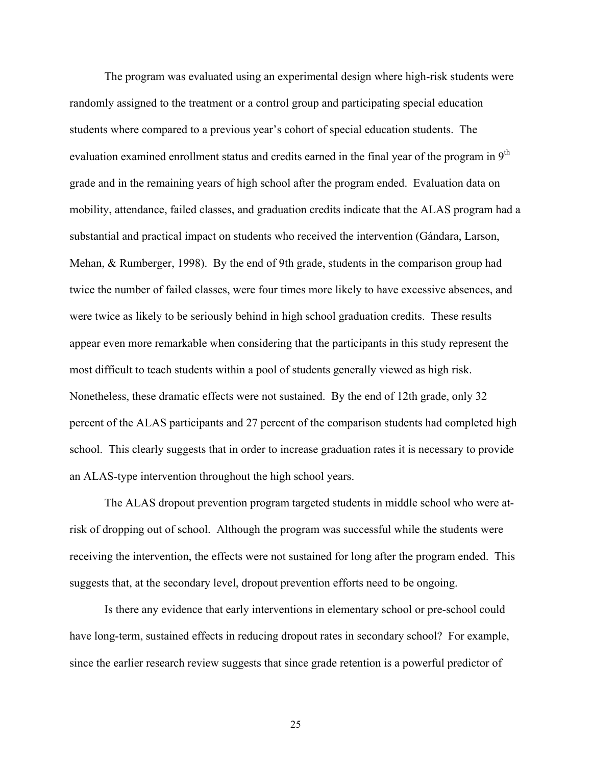The program was evaluated using an experimental design where high-risk students were randomly assigned to the treatment or a control group and participating special education students where compared to a previous year's cohort of special education students. The evaluation examined enrollment status and credits earned in the final year of the program in 9th grade and in the remaining years of high school after the program ended. Evaluation data on mobility, attendance, failed classes, and graduation credits indicate that the ALAS program had a substantial and practical impact on students who received the intervention (Gándara, Larson, Mehan, & Rumberger, 1998). By the end of 9th grade, students in the comparison group had twice the number of failed classes, were four times more likely to have excessive absences, and were twice as likely to be seriously behind in high school graduation credits. These results appear even more remarkable when considering that the participants in this study represent the most difficult to teach students within a pool of students generally viewed as high risk. Nonetheless, these dramatic effects were not sustained. By the end of 12th grade, only 32 percent of the ALAS participants and 27 percent of the comparison students had completed high school. This clearly suggests that in order to increase graduation rates it is necessary to provide an ALAS-type intervention throughout the high school years.

The ALAS dropout prevention program targeted students in middle school who were at-risk of dropping out of school. Although the program was successful while the students were receiving the intervention, the effects were not sustained for long after the program ended. This suggests that, at the secondary level, dropout prevention efforts need to be ongoing.

Is there any evidence that early interventions in elementary school or pre-school could have long-term, sustained effects in reducing dropout rates in secondary school? For example, since the earlier research review suggests that since grade retention is a powerful predictor of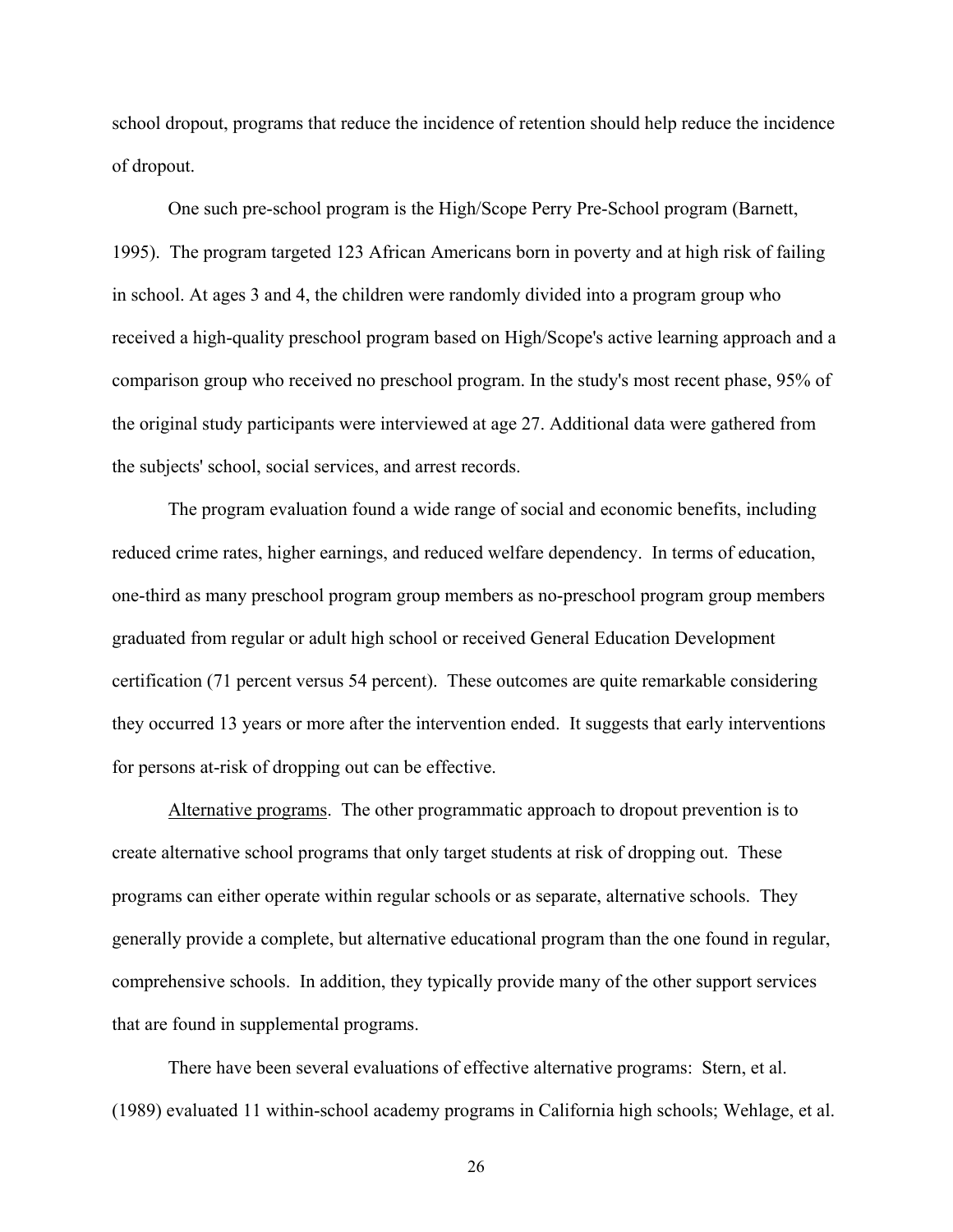school dropout, programs that reduce the incidence of retention should help reduce the incidence of dropout.

One such pre-school program is the High/Scope Perry Pre-School program (Barnett, 1995). The program targeted 123 African Americans born in poverty and at high risk of failing in school. At ages 3 and 4, the children were randomly divided into a program group who received a high-quality preschool program based on High/Scope's active learning approach and a comparison group who received no preschool program. In the study's most recent phase, 95% of the original study participants were interviewed at age 27. Additional data were gathered from the subjects' school, social services, and arrest records.

The program evaluation found a wide range of social and economic benefits, including reduced crime rates, higher earnings, and reduced welfare dependency. In terms of education, one-third as many preschool program group members as no-preschool program group members graduated from regular or adult high school or received General Education Development certification (71 percent versus 54 percent). These outcomes are quite remarkable considering they occurred 13 years or more after the intervention ended. It suggests that early interventions for persons at-risk of dropping out can be effective.

Alternative programs. The other programmatic approach to dropout prevention is to create alternative school programs that only target students at risk of dropping out. These programs can either operate within regular schools or as separate, alternative schools. They generally provide a complete, but alternative educational program than the one found in regular, comprehensive schools. In addition, they typically provide many of the other support services that are found in supplemental programs.

There have been several evaluations of effective alternative programs: Stern, et al. (1989) evaluated 11 within-school academy programs in California high schools; Wehlage, et al.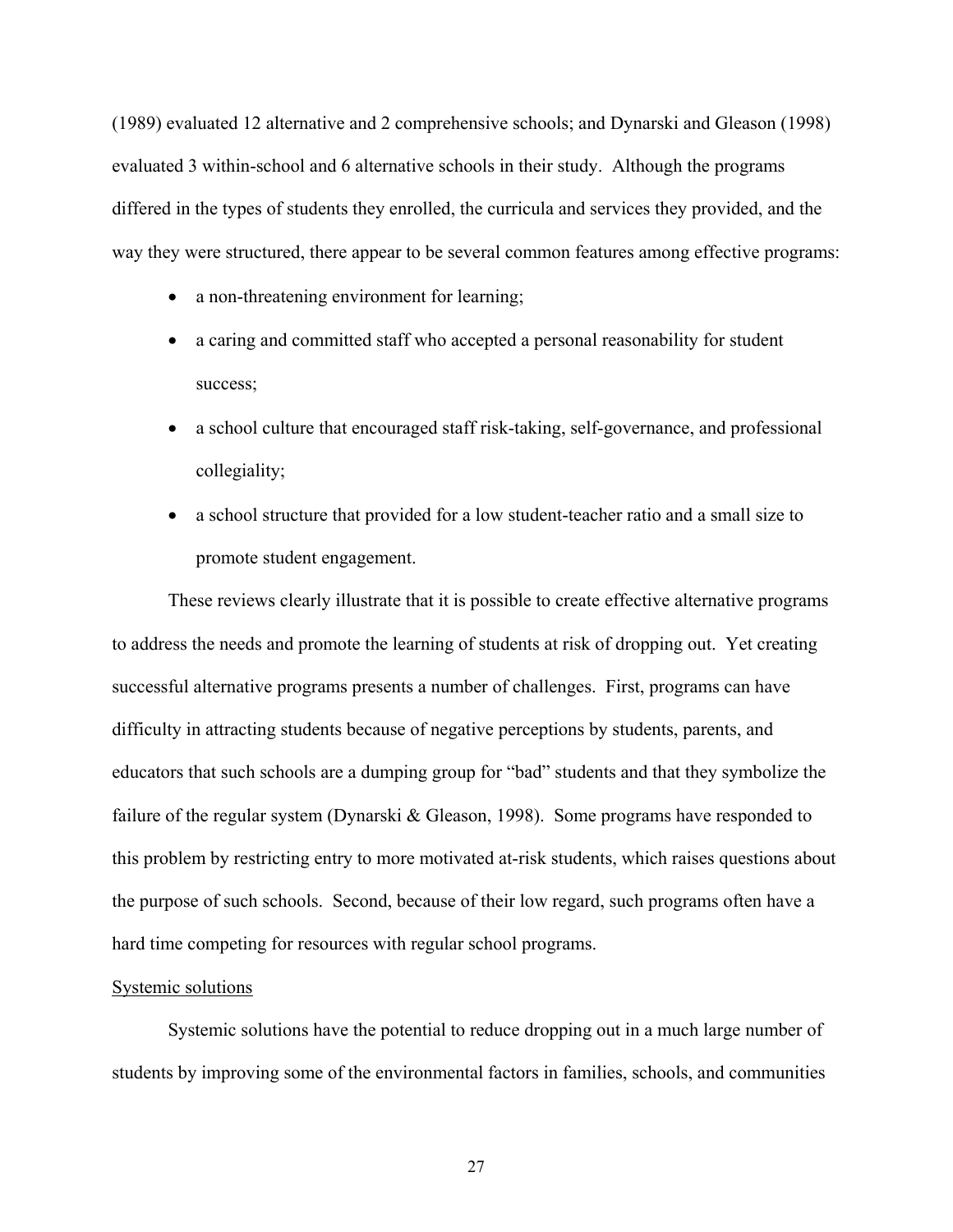(1989) evaluated 12 alternative and 2 comprehensive schools; and Dynarski and Gleason (1998) evaluated 3 within-school and 6 alternative schools in their study. Although the programs differed in the types of students they enrolled, the curricula and services they provided, and the way they were structured, there appear to be several common features among effective programs:

- a non-threatening environment for learning;
- a caring and committed staff who accepted a personal reasonability for student success;
- a school culture that encouraged staff risk-taking, self-governance, and professional collegiality;
- a school structure that provided for a low student-teacher ratio and a small size to promote student engagement.

These reviews clearly illustrate that it is possible to create effective alternative programs to address the needs and promote the learning of students at risk of dropping out. Yet creating successful alternative programs presents a number of challenges. First, programs can have difficulty in attracting students because of negative perceptions by students, parents, and educators that such schools are a dumping group for "bad" students and that they symbolize the failure of the regular system (Dynarski & Gleason, 1998). Some programs have responded to this problem by restricting entry to more motivated at-risk students, which raises questions about the purpose of such schools. Second, because of their low regard, such programs often have a hard time competing for resources with regular school programs.

<u>Systemic solutions</u>

Systemic solutions have the potential to reduce dropping out in a much large number of students by improving some of the environmental factors in families, schools, and communities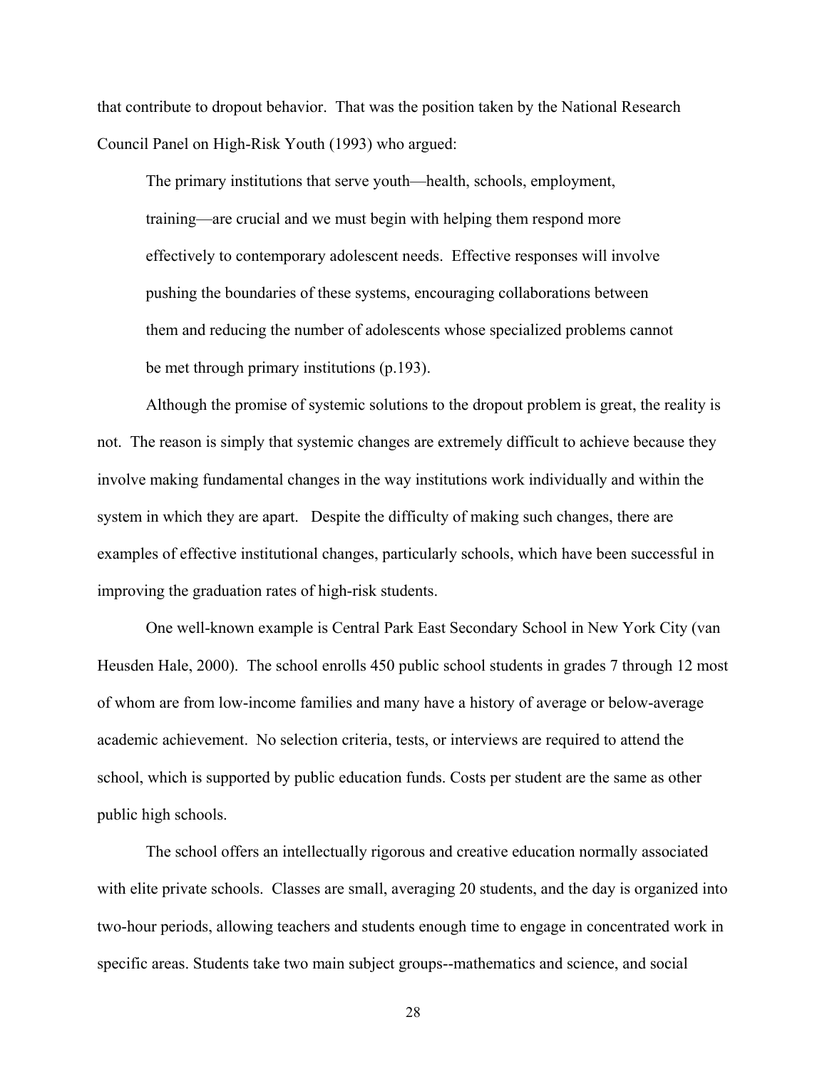that contribute to dropout behavior. That was the position taken by the National Research Council Panel on High-Risk Youth (1993) who argued:

> The primary institutions that serve youth—health, schools, employment, training—are crucial and we must begin with helping them respond more effectively to contemporary adolescent needs. Effective responses will involve pushing the boundaries of these systems, encouraging collaborations between them and reducing the number of adolescents whose specialized problems cannot be met through primary institutions (p.193).

Although the promise of systemic solutions to the dropout problem is great, the reality is not. The reason is simply that systemic changes are extremely difficult to achieve because they involve making fundamental changes in the way institutions work individually and within the system in which they are apart. Despite the difficulty of making such changes, there are examples of effective institutional changes, particularly schools, which have been successful in improving the graduation rates of high-risk students.

One well-known example is Central Park East Secondary School in New York City (van Heusden Hale, 2000). The school enrolls 450 public school students in grades 7 through 12 most of whom are from low-income families and many have a history of average or below-average academic achievement. No selection criteria, tests, or interviews are required to attend the school, which is supported by public education funds. Costs per student are the same as other public high schools.

The school offers an intellectually rigorous and creative education normally associated with elite private schools. Classes are small, averaging 20 students, and the day is organized into two-hour periods, allowing teachers and students enough time to engage in concentrated work in specific areas. Students take two main subject groups--mathematics and science, and social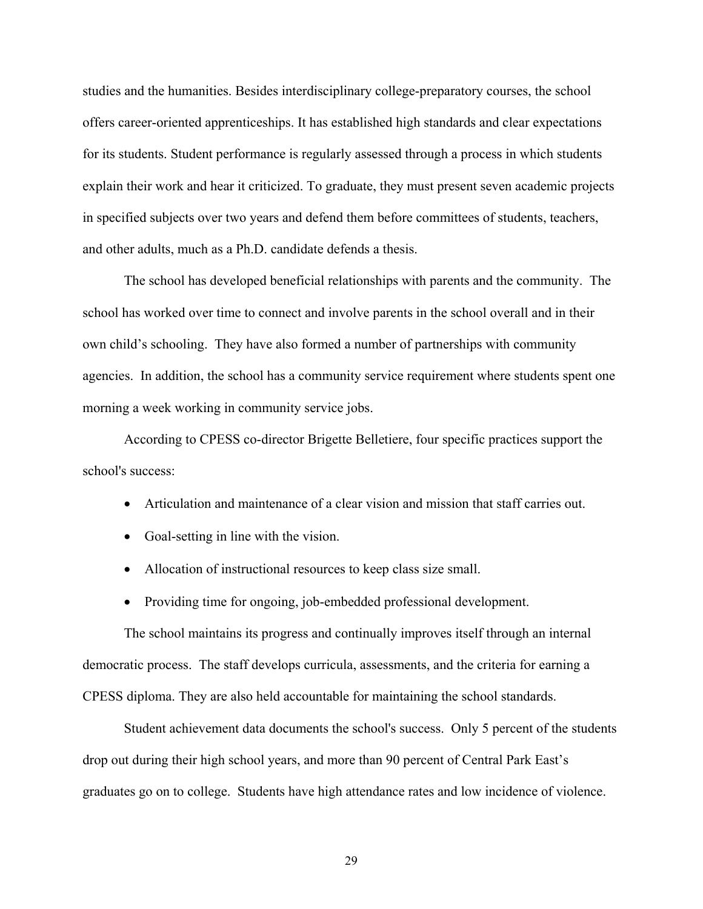studies and the humanities. Besides interdisciplinary college-preparatory courses, the school offers career-oriented apprenticeships. It has established high standards and clear expectations for its students. Student performance is regularly assessed through a process in which students explain their work and hear it criticized. To graduate, they must present seven academic projects in specified subjects over two years and defend them before committees of students, teachers, and other adults, much as a Ph.D. candidate defends a thesis.

The school has developed beneficial relationships with parents and the community. The school has worked over time to connect and involve parents in the school overall and in their own child's schooling. They have also formed a number of partnerships with community agencies. In addition, the school has a community service requirement where students spent one morning a week working in community service jobs.

According to CPESS co-director Brigette Belletiere, four specific practices support the school's success:

- Articulation and maintenance of a clear vision and mission that staff carries out.
- Goal-setting in line with the vision.
- Allocation of instructional resources to keep class size small.
- Providing time for ongoing, job-embedded professional development.

The school maintains its progress and continually improves itself through an internal democratic process. The staff develops curricula, assessments, and the criteria for earning a CPESS diploma. They are also held accountable for maintaining the school standards.

Student achievement data documents the school's success. Only 5 percent of the students drop out during their high school years, and more than 90 percent of Central Park East's graduates go on to college. Students have high attendance rates and low incidence of violence.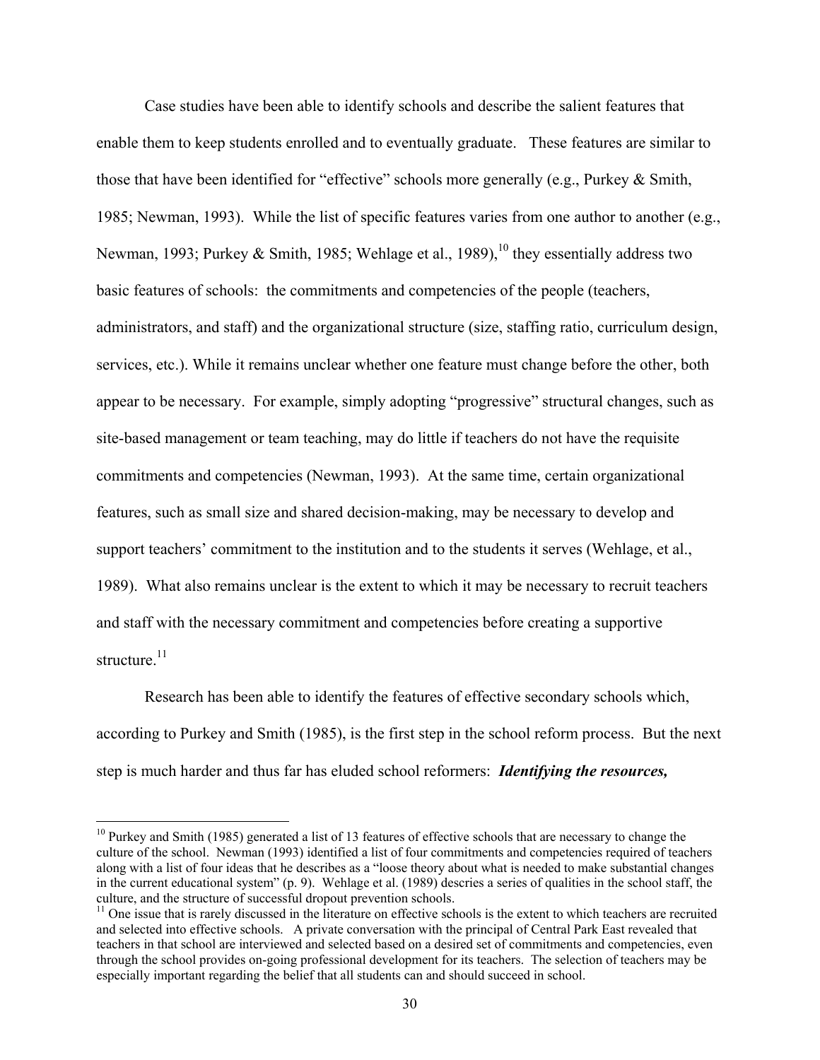Case studies have been able to identify schools and describe the salient features that enable them to keep students enrolled and to eventually graduate. These features are similar to those that have been identified for "effective" schools more generally (e.g., Purkey & Smith, 1985; Newman, 1993). While the list of specific features varies from one author to another (e.g., Newman, 1993; Purkey & Smith, 1985; Wehlage et al., 1989),[10] they essentially address two basic features of schools: the commitments and competencies of the people (teachers, administrators, and staff) and the organizational structure (size, staffing ratio, curriculum design, services, etc.). While it remains unclear whether one feature must change before the other, both appear to be necessary. For example, simply adopting "progressive" structural changes, such as site-based management or team teaching, may do little if teachers do not have the requisite commitments and competencies (Newman, 1993). At the same time, certain organizational features, such as small size and shared decision-making, may be necessary to develop and support teachers' commitment to the institution and to the students it serves (Wehlage, et al., 1989). What also remains unclear is the extent to which it may be necessary to recruit teachers and staff with the necessary commitment and competencies before creating a supportive structure.[11]

Research has been able to identify the features of effective secondary schools which, according to Purkey and Smith (1985), is the first step in the school reform process. But the next step is much harder and thus far has eluded school reformers: ***Identifying the resources,***

[10] Purkey and Smith (1985) generated a list of 13 features of effective schools that are necessary to change the culture of the school. Newman (1993) identified a list of four commitments and competencies required of teachers along with a list of four ideas that he describes as a "loose theory about what is needed to make substantial changes in the current educational system" (p. 9). Wehlage et al. (1989) descries a series of qualities in the school staff, the culture, and the structure of successful dropout prevention schools.

[11] One issue that is rarely discussed in the literature on effective schools is the extent to which teachers are recruited and selected into effective schools. A private conversation with the principal of Central Park East revealed that teachers in that school are interviewed and selected based on a desired set of commitments and competencies, even through the school provides on-going professional development for its teachers. The selection of teachers may be especially important regarding the belief that all students can and should succeed in school.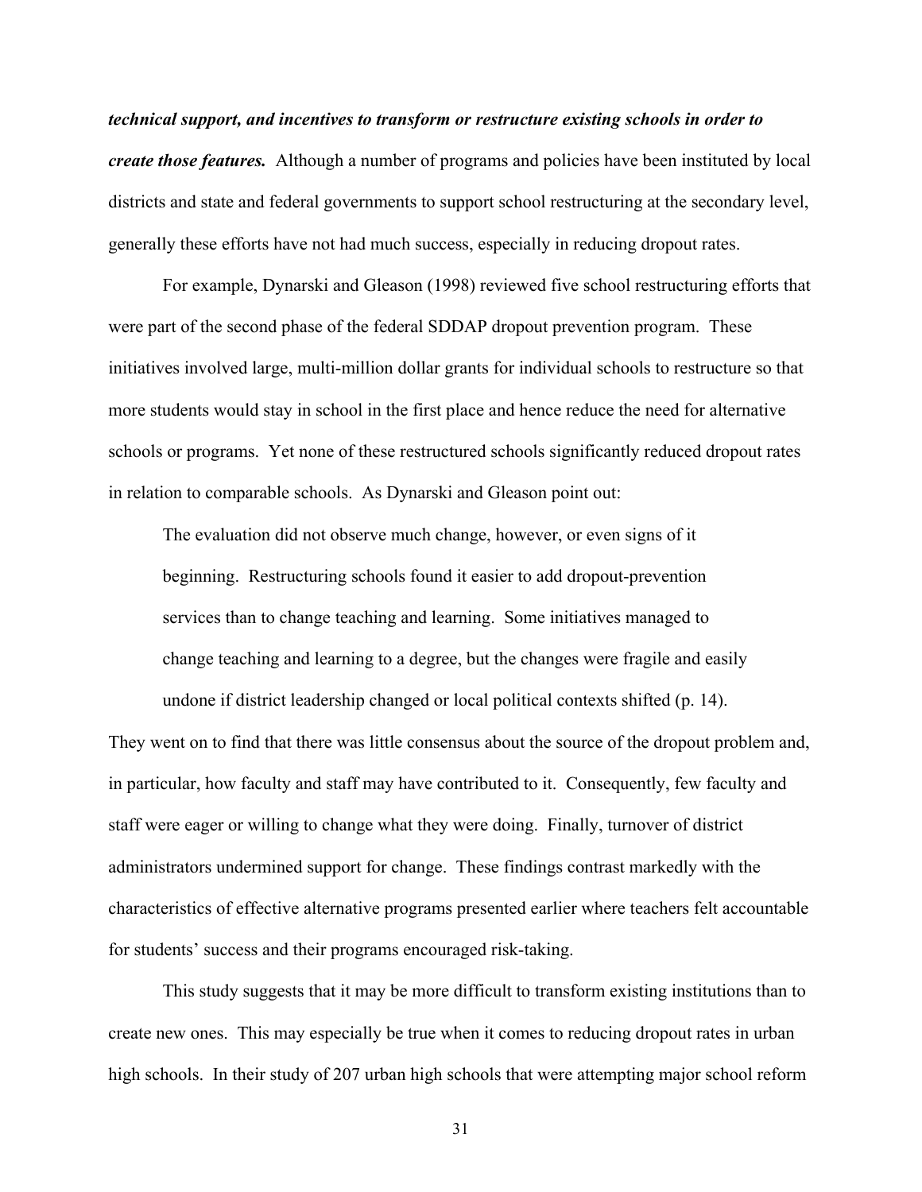***technical support, and incentives to transform or restructure existing schools in order to create those features.*** Although a number of programs and policies have been instituted by local districts and state and federal governments to support school restructuring at the secondary level, generally these efforts have not had much success, especially in reducing dropout rates.

For example, Dynarski and Gleason (1998) reviewed five school restructuring efforts that were part of the second phase of the federal SDDAP dropout prevention program. These initiatives involved large, multi-million dollar grants for individual schools to restructure so that more students would stay in school in the first place and hence reduce the need for alternative schools or programs. Yet none of these restructured schools significantly reduced dropout rates in relation to comparable schools. As Dynarski and Gleason point out:

> The evaluation did not observe much change, however, or even signs of it beginning. Restructuring schools found it easier to add dropout-prevention services than to change teaching and learning. Some initiatives managed to change teaching and learning to a degree, but the changes were fragile and easily undone if district leadership changed or local political contexts shifted (p. 14).

They went on to find that there was little consensus about the source of the dropout problem and, in particular, how faculty and staff may have contributed to it. Consequently, few faculty and staff were eager or willing to change what they were doing. Finally, turnover of district administrators undermined support for change. These findings contrast markedly with the characteristics of effective alternative programs presented earlier where teachers felt accountable for students' success and their programs encouraged risk-taking.

This study suggests that it may be more difficult to transform existing institutions than to create new ones. This may especially be true when it comes to reducing dropout rates in urban high schools. In their study of 207 urban high schools that were attempting major school reform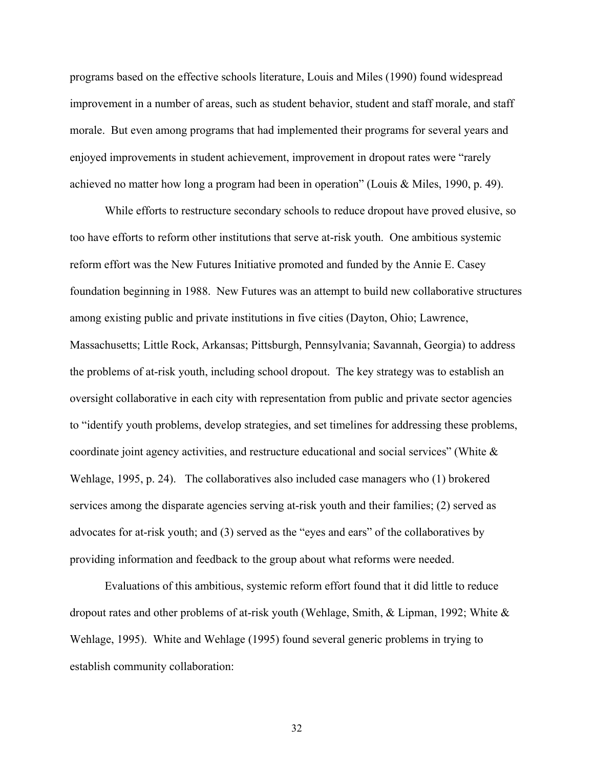programs based on the effective schools literature, Louis and Miles (1990) found widespread improvement in a number of areas, such as student behavior, student and staff morale, and staff morale. But even among programs that had implemented their programs for several years and enjoyed improvements in student achievement, improvement in dropout rates were "rarely achieved no matter how long a program had been in operation" (Louis & Miles, 1990, p. 49).

While efforts to restructure secondary schools to reduce dropout have proved elusive, so too have efforts to reform other institutions that serve at-risk youth. One ambitious systemic reform effort was the New Futures Initiative promoted and funded by the Annie E. Casey foundation beginning in 1988. New Futures was an attempt to build new collaborative structures among existing public and private institutions in five cities (Dayton, Ohio; Lawrence, Massachusetts; Little Rock, Arkansas; Pittsburgh, Pennsylvania; Savannah, Georgia) to address the problems of at-risk youth, including school dropout. The key strategy was to establish an oversight collaborative in each city with representation from public and private sector agencies to "identify youth problems, develop strategies, and set timelines for addressing these problems, coordinate joint agency activities, and restructure educational and social services" (White & Wehlage, 1995, p. 24). The collaboratives also included case managers who (1) brokered services among the disparate agencies serving at-risk youth and their families; (2) served as advocates for at-risk youth; and (3) served as the "eyes and ears" of the collaboratives by providing information and feedback to the group about what reforms were needed.

Evaluations of this ambitious, systemic reform effort found that it did little to reduce dropout rates and other problems of at-risk youth (Wehlage, Smith, & Lipman, 1992; White & Wehlage, 1995). White and Wehlage (1995) found several generic problems in trying to establish community collaboration: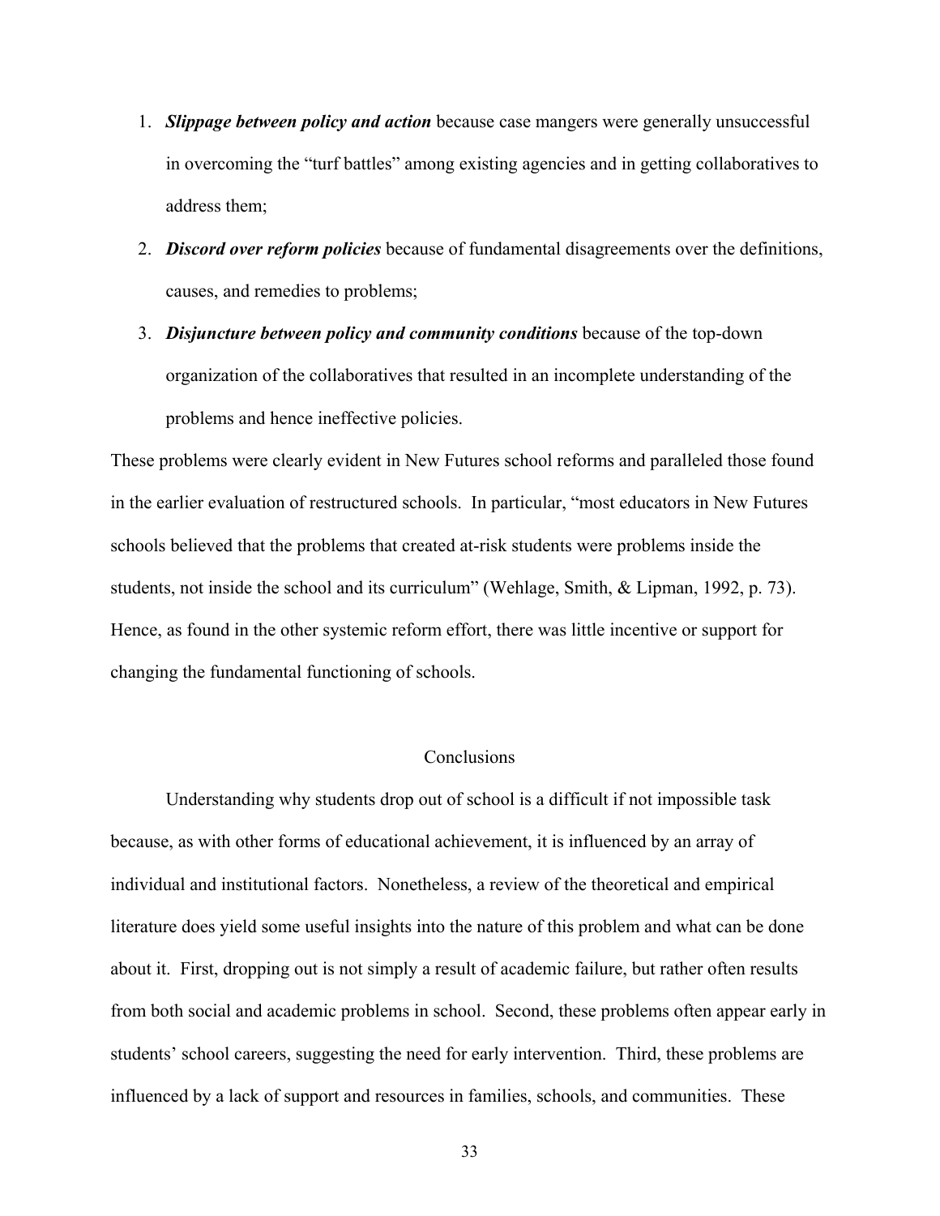1. ***Slippage between policy and action*** because case mangers were generally unsuccessful in overcoming the "turf battles" among existing agencies and in getting collaboratives to address them;
2. ***Discord over reform policies*** because of fundamental disagreements over the definitions, causes, and remedies to problems;
3. ***Disjuncture between policy and community conditions*** because of the top-down organization of the collaboratives that resulted in an incomplete understanding of the problems and hence ineffective policies.

These problems were clearly evident in New Futures school reforms and paralleled those found in the earlier evaluation of restructured schools. In particular, "most educators in New Futures schools believed that the problems that created at-risk students were problems inside the students, not inside the school and its curriculum" (Wehlage, Smith, & Lipman, 1992, p. 73). Hence, as found in the other systemic reform effort, there was little incentive or support for changing the fundamental functioning of schools.

## Conclusions

Understanding why students drop out of school is a difficult if not impossible task because, as with other forms of educational achievement, it is influenced by an array of individual and institutional factors. Nonetheless, a review of the theoretical and empirical literature does yield some useful insights into the nature of this problem and what can be done about it. First, dropping out is not simply a result of academic failure, but rather often results from both social and academic problems in school. Second, these problems often appear early in students' school careers, suggesting the need for early intervention. Third, these problems are influenced by a lack of support and resources in families, schools, and communities. These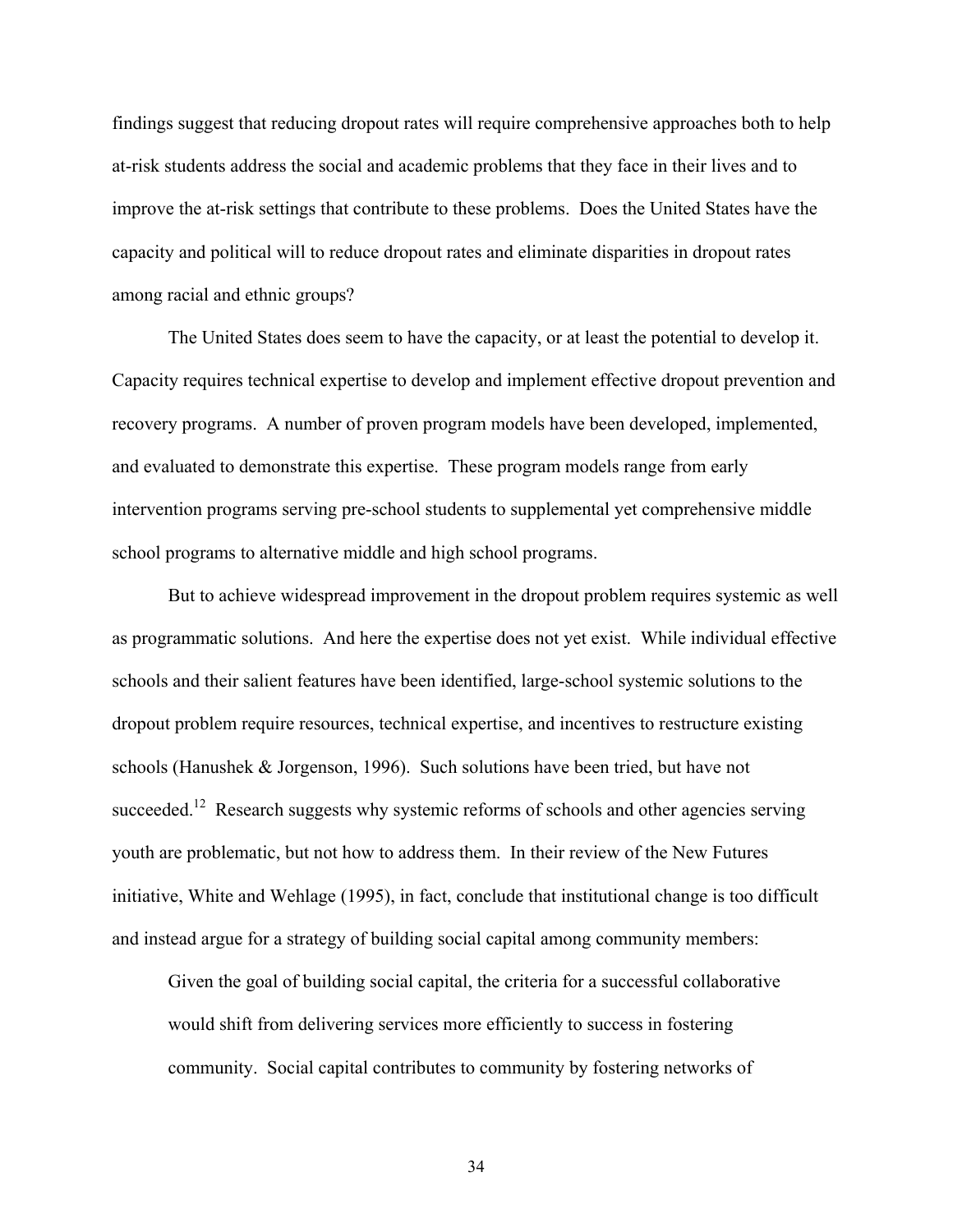findings suggest that reducing dropout rates will require comprehensive approaches both to help at-risk students address the social and academic problems that they face in their lives and to improve the at-risk settings that contribute to these problems. Does the United States have the capacity and political will to reduce dropout rates and eliminate disparities in dropout rates among racial and ethnic groups?

The United States does seem to have the capacity, or at least the potential to develop it. Capacity requires technical expertise to develop and implement effective dropout prevention and recovery programs. A number of proven program models have been developed, implemented, and evaluated to demonstrate this expertise. These program models range from early intervention programs serving pre-school students to supplemental yet comprehensive middle school programs to alternative middle and high school programs.

But to achieve widespread improvement in the dropout problem requires systemic as well as programmatic solutions. And here the expertise does not yet exist. While individual effective schools and their salient features have been identified, large-school systemic solutions to the dropout problem require resources, technical expertise, and incentives to restructure existing schools (Hanushek & Jorgenson, 1996). Such solutions have been tried, but have not succeeded.[12] Research suggests why systemic reforms of schools and other agencies serving youth are problematic, but not how to address them. In their review of the New Futures initiative, White and Wehlage (1995), in fact, conclude that institutional change is too difficult and instead argue for a strategy of building social capital among community members:

> Given the goal of building social capital, the criteria for a successful collaborative would shift from delivering services more efficiently to success in fostering community. Social capital contributes to community by fostering networks of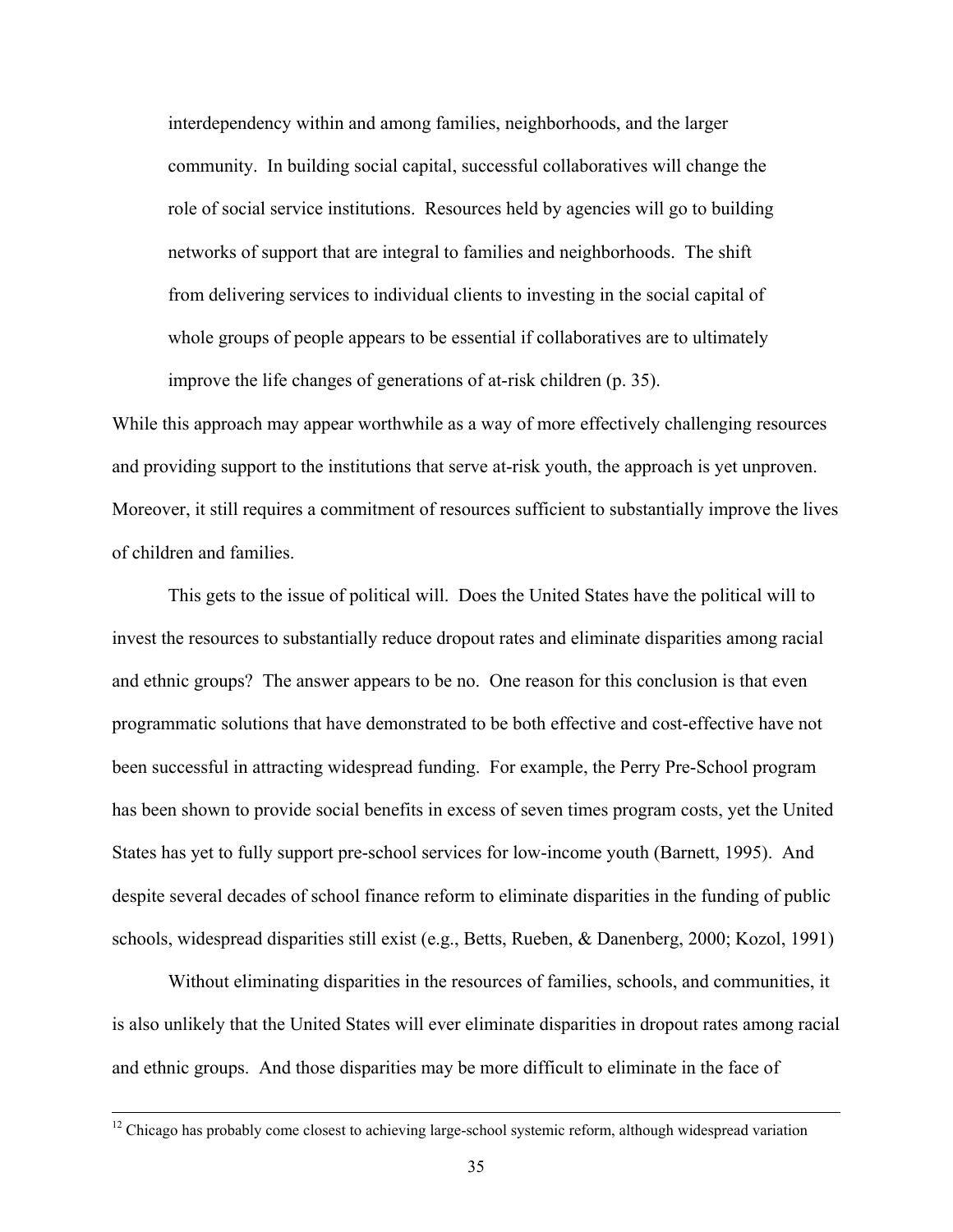> interdependency within and among families, neighborhoods, and the larger community. In building social capital, successful collaboratives will change the role of social service institutions. Resources held by agencies will go to building networks of support that are integral to families and neighborhoods. The shift from delivering services to individual clients to investing in the social capital of whole groups of people appears to be essential if collaboratives are to ultimately improve the life changes of generations of at-risk children (p. 35).

While this approach may appear worthwhile as a way of more effectively challenging resources and providing support to the institutions that serve at-risk youth, the approach is yet unproven. Moreover, it still requires a commitment of resources sufficient to substantially improve the lives of children and families.

This gets to the issue of political will. Does the United States have the political will to invest the resources to substantially reduce dropout rates and eliminate disparities among racial and ethnic groups? The answer appears to be no. One reason for this conclusion is that even programmatic solutions that have demonstrated to be both effective and cost-effective have not been successful in attracting widespread funding. For example, the Perry Pre-School program has been shown to provide social benefits in excess of seven times program costs, yet the United States has yet to fully support pre-school services for low-income youth (Barnett, 1995). And despite several decades of school finance reform to eliminate disparities in the funding of public schools, widespread disparities still exist (e.g., Betts, Rueben, & Danenberg, 2000; Kozol, 1991)

Without eliminating disparities in the resources of families, schools, and communities, it is also unlikely that the United States will ever eliminate disparities in dropout rates among racial and ethnic groups. And those disparities may be more difficult to eliminate in the face of

---

[12] Chicago has probably come closest to achieving large-school systemic reform, although widespread variation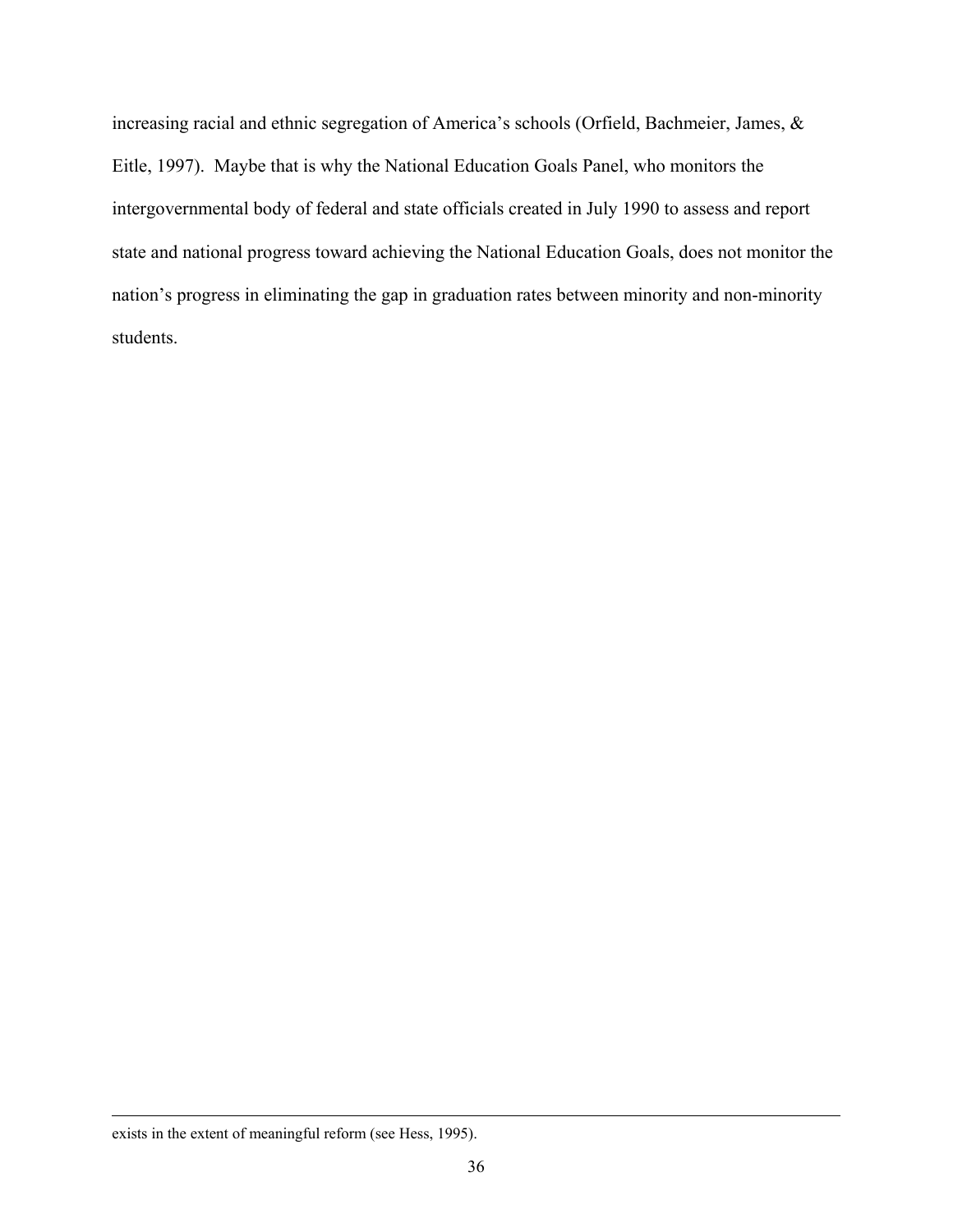increasing racial and ethnic segregation of America's schools (Orfield, Bachmeier, James, & Eitle, 1997). Maybe that is why the National Education Goals Panel, who monitors the intergovernmental body of federal and state officials created in July 1990 to assess and report state and national progress toward achieving the National Education Goals, does not monitor the nation's progress in eliminating the gap in graduation rates between minority and non-minority students.

---

exists in the extent of meaningful reform (see Hess, 1995).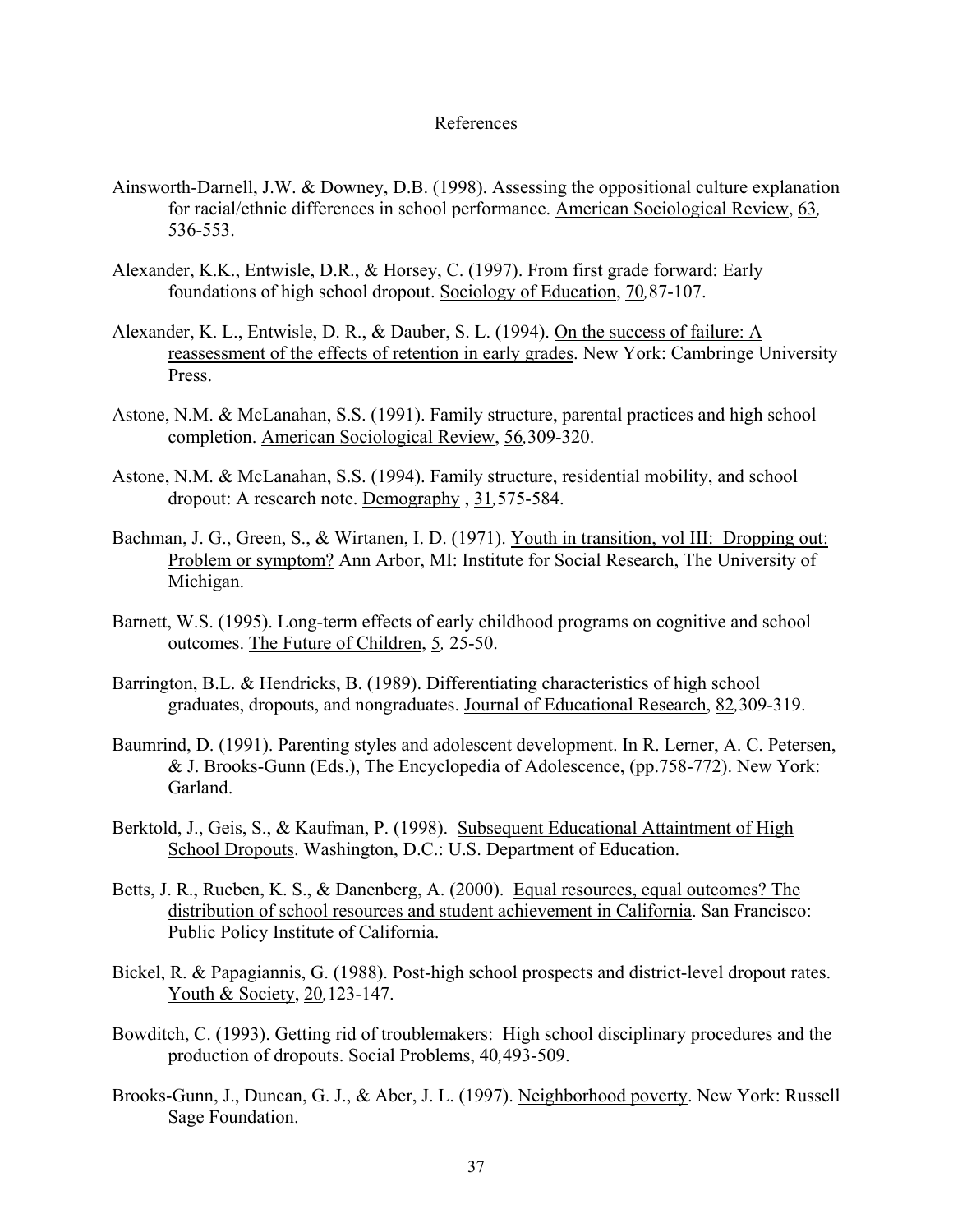# References

Ainsworth-Darnell, J.W. & Downey, D.B. (1998). Assessing the oppositional culture explanation for racial/ethnic differences in school performance. American Sociological Review, 63, 536-553.

Alexander, K.K., Entwisle, D.R., & Horsey, C. (1997). From first grade forward: Early foundations of high school dropout. Sociology of Education, 70,87-107.

Alexander, K. L., Entwisle, D. R., & Dauber, S. L. (1994). On the success of failure: A reassessment of the effects of retention in early grades. New York: Cambringe University Press.

Astone, N.M. & McLanahan, S.S. (1991). Family structure, parental practices and high school completion. American Sociological Review, 56,309-320.

Astone, N.M. & McLanahan, S.S. (1994). Family structure, residential mobility, and school dropout: A research note. Demography , 31,575-584.

Bachman, J. G., Green, S., & Wirtanen, I. D. (1971). Youth in transition, vol III: Dropping out: Problem or symptom? Ann Arbor, MI: Institute for Social Research, The University of Michigan.

Barnett, W.S. (1995). Long-term effects of early childhood programs on cognitive and school outcomes. The Future of Children, 5, 25-50.

Barrington, B.L. & Hendricks, B. (1989). Differentiating characteristics of high school graduates, dropouts, and nongraduates. Journal of Educational Research, 82,309-319.

Baumrind, D. (1991). Parenting styles and adolescent development. In R. Lerner, A. C. Petersen, & J. Brooks-Gunn (Eds.), The Encyclopedia of Adolescence, (pp.758-772). New York: Garland.

Berktold, J., Geis, S., & Kaufman, P. (1998). Subsequent Educational Attaintment of High School Dropouts. Washington, D.C.: U.S. Department of Education.

Betts, J. R., Rueben, K. S., & Danenberg, A. (2000). Equal resources, equal outcomes? The distribution of school resources and student achievement in California. San Francisco: Public Policy Institute of California.

Bickel, R. & Papagiannis, G. (1988). Post-high school prospects and district-level dropout rates. Youth & Society, 20,123-147.

Bowditch, C. (1993). Getting rid of troublemakers: High school disciplinary procedures and the production of dropouts. Social Problems, 40,493-509.

Brooks-Gunn, J., Duncan, G. J., & Aber, J. L. (1997). Neighborhood poverty. New York: Russell Sage Foundation.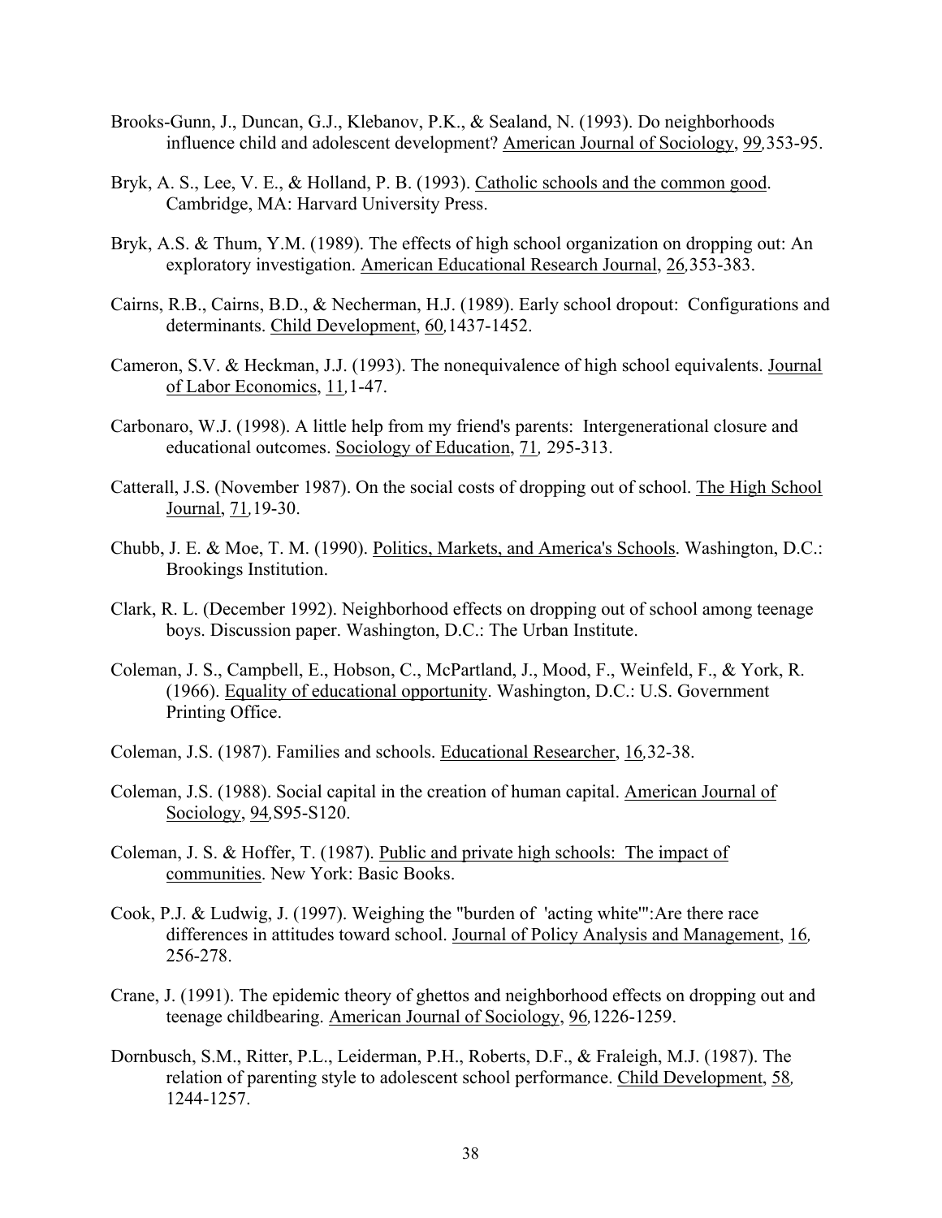Brooks-Gunn, J., Duncan, G.J., Klebanov, P.K., & Sealand, N. (1993). Do neighborhoods influence child and adolescent development? American Journal of Sociology, 99,353-95.

Bryk, A. S., Lee, V. E., & Holland, P. B. (1993). Catholic schools and the common good. Cambridge, MA: Harvard University Press.

Bryk, A.S. & Thum, Y.M. (1989). The effects of high school organization on dropping out: An exploratory investigation. American Educational Research Journal, 26,353-383.

Cairns, R.B., Cairns, B.D., & Necherman, H.J. (1989). Early school dropout: Configurations and determinants. Child Development, 60,1437-1452.

Cameron, S.V. & Heckman, J.J. (1993). The nonequivalence of high school equivalents. Journal of Labor Economics, 11,1-47.

Carbonaro, W.J. (1998). A little help from my friend's parents: Intergenerational closure and educational outcomes. Sociology of Education, 71, 295-313.

Catterall, J.S. (November 1987). On the social costs of dropping out of school. The High School Journal, 71,19-30.

Chubb, J. E. & Moe, T. M. (1990). Politics, Markets, and America's Schools. Washington, D.C.: Brookings Institution.

Clark, R. L. (December 1992). Neighborhood effects on dropping out of school among teenage boys. Discussion paper. Washington, D.C.: The Urban Institute.

Coleman, J. S., Campbell, E., Hobson, C., McPartland, J., Mood, F., Weinfeld, F., & York, R. (1966). Equality of educational opportunity. Washington, D.C.: U.S. Government Printing Office.

Coleman, J.S. (1987). Families and schools. Educational Researcher, 16,32-38.

Coleman, J.S. (1988). Social capital in the creation of human capital. American Journal of Sociology, 94,S95-S120.

Coleman, J. S. & Hoffer, T. (1987). Public and private high schools: The impact of communities. New York: Basic Books.

Cook, P.J. & Ludwig, J. (1997). Weighing the "burden of 'acting white'":Are there race differences in attitudes toward school. Journal of Policy Analysis and Management, 16, 256-278.

Crane, J. (1991). The epidemic theory of ghettos and neighborhood effects on dropping out and teenage childbearing. American Journal of Sociology, 96,1226-1259.

Dornbusch, S.M., Ritter, P.L., Leiderman, P.H., Roberts, D.F., & Fraleigh, M.J. (1987). The relation of parenting style to adolescent school performance. Child Development, 58, 1244-1257.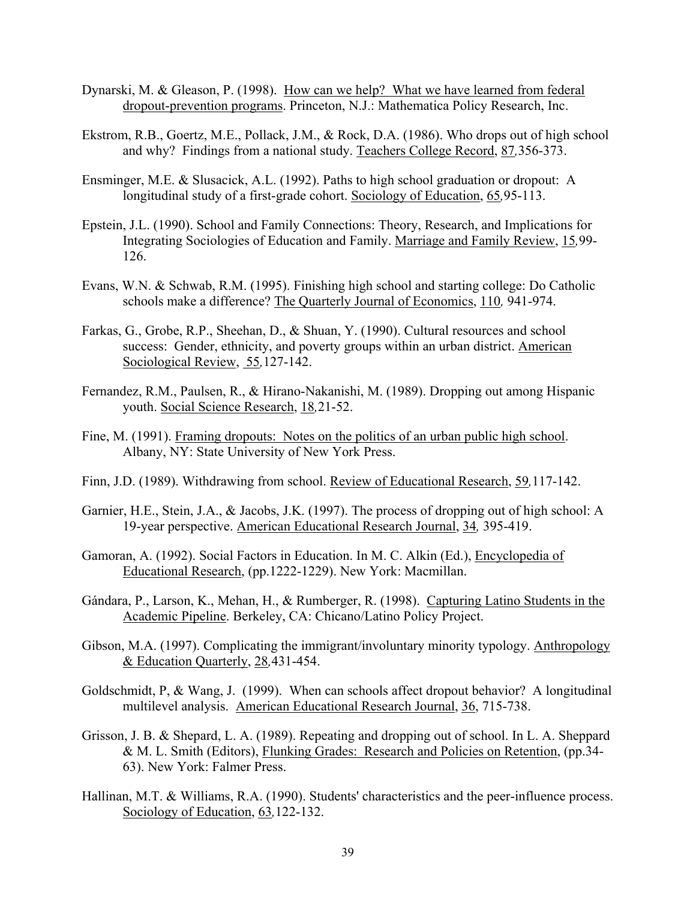Dynarski, M. & Gleason, P. (1998). How can we help? What we have learned from federal dropout-prevention programs. Princeton, N.J.: Mathematica Policy Research, Inc.

Ekstrom, R.B., Goertz, M.E., Pollack, J.M., & Rock, D.A. (1986). Who drops out of high school and why? Findings from a national study. Teachers College Record, 87,356-373.

Ensminger, M.E. & Slusacick, A.L. (1992). Paths to high school graduation or dropout: A longitudinal study of a first-grade cohort. Sociology of Education, 65,95-113.

Epstein, J.L. (1990). School and Family Connections: Theory, Research, and Implications for Integrating Sociologies of Education and Family. Marriage and Family Review, 15,99-126.

Evans, W.N. & Schwab, R.M. (1995). Finishing high school and starting college: Do Catholic schools make a difference? The Quarterly Journal of Economics, 110, 941-974.

Farkas, G., Grobe, R.P., Sheehan, D., & Shuan, Y. (1990). Cultural resources and school success: Gender, ethnicity, and poverty groups within an urban district. American Sociological Review, 55,127-142.

Fernandez, R.M., Paulsen, R., & Hirano-Nakanishi, M. (1989). Dropping out among Hispanic youth. Social Science Research, 18,21-52.

Fine, M. (1991). Framing dropouts: Notes on the politics of an urban public high school. Albany, NY: State University of New York Press.

Finn, J.D. (1989). Withdrawing from school. Review of Educational Research, 59,117-142.

Garnier, H.E., Stein, J.A., & Jacobs, J.K. (1997). The process of dropping out of high school: A 19-year perspective. American Educational Research Journal, 34, 395-419.

Gamoran, A. (1992). Social Factors in Education. In M. C. Alkin (Ed.), Encyclopedia of Educational Research, (pp.1222-1229). New York: Macmillan.

Gándara, P., Larson, K., Mehan, H., & Rumberger, R. (1998). Capturing Latino Students in the Academic Pipeline. Berkeley, CA: Chicano/Latino Policy Project.

Gibson, M.A. (1997). Complicating the immigrant/involuntary minority typology. Anthropology & Education Quarterly, 28,431-454.

Goldschmidt, P, & Wang, J. (1999). When can schools affect dropout behavior? A longitudinal multilevel analysis. American Educational Research Journal, 36, 715-738.

Grisson, J. B. & Shepard, L. A. (1989). Repeating and dropping out of school. In L. A. Sheppard & M. L. Smith (Editors), Flunking Grades: Research and Policies on Retention, (pp.34-63). New York: Falmer Press.

Hallinan, M.T. & Williams, R.A. (1990). Students' characteristics and the peer-influence process. Sociology of Education, 63,122-132.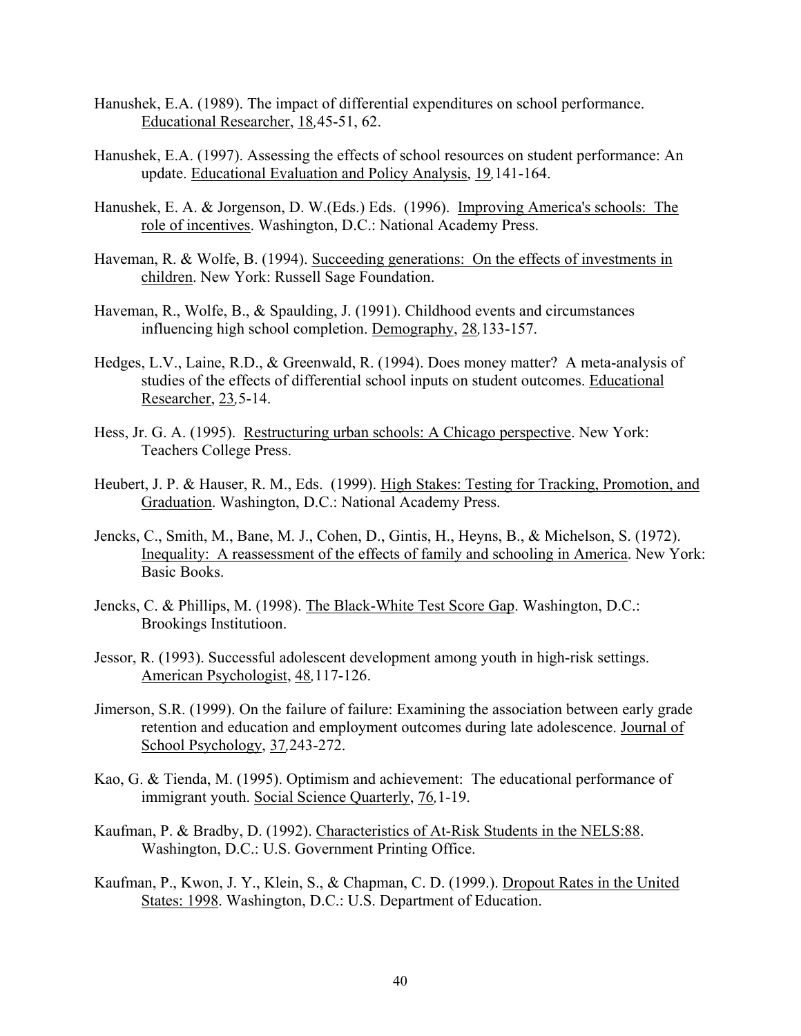Hanushek, E.A. (1989). The impact of differential expenditures on school performance. Educational Researcher, 18,45-51, 62.

Hanushek, E.A. (1997). Assessing the effects of school resources on student performance: An update. Educational Evaluation and Policy Analysis, 19,141-164.

Hanushek, E. A. & Jorgenson, D. W.(Eds.) Eds. (1996). Improving America's schools: The role of incentives. Washington, D.C.: National Academy Press.

Haveman, R. & Wolfe, B. (1994). Succeeding generations: On the effects of investments in children. New York: Russell Sage Foundation.

Haveman, R., Wolfe, B., & Spaulding, J. (1991). Childhood events and circumstances influencing high school completion. Demography, 28,133-157.

Hedges, L.V., Laine, R.D., & Greenwald, R. (1994). Does money matter? A meta-analysis of studies of the effects of differential school inputs on student outcomes. Educational Researcher, 23,5-14.

Hess, Jr. G. A. (1995). Restructuring urban schools: A Chicago perspective. New York: Teachers College Press.

Heubert, J. P. & Hauser, R. M., Eds. (1999). High Stakes: Testing for Tracking, Promotion, and Graduation. Washington, D.C.: National Academy Press.

Jencks, C., Smith, M., Bane, M. J., Cohen, D., Gintis, H., Heyns, B., & Michelson, S. (1972). Inequality: A reassessment of the effects of family and schooling in America. New York: Basic Books.

Jencks, C. & Phillips, M. (1998). The Black-White Test Score Gap. Washington, D.C.: Brookings Institutioon.

Jessor, R. (1993). Successful adolescent development among youth in high-risk settings. American Psychologist, 48,117-126.

Jimerson, S.R. (1999). On the failure of failure: Examining the association between early grade retention and education and employment outcomes during late adolescence. Journal of School Psychology, 37,243-272.

Kao, G. & Tienda, M. (1995). Optimism and achievement: The educational performance of immigrant youth. Social Science Quarterly, 76,1-19.

Kaufman, P. & Bradby, D. (1992). Characteristics of At-Risk Students in the NELS:88. Washington, D.C.: U.S. Government Printing Office.

Kaufman, P., Kwon, J. Y., Klein, S., & Chapman, C. D. (1999.). Dropout Rates in the United States: 1998. Washington, D.C.: U.S. Department of Education.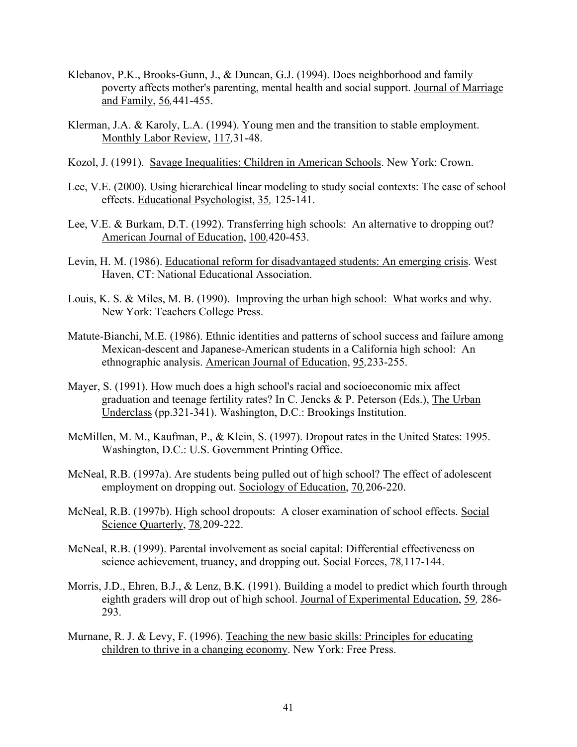Klebanov, P.K., Brooks-Gunn, J., & Duncan, G.J. (1994). Does neighborhood and family poverty affects mother's parenting, mental health and social support. Journal of Marriage and Family, 56,441-455.

Klerman, J.A. & Karoly, L.A. (1994). Young men and the transition to stable employment. Monthly Labor Review, 117,31-48.

Kozol, J. (1991). Savage Inequalities: Children in American Schools. New York: Crown.

Lee, V.E. (2000). Using hierarchical linear modeling to study social contexts: The case of school effects. Educational Psychologist, 35, 125-141.

Lee, V.E. & Burkam, D.T. (1992). Transferring high schools: An alternative to dropping out? American Journal of Education, 100,420-453.

Levin, H. M. (1986). Educational reform for disadvantaged students: An emerging crisis. West Haven, CT: National Educational Association.

Louis, K. S. & Miles, M. B. (1990). Improving the urban high school: What works and why. New York: Teachers College Press.

Matute-Bianchi, M.E. (1986). Ethnic identities and patterns of school success and failure among Mexican-descent and Japanese-American students in a California high school: An ethnographic analysis. American Journal of Education, 95,233-255.

Mayer, S. (1991). How much does a high school's racial and socioeconomic mix affect graduation and teenage fertility rates? In C. Jencks & P. Peterson (Eds.), The Urban Underclass (pp.321-341). Washington, D.C.: Brookings Institution.

McMillen, M. M., Kaufman, P., & Klein, S. (1997). Dropout rates in the United States: 1995. Washington, D.C.: U.S. Government Printing Office.

McNeal, R.B. (1997a). Are students being pulled out of high school? The effect of adolescent employment on dropping out. Sociology of Education, 70,206-220.

McNeal, R.B. (1997b). High school dropouts: A closer examination of school effects. Social Science Quarterly, 78,209-222.

McNeal, R.B. (1999). Parental involvement as social capital: Differential effectiveness on science achievement, truancy, and dropping out. Social Forces, 78,117-144.

Morris, J.D., Ehren, B.J., & Lenz, B.K. (1991). Building a model to predict which fourth through eighth graders will drop out of high school. Journal of Experimental Education, 59, 286-293.

Murnane, R. J. & Levy, F. (1996). Teaching the new basic skills: Principles for educating children to thrive in a changing economy. New York: Free Press.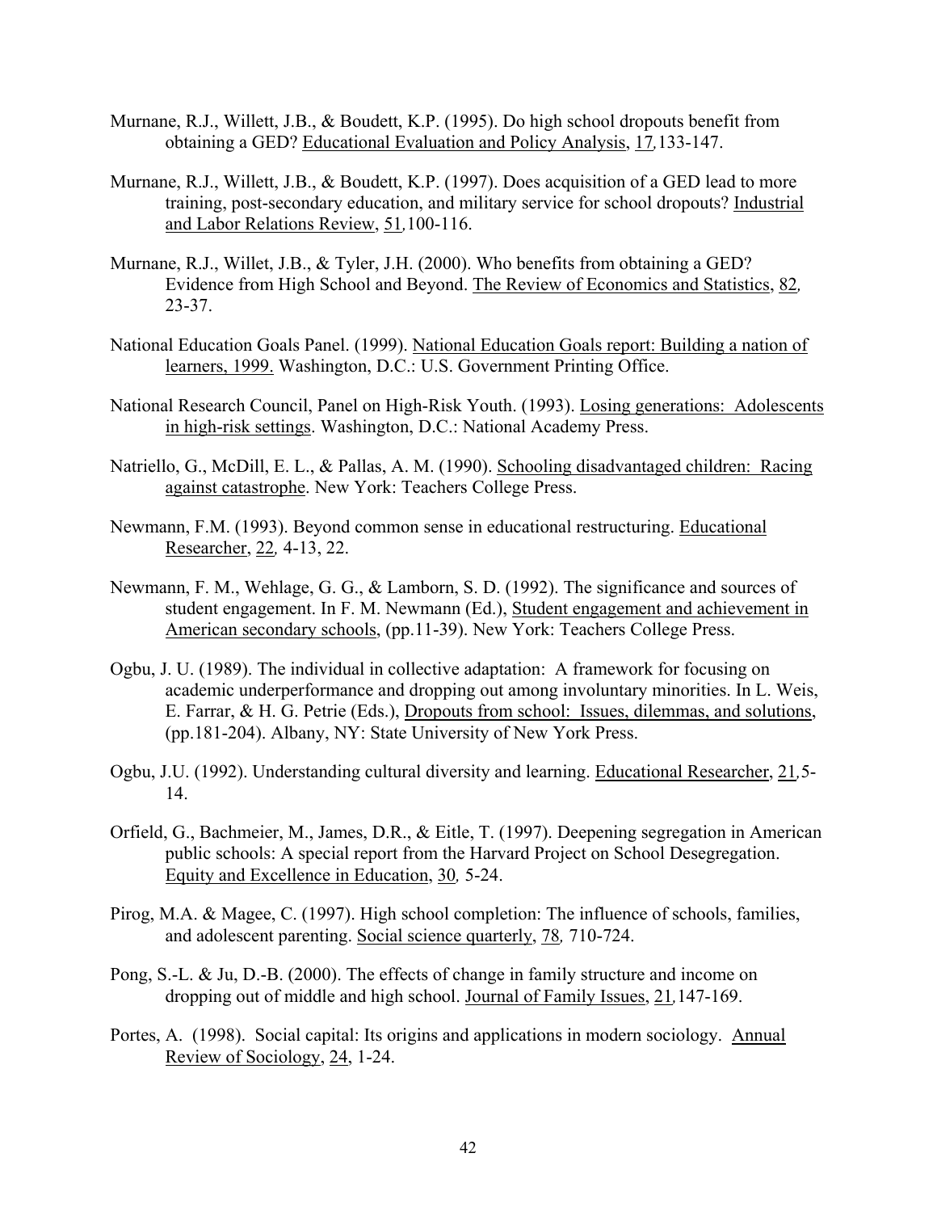Murnane, R.J., Willett, J.B., & Boudett, K.P. (1995). Do high school dropouts benefit from obtaining a GED? Educational Evaluation and Policy Analysis, 17,133-147.

Murnane, R.J., Willett, J.B., & Boudett, K.P. (1997). Does acquisition of a GED lead to more training, post-secondary education, and military service for school dropouts? Industrial and Labor Relations Review, 51,100-116.

Murnane, R.J., Willet, J.B., & Tyler, J.H. (2000). Who benefits from obtaining a GED? Evidence from High School and Beyond. The Review of Economics and Statistics, 82, 23-37.

National Education Goals Panel. (1999). National Education Goals report: Building a nation of learners, 1999. Washington, D.C.: U.S. Government Printing Office.

National Research Council, Panel on High-Risk Youth. (1993). Losing generations: Adolescents in high-risk settings. Washington, D.C.: National Academy Press.

Natriello, G., McDill, E. L., & Pallas, A. M. (1990). Schooling disadvantaged children: Racing against catastrophe. New York: Teachers College Press.

Newmann, F.M. (1993). Beyond common sense in educational restructuring. Educational Researcher, 22, 4-13, 22.

Newmann, F. M., Wehlage, G. G., & Lamborn, S. D. (1992). The significance and sources of student engagement. In F. M. Newmann (Ed.), Student engagement and achievement in American secondary schools, (pp.11-39). New York: Teachers College Press.

Ogbu, J. U. (1989). The individual in collective adaptation: A framework for focusing on academic underperformance and dropping out among involuntary minorities. In L. Weis, E. Farrar, & H. G. Petrie (Eds.), Dropouts from school: Issues, dilemmas, and solutions, (pp.181-204). Albany, NY: State University of New York Press.

Ogbu, J.U. (1992). Understanding cultural diversity and learning. Educational Researcher, 21,5-14.

Orfield, G., Bachmeier, M., James, D.R., & Eitle, T. (1997). Deepening segregation in American public schools: A special report from the Harvard Project on School Desegregation. Equity and Excellence in Education, 30, 5-24.

Pirog, M.A. & Magee, C. (1997). High school completion: The influence of schools, families, and adolescent parenting. Social science quarterly, 78, 710-724.

Pong, S.-L. & Ju, D.-B. (2000). The effects of change in family structure and income on dropping out of middle and high school. Journal of Family Issues, 21,147-169.

Portes, A. (1998). Social capital: Its origins and applications in modern sociology. Annual Review of Sociology, 24, 1-24.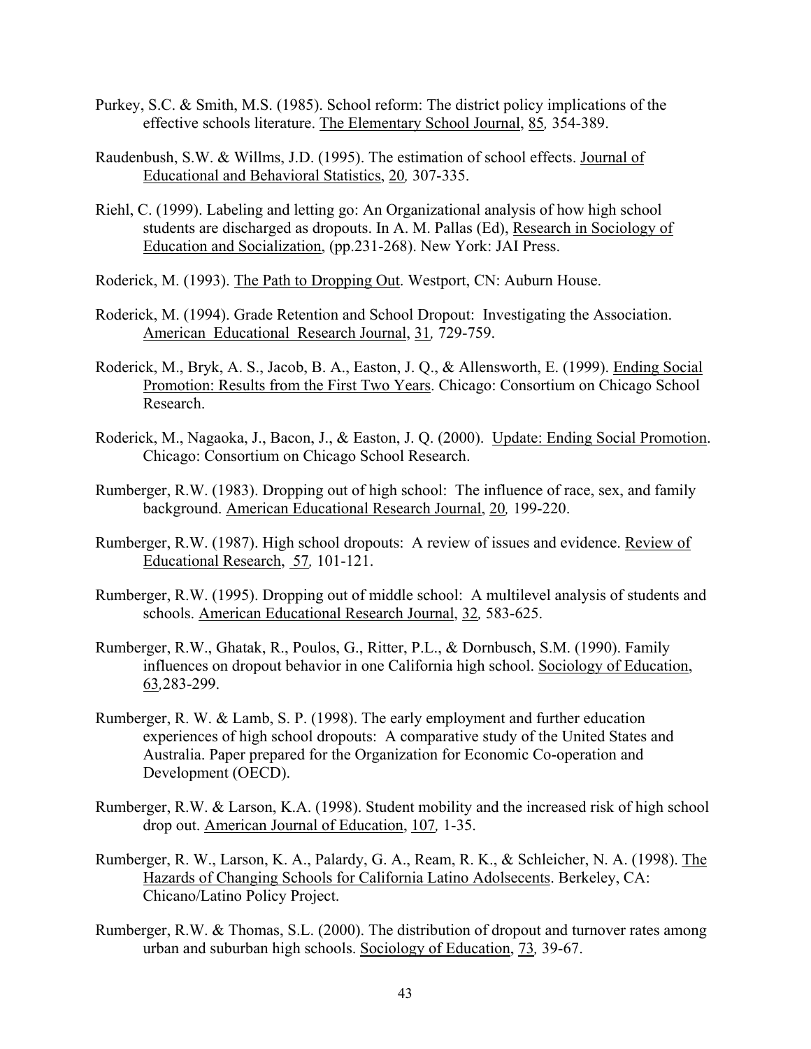Purkey, S.C. & Smith, M.S. (1985). School reform: The district policy implications of the effective schools literature. The Elementary School Journal, 85, 354-389.

Raudenbush, S.W. & Willms, J.D. (1995). The estimation of school effects. Journal of Educational and Behavioral Statistics, 20, 307-335.

Riehl, C. (1999). Labeling and letting go: An Organizational analysis of how high school students are discharged as dropouts. In A. M. Pallas (Ed), Research in Sociology of Education and Socialization, (pp.231-268). New York: JAI Press.

Roderick, M. (1993). The Path to Dropping Out. Westport, CN: Auburn House.

Roderick, M. (1994). Grade Retention and School Dropout: Investigating the Association. American Educational Research Journal, 31, 729-759.

Roderick, M., Bryk, A. S., Jacob, B. A., Easton, J. Q., & Allensworth, E. (1999). Ending Social Promotion: Results from the First Two Years. Chicago: Consortium on Chicago School Research.

Roderick, M., Nagaoka, J., Bacon, J., & Easton, J. Q. (2000). Update: Ending Social Promotion. Chicago: Consortium on Chicago School Research.

Rumberger, R.W. (1983). Dropping out of high school: The influence of race, sex, and family background. American Educational Research Journal, 20, 199-220.

Rumberger, R.W. (1987). High school dropouts: A review of issues and evidence. Review of Educational Research, 57, 101-121.

Rumberger, R.W. (1995). Dropping out of middle school: A multilevel analysis of students and schools. American Educational Research Journal, 32, 583-625.

Rumberger, R.W., Ghatak, R., Poulos, G., Ritter, P.L., & Dornbusch, S.M. (1990). Family influences on dropout behavior in one California high school. Sociology of Education, 63,283-299.

Rumberger, R. W. & Lamb, S. P. (1998). The early employment and further education experiences of high school dropouts: A comparative study of the United States and Australia. Paper prepared for the Organization for Economic Co-operation and Development (OECD).

Rumberger, R.W. & Larson, K.A. (1998). Student mobility and the increased risk of high school drop out. American Journal of Education, 107, 1-35.

Rumberger, R. W., Larson, K. A., Palardy, G. A., Ream, R. K., & Schleicher, N. A. (1998). The Hazards of Changing Schools for California Latino Adolsecents. Berkeley, CA: Chicano/Latino Policy Project.

Rumberger, R.W. & Thomas, S.L. (2000). The distribution of dropout and turnover rates among urban and suburban high schools. Sociology of Education, 73, 39-67.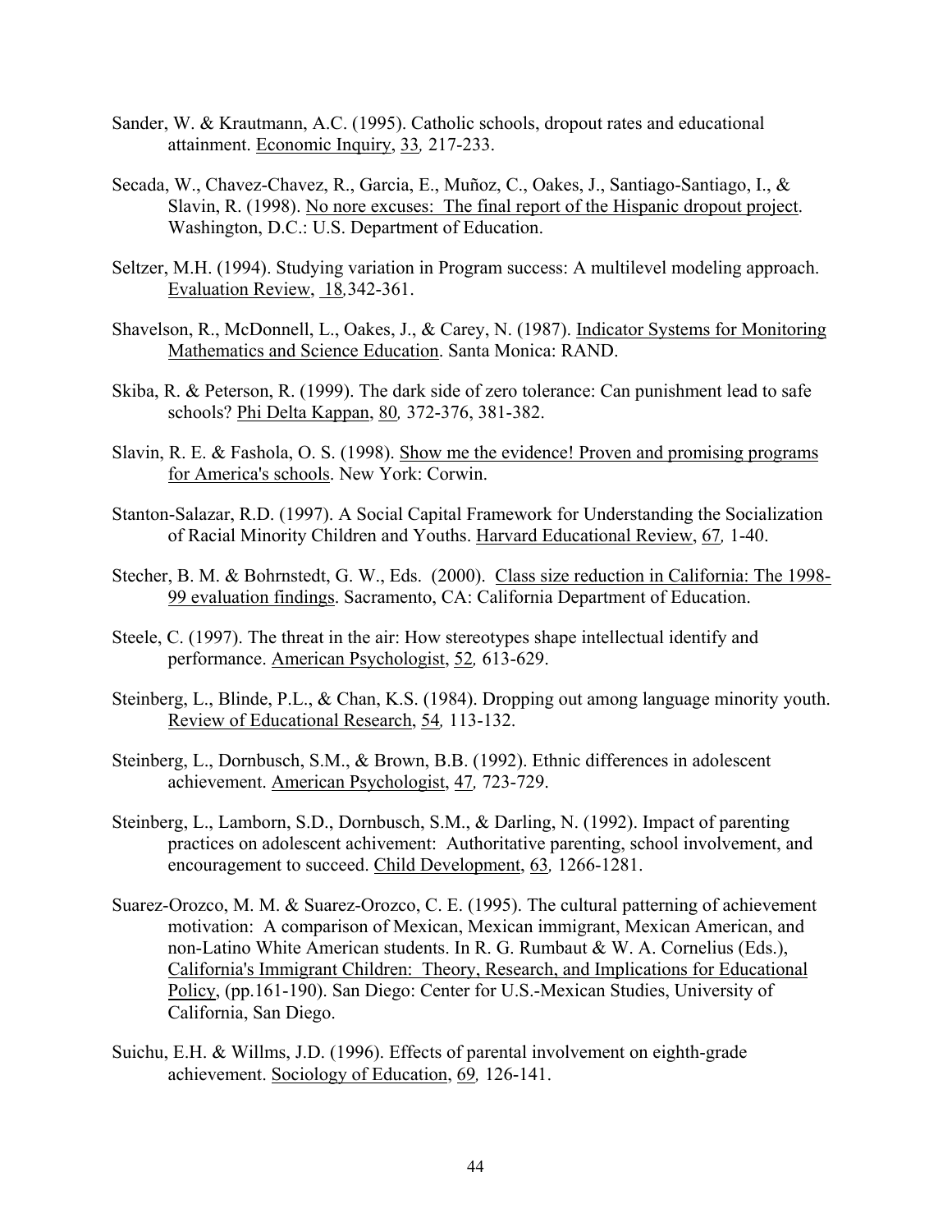Sander, W. & Krautmann, A.C. (1995). Catholic schools, dropout rates and educational attainment. Economic Inquiry, 33, 217-233.

Secada, W., Chavez-Chavez, R., Garcia, E., Muñoz, C., Oakes, J., Santiago-Santiago, I., & Slavin, R. (1998). No nore excuses: The final report of the Hispanic dropout project. Washington, D.C.: U.S. Department of Education.

Seltzer, M.H. (1994). Studying variation in Program success: A multilevel modeling approach. Evaluation Review, 18, 342-361.

Shavelson, R., McDonnell, L., Oakes, J., & Carey, N. (1987). Indicator Systems for Monitoring Mathematics and Science Education. Santa Monica: RAND.

Skiba, R. & Peterson, R. (1999). The dark side of zero tolerance: Can punishment lead to safe schools? Phi Delta Kappan, 80, 372-376, 381-382.

Slavin, R. E. & Fashola, O. S. (1998). Show me the evidence! Proven and promising programs for America's schools. New York: Corwin.

Stanton-Salazar, R.D. (1997). A Social Capital Framework for Understanding the Socialization of Racial Minority Children and Youths. Harvard Educational Review, 67, 1-40.

Stecher, B. M. & Bohrnstedt, G. W., Eds. (2000). Class size reduction in California: The 1998-99 evaluation findings. Sacramento, CA: California Department of Education.

Steele, C. (1997). The threat in the air: How stereotypes shape intellectual identify and performance. American Psychologist, 52, 613-629.

Steinberg, L., Blinde, P.L., & Chan, K.S. (1984). Dropping out among language minority youth. Review of Educational Research, 54, 113-132.

Steinberg, L., Dornbusch, S.M., & Brown, B.B. (1992). Ethnic differences in adolescent achievement. American Psychologist, 47, 723-729.

Steinberg, L., Lamborn, S.D., Dornbusch, S.M., & Darling, N. (1992). Impact of parenting practices on adolescent achivement: Authoritative parenting, school involvement, and encouragement to succeed. Child Development, 63, 1266-1281.

Suarez-Orozco, M. M. & Suarez-Orozco, C. E. (1995). The cultural patterning of achievement motivation: A comparison of Mexican, Mexican immigrant, Mexican American, and non-Latino White American students. In R. G. Rumbaut & W. A. Cornelius (Eds.), California's Immigrant Children: Theory, Research, and Implications for Educational Policy, (pp.161-190). San Diego: Center for U.S.-Mexican Studies, University of California, San Diego.

Suichu, E.H. & Willms, J.D. (1996). Effects of parental involvement on eighth-grade achievement. Sociology of Education, 69, 126-141.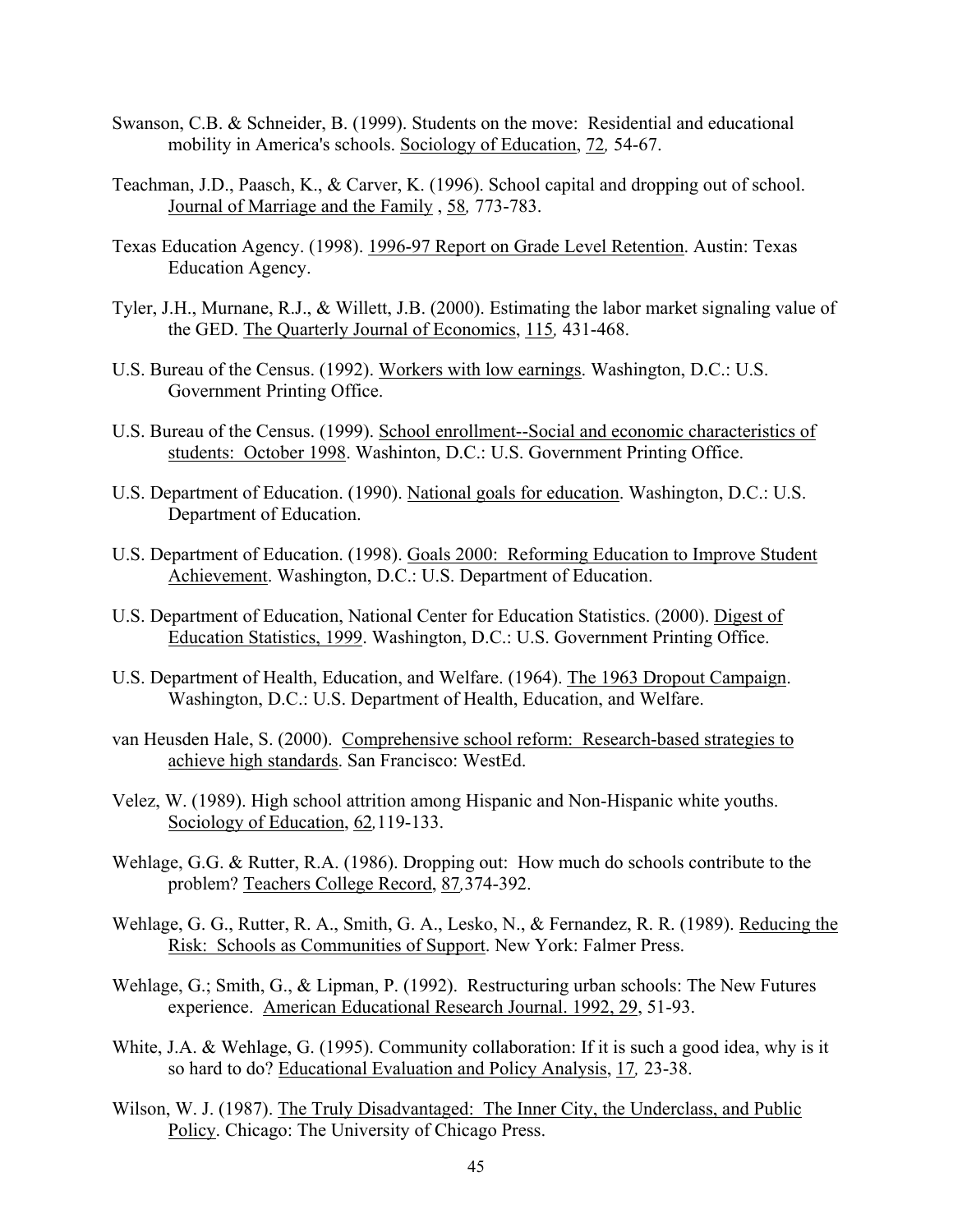Swanson, C.B. & Schneider, B. (1999). Students on the move: Residential and educational mobility in America's schools. Sociology of Education, 72, 54-67.

Teachman, J.D., Paasch, K., & Carver, K. (1996). School capital and dropping out of school. Journal of Marriage and the Family , 58, 773-783.

Texas Education Agency. (1998). 1996-97 Report on Grade Level Retention. Austin: Texas Education Agency.

Tyler, J.H., Murnane, R.J., & Willett, J.B. (2000). Estimating the labor market signaling value of the GED. The Quarterly Journal of Economics, 115, 431-468.

U.S. Bureau of the Census. (1992). Workers with low earnings. Washington, D.C.: U.S. Government Printing Office.

U.S. Bureau of the Census. (1999). School enrollment--Social and economic characteristics of students: October 1998. Washinton, D.C.: U.S. Government Printing Office.

U.S. Department of Education. (1990). National goals for education. Washington, D.C.: U.S. Department of Education.

U.S. Department of Education. (1998). Goals 2000: Reforming Education to Improve Student Achievement. Washington, D.C.: U.S. Department of Education.

U.S. Department of Education, National Center for Education Statistics. (2000). Digest of Education Statistics, 1999. Washington, D.C.: U.S. Government Printing Office.

U.S. Department of Health, Education, and Welfare. (1964). The 1963 Dropout Campaign. Washington, D.C.: U.S. Department of Health, Education, and Welfare.

van Heusden Hale, S. (2000). Comprehensive school reform: Research-based strategies to achieve high standards. San Francisco: WestEd.

Velez, W. (1989). High school attrition among Hispanic and Non-Hispanic white youths. Sociology of Education, 62,119-133.

Wehlage, G.G. & Rutter, R.A. (1986). Dropping out: How much do schools contribute to the problem? Teachers College Record, 87,374-392.

Wehlage, G. G., Rutter, R. A., Smith, G. A., Lesko, N., & Fernandez, R. R. (1989). Reducing the Risk: Schools as Communities of Support. New York: Falmer Press.

Wehlage, G.; Smith, G., & Lipman, P. (1992). Restructuring urban schools: The New Futures experience. American Educational Research Journal. 1992, 29, 51-93.

White, J.A. & Wehlage, G. (1995). Community collaboration: If it is such a good idea, why is it so hard to do? Educational Evaluation and Policy Analysis, 17, 23-38.

Wilson, W. J. (1987). The Truly Disadvantaged: The Inner City, the Underclass, and Public Policy. Chicago: The University of Chicago Press.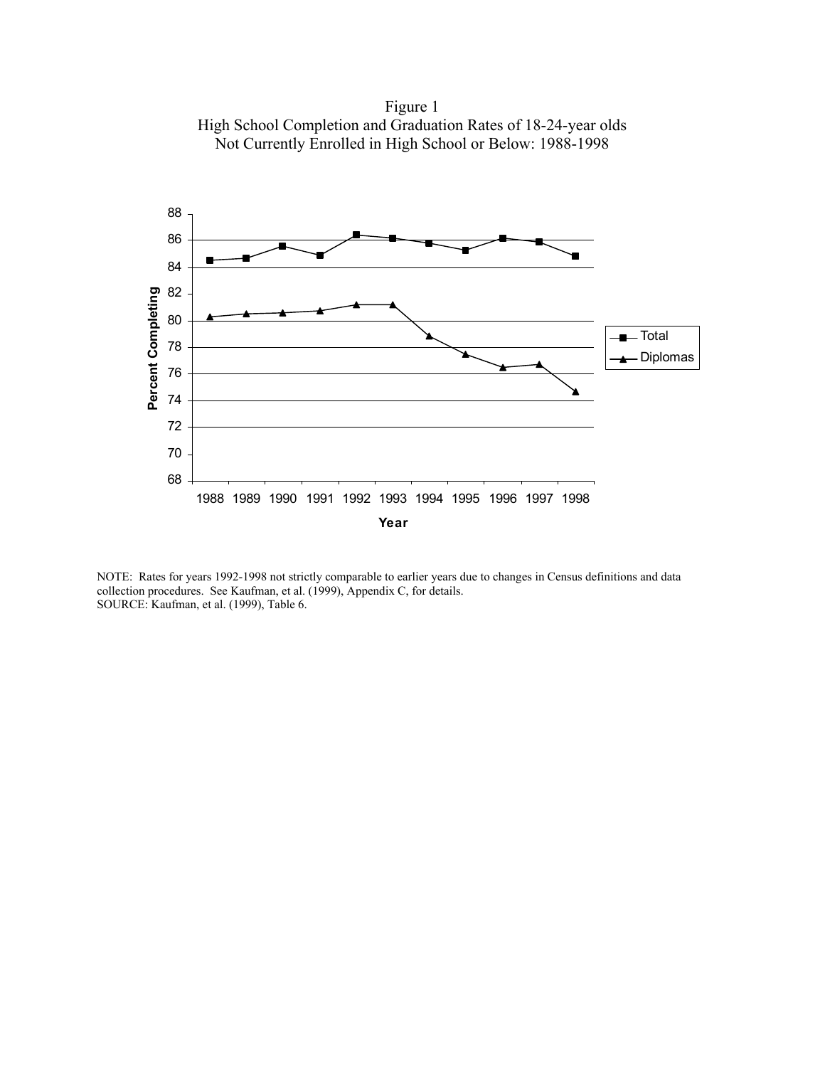Figure 1
High School Completion and Graduation Rates of 18-24-year olds
Not Currently Enrolled in High School or Below: 1988-1998

NOTE: Rates for years 1992-1998 not strictly comparable to earlier years due to changes in Census definitions and data collection procedures. See Kaufman, et al. (1999), Appendix C, for details.
SOURCE: Kaufman, et al. (1999), Table 6.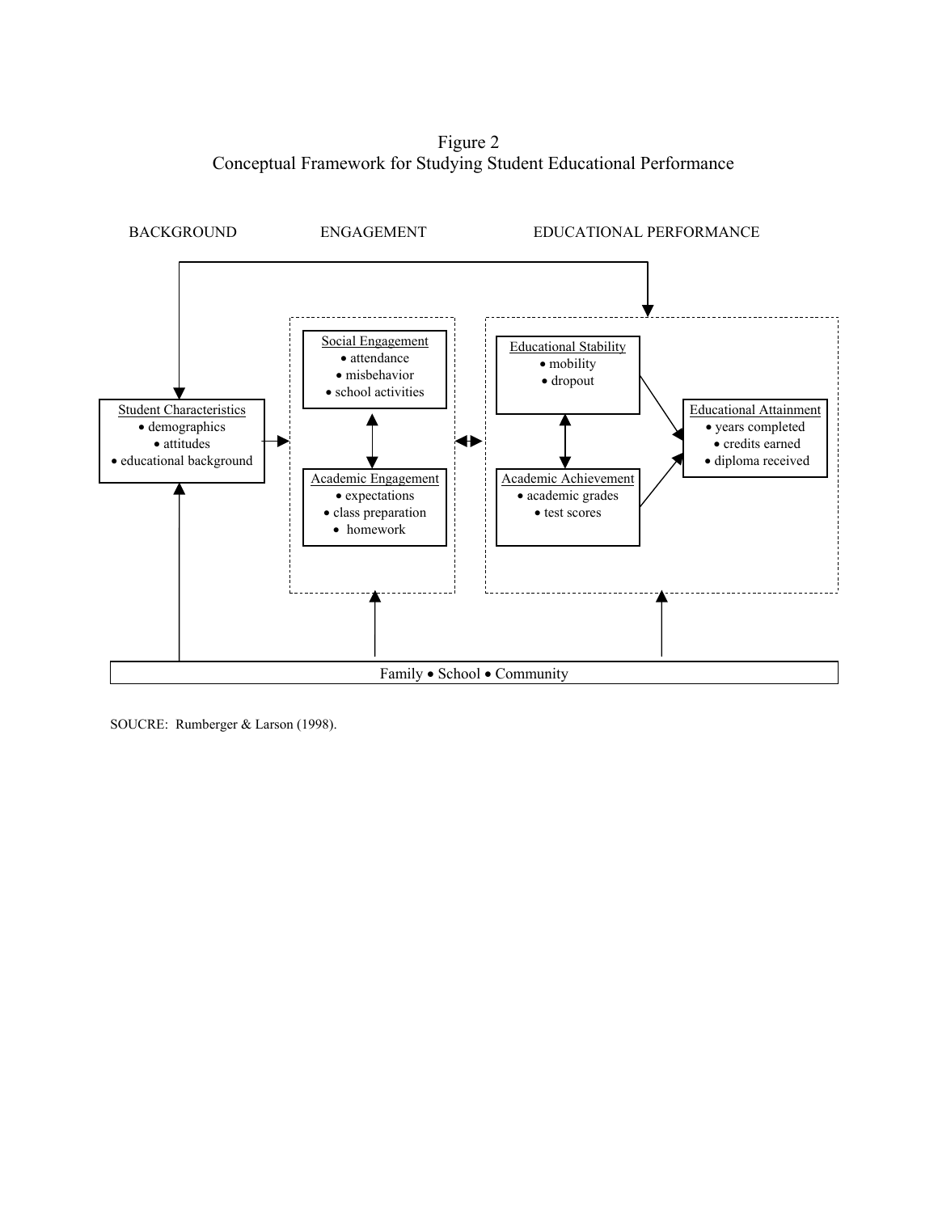Figure 2
Conceptual Framework for Studying Student Educational Performance

BACKGROUND　　ENGAGEMENT　　EDUCATIONAL PERFORMANCE

Student Characteristics
- demographics
- attitudes
- educational background

Social Engagement
- attendance
- misbehavior
- school activities

Academic Engagement
- expectations
- class preparation
- homework

Educational Stability
- mobility
- dropout

Academic Achievement
- academic grades
- test scores

Educational Attainment
- years completed
- credits earned
- diploma received

Family • School • Community

SOUCRE: Rumberger & Larson (1998).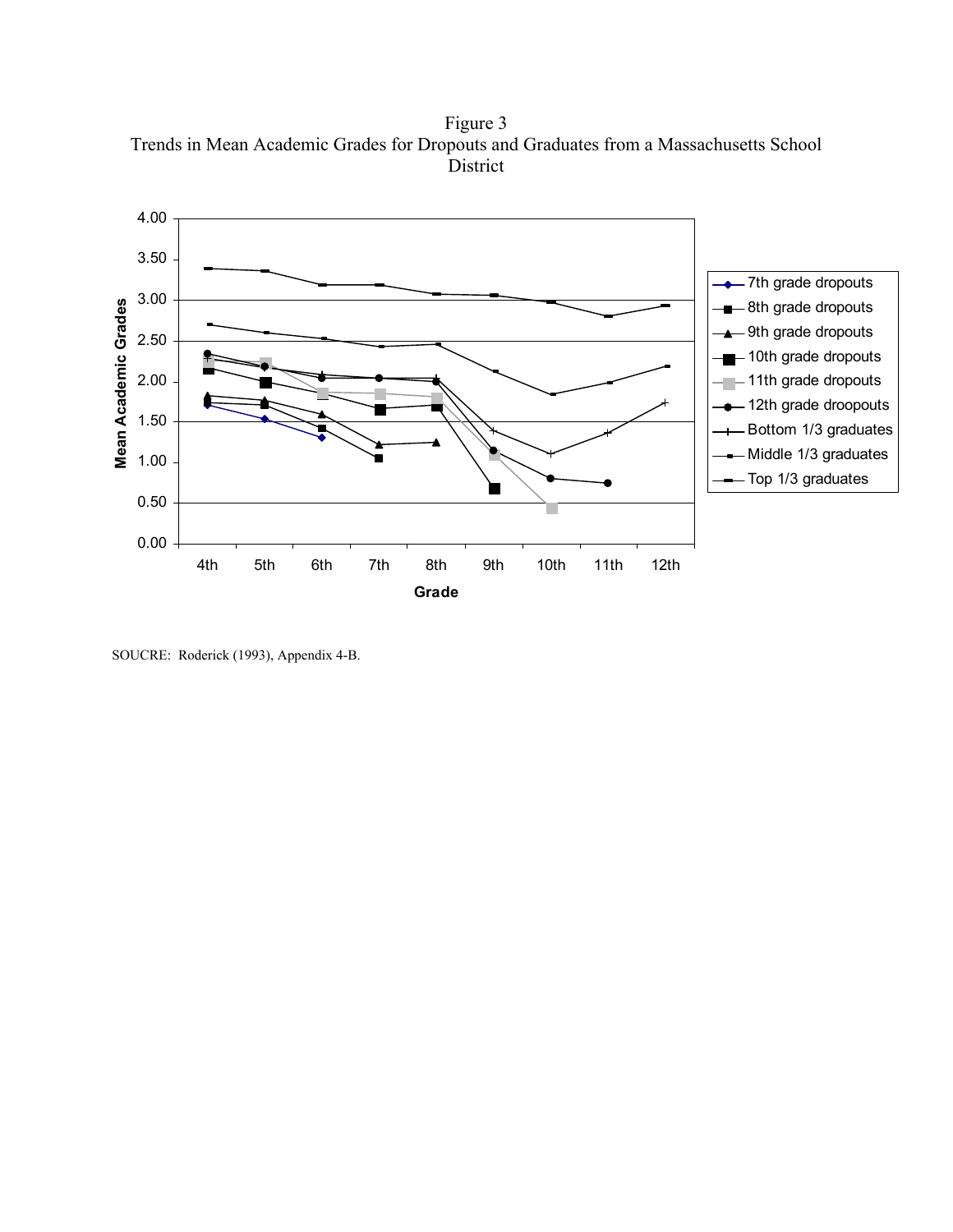Figure 3
Trends in Mean Academic Grades for Dropouts and Graduates from a Massachusetts School District

SOUCRE: Roderick (1993), Appendix 4-B.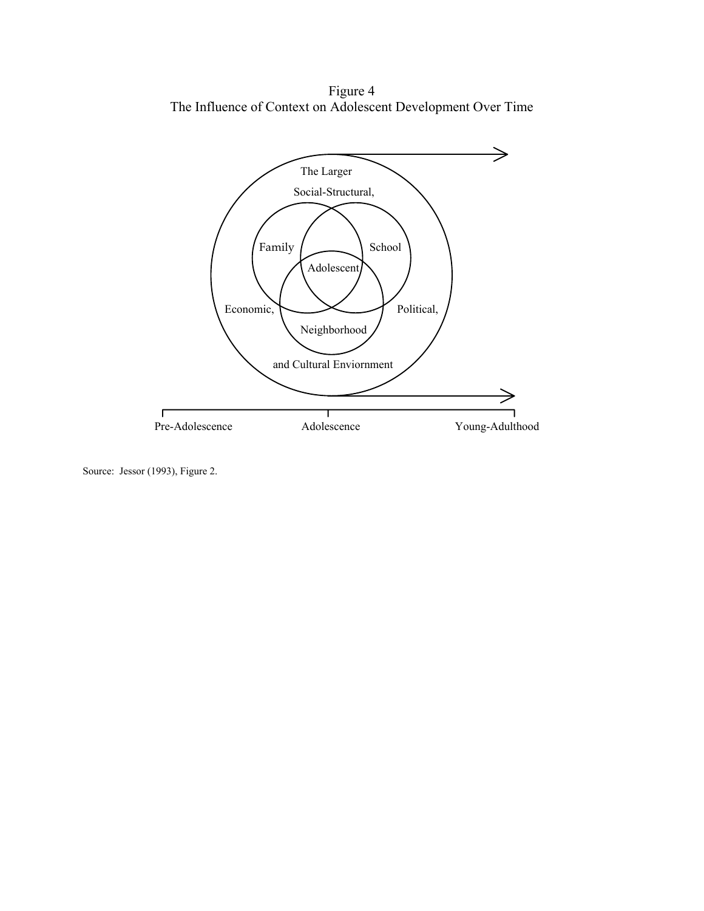Figure 4
The Influence of Context on Adolescent Development Over Time

The Larger
Social-Structural,

Family

School

Adolescent

Economic,

Political,

Neighborhood

and Cultural Enviornment

Pre-Adolescence

Adolescence

Young-Adulthood

Source: Jessor (1993), Figure 2.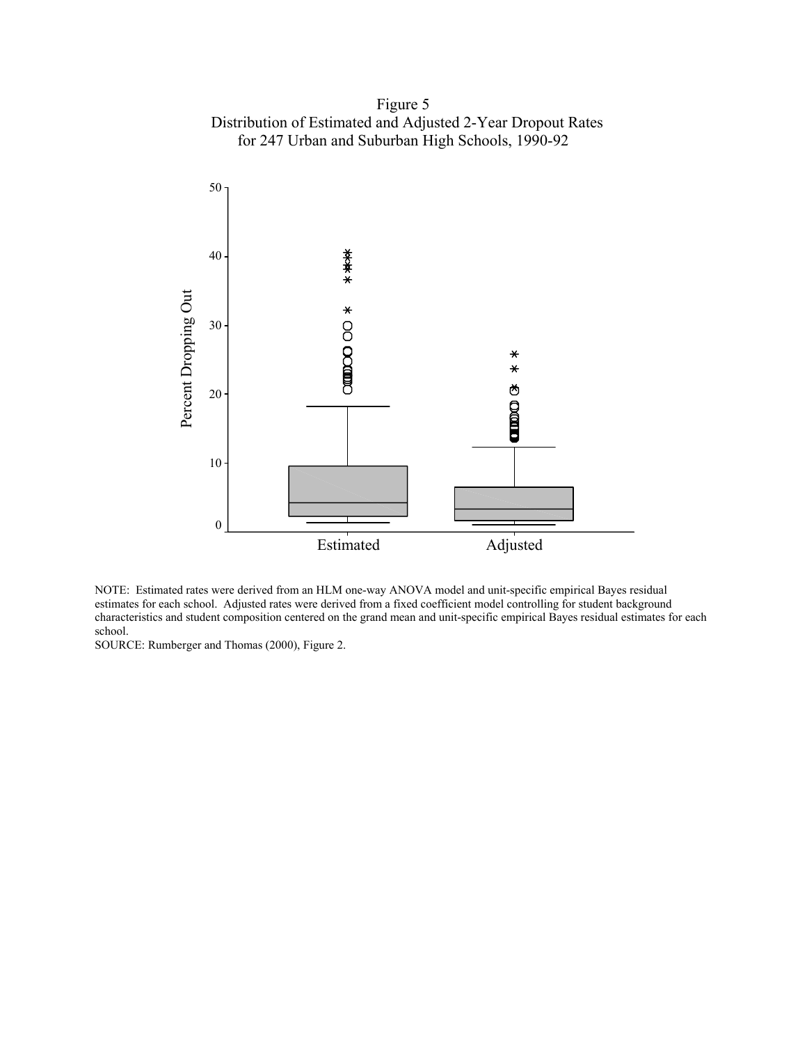Figure 5
Distribution of Estimated and Adjusted 2-Year Dropout Rates
for 247 Urban and Suburban High Schools, 1990-92

Percent Dropping Out

50
40
30
20
10
0

Estimated
Adjusted

NOTE: Estimated rates were derived from an HLM one-way ANOVA model and unit-specific empirical Bayes residual estimates for each school. Adjusted rates were derived from a fixed coefficient model controlling for student background characteristics and student composition centered on the grand mean and unit-specific empirical Bayes residual estimates for each school.
SOURCE: Rumberger and Thomas (2000), Figure 2.